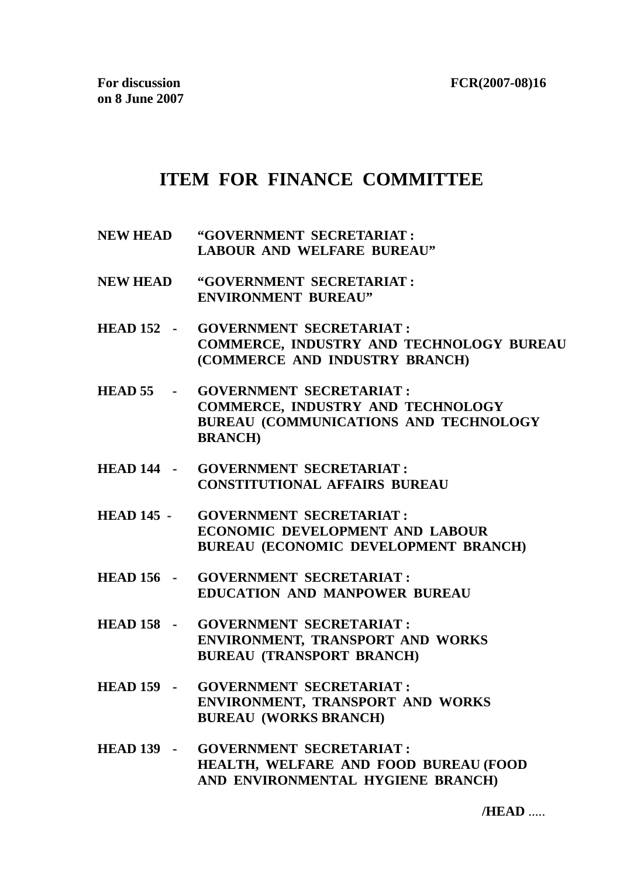**For discussion on 8 June 2007** **FCR(2007-08)16**

# ITEM FOR FINANCE COMMITTEE

**NEW HEAD "GOVERNMENT SECRETARIAT : LABOUR AND WELFARE BUREAU"**

**NEW HEAD "GOVERNMENT SECRETARIAT : ENVIRONMENT BUREAU"**

**HEAD 152 - GOVERNMENT SECRETARIAT : COMMERCE, INDUSTRY AND TECHNOLOGY BUREAU (COMMERCE AND INDUSTRY BRANCH)**

**HEAD 55 - GOVERNMENT SECRETARIAT : COMMERCE, INDUSTRY AND TECHNOLOGY BUREAU (COMMUNICATIONS AND TECHNOLOGY BRANCH)**

**HEAD 144 - GOVERNMENT SECRETARIAT : CONSTITUTIONAL AFFAIRS BUREAU**

**HEAD 145 - GOVERNMENT SECRETARIAT : ECONOMIC DEVELOPMENT AND LABOUR BUREAU (ECONOMIC DEVELOPMENT BRANCH)**

**HEAD 156 - GOVERNMENT SECRETARIAT : EDUCATION AND MANPOWER BUREAU**

**HEAD 158 - GOVERNMENT SECRETARIAT : ENVIRONMENT, TRANSPORT AND WORKS BUREAU (TRANSPORT BRANCH)**

**HEAD 159 - GOVERNMENT SECRETARIAT : ENVIRONMENT, TRANSPORT AND WORKS BUREAU (WORKS BRANCH)**

**HEAD 139 - GOVERNMENT SECRETARIAT : HEALTH, WELFARE AND FOOD BUREAU (FOOD AND ENVIRONMENTAL HYGIENE BRANCH)**

**/HEAD** .....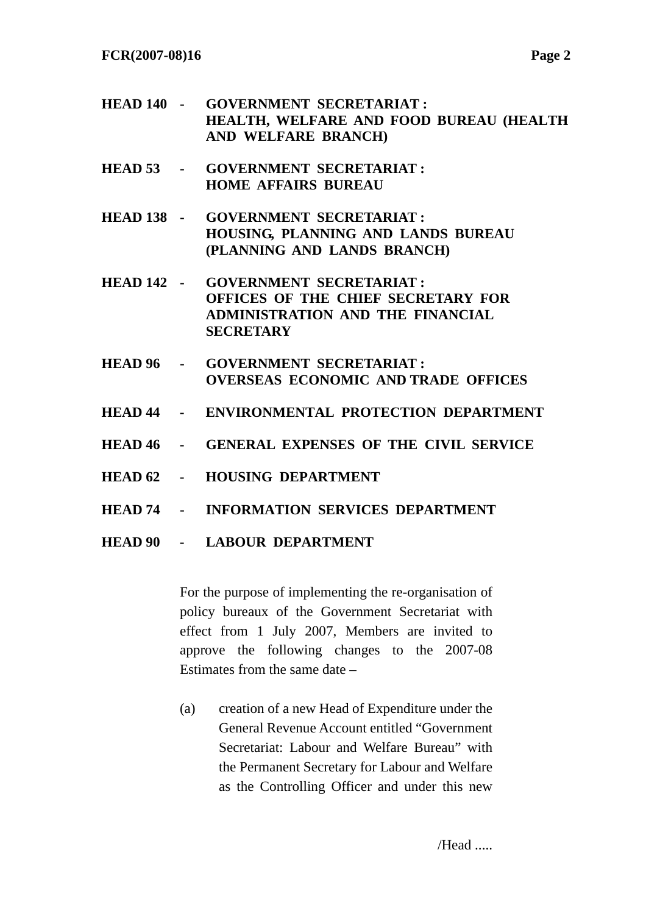**HEAD 140 - GOVERNMENT SECRETARIAT : HEALTH, WELFARE AND FOOD BUREAU (HEALTH AND WELFARE BRANCH)**

**HEAD 53 - GOVERNMENT SECRETARIAT : HOME AFFAIRS BUREAU**

**HEAD 138 - GOVERNMENT SECRETARIAT : HOUSING, PLANNING AND LANDS BUREAU (PLANNING AND LANDS BRANCH)**

**HEAD 142 - GOVERNMENT SECRETARIAT : OFFICES OF THE CHIEF SECRETARY FOR ADMINISTRATION AND THE FINANCIAL SECRETARY**

**HEAD 96 - GOVERNMENT SECRETARIAT : OVERSEAS ECONOMIC AND TRADE OFFICES**

**HEAD 44 - ENVIRONMENTAL PROTECTION DEPARTMENT**

**HEAD 46 - GENERAL EXPENSES OF THE CIVIL SERVICE**

**HEAD 62 - HOUSING DEPARTMENT**

**HEAD 74 - INFORMATION SERVICES DEPARTMENT**

**HEAD 90 - LABOUR DEPARTMENT**

For the purpose of implementing the re-organisation of policy bureaux of the Government Secretariat with effect from 1 July 2007, Members are invited to approve the following changes to the 2007-08 Estimates from the same date –

(a) creation of a new Head of Expenditure under the General Revenue Account entitled "Government Secretariat: Labour and Welfare Bureau" with the Permanent Secretary for Labour and Welfare as the Controlling Officer and under this new

/Head .....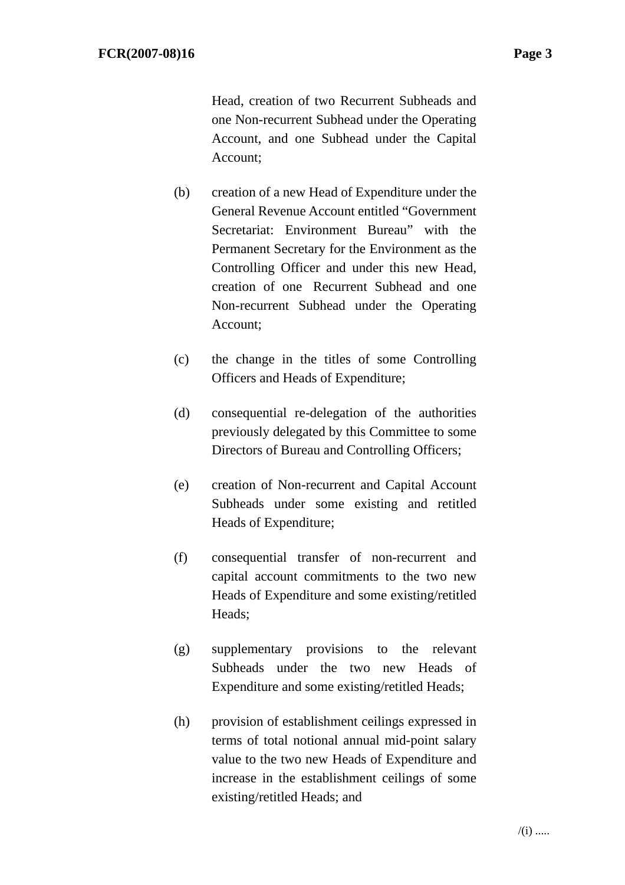Head, creation of two Recurrent Subheads and one Non-recurrent Subhead under the Operating Account, and one Subhead under the Capital Account;

(b) creation of a new Head of Expenditure under the General Revenue Account entitled "Government Secretariat: Environment Bureau" with the Permanent Secretary for the Environment as the Controlling Officer and under this new Head, creation of one Recurrent Subhead and one Non-recurrent Subhead under the Operating Account;

(c) the change in the titles of some Controlling Officers and Heads of Expenditure;

(d) consequential re-delegation of the authorities previously delegated by this Committee to some Directors of Bureau and Controlling Officers;

(e) creation of Non-recurrent and Capital Account Subheads under some existing and retitled Heads of Expenditure;

(f) consequential transfer of non-recurrent and capital account commitments to the two new Heads of Expenditure and some existing/retitled Heads;

(g) supplementary provisions to the relevant Subheads under the two new Heads of Expenditure and some existing/retitled Heads;

(h) provision of establishment ceilings expressed in terms of total notional annual mid-point salary value to the two new Heads of Expenditure and increase in the establishment ceilings of some existing/retitled Heads; and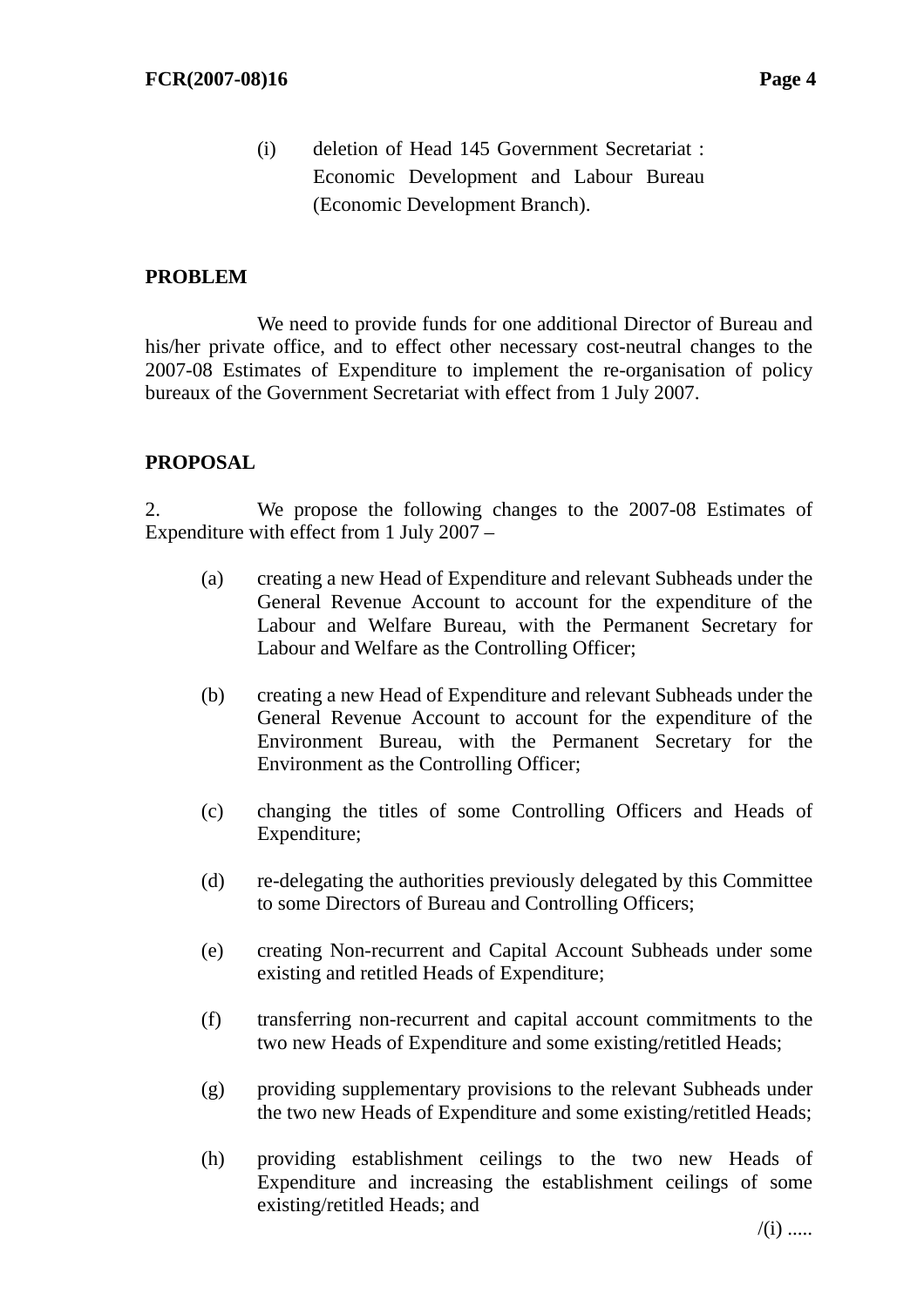(i) deletion of Head 145 Government Secretariat : Economic Development and Labour Bureau (Economic Development Branch).

## PROBLEM

We need to provide funds for one additional Director of Bureau and his/her private office, and to effect other necessary cost-neutral changes to the 2007-08 Estimates of Expenditure to implement the re-organisation of policy bureaux of the Government Secretariat with effect from 1 July 2007.

## PROPOSAL

2. We propose the following changes to the 2007-08 Estimates of Expenditure with effect from 1 July 2007 –

(a) creating a new Head of Expenditure and relevant Subheads under the General Revenue Account to account for the expenditure of the Labour and Welfare Bureau, with the Permanent Secretary for Labour and Welfare as the Controlling Officer;

(b) creating a new Head of Expenditure and relevant Subheads under the General Revenue Account to account for the expenditure of the Environment Bureau, with the Permanent Secretary for the Environment as the Controlling Officer;

(c) changing the titles of some Controlling Officers and Heads of Expenditure;

(d) re-delegating the authorities previously delegated by this Committee to some Directors of Bureau and Controlling Officers;

(e) creating Non-recurrent and Capital Account Subheads under some existing and retitled Heads of Expenditure;

(f) transferring non-recurrent and capital account commitments to the two new Heads of Expenditure and some existing/retitled Heads;

(g) providing supplementary provisions to the relevant Subheads under the two new Heads of Expenditure and some existing/retitled Heads;

(h) providing establishment ceilings to the two new Heads of Expenditure and increasing the establishment ceilings of some existing/retitled Heads; and

/(i) .....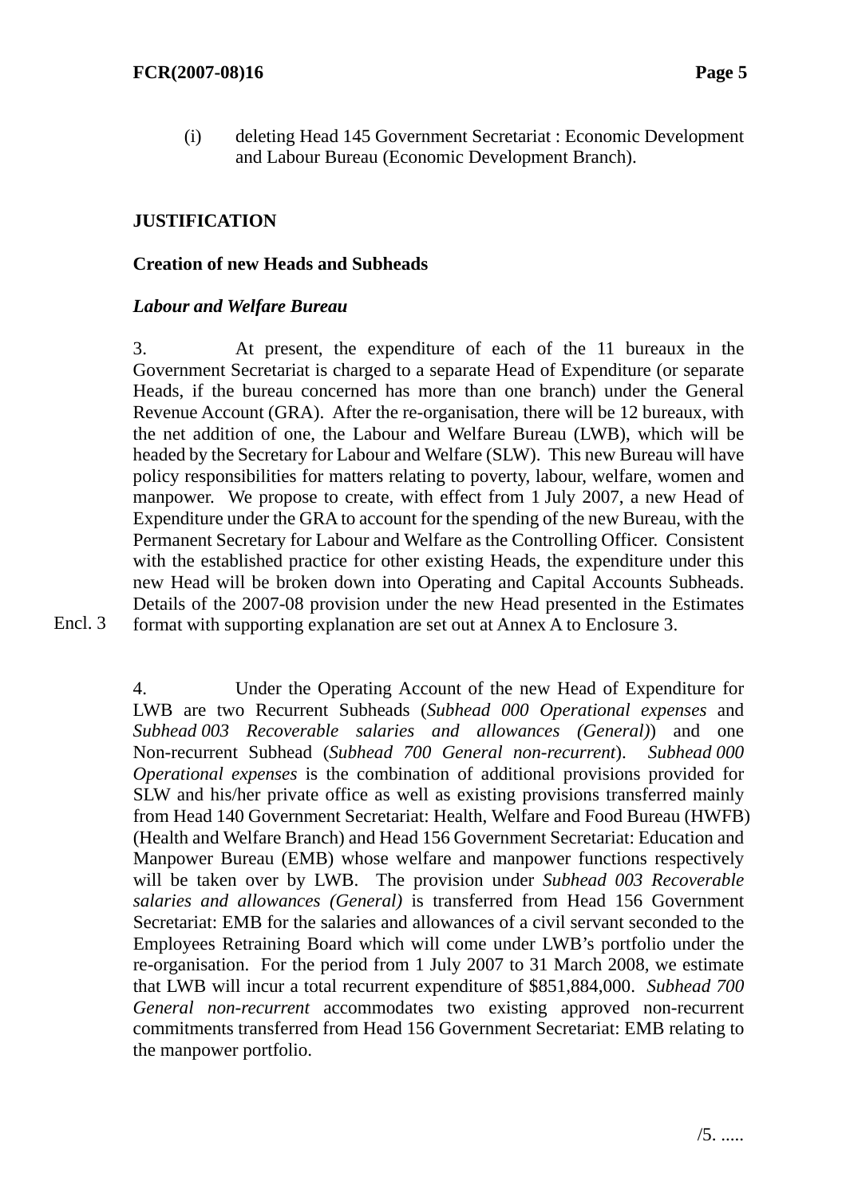(i) deleting Head 145 Government Secretariat : Economic Development and Labour Bureau (Economic Development Branch).

**JUSTIFICATION**

**Creation of new Heads and Subheads**

***Labour and Welfare Bureau***

3. At present, the expenditure of each of the 11 bureaux in the Government Secretariat is charged to a separate Head of Expenditure (or separate Heads, if the bureau concerned has more than one branch) under the General Revenue Account (GRA). After the re-organisation, there will be 12 bureaux, with the net addition of one, the Labour and Welfare Bureau (LWB), which will be headed by the Secretary for Labour and Welfare (SLW). This new Bureau will have policy responsibilities for matters relating to poverty, labour, welfare, women and manpower. We propose to create, with effect from 1 July 2007, a new Head of Expenditure under the GRA to account for the spending of the new Bureau, with the Permanent Secretary for Labour and Welfare as the Controlling Officer. Consistent with the established practice for other existing Heads, the expenditure under this new Head will be broken down into Operating and Capital Accounts Subheads. Details of the 2007-08 provision under the new Head presented in the Estimates format with supporting explanation are set out at Annex A to Enclosure 3.

Encl. 3

4. Under the Operating Account of the new Head of Expenditure for LWB are two Recurrent Subheads (*Subhead 000 Operational expenses* and *Subhead 003 Recoverable salaries and allowances (General)*) and one Non-recurrent Subhead (*Subhead 700 General non-recurrent*). *Subhead 000 Operational expenses* is the combination of additional provisions provided for SLW and his/her private office as well as existing provisions transferred mainly from Head 140 Government Secretariat: Health, Welfare and Food Bureau (HWFB) (Health and Welfare Branch) and Head 156 Government Secretariat: Education and Manpower Bureau (EMB) whose welfare and manpower functions respectively will be taken over by LWB. The provision under *Subhead 003 Recoverable salaries and allowances (General)* is transferred from Head 156 Government Secretariat: EMB for the salaries and allowances of a civil servant seconded to the Employees Retraining Board which will come under LWB's portfolio under the re-organisation. For the period from 1 July 2007 to 31 March 2008, we estimate that LWB will incur a total recurrent expenditure of $851,884,000. *Subhead 700 General non-recurrent* accommodates two existing approved non-recurrent commitments transferred from Head 156 Government Secretariat: EMB relating to the manpower portfolio.

/5. .....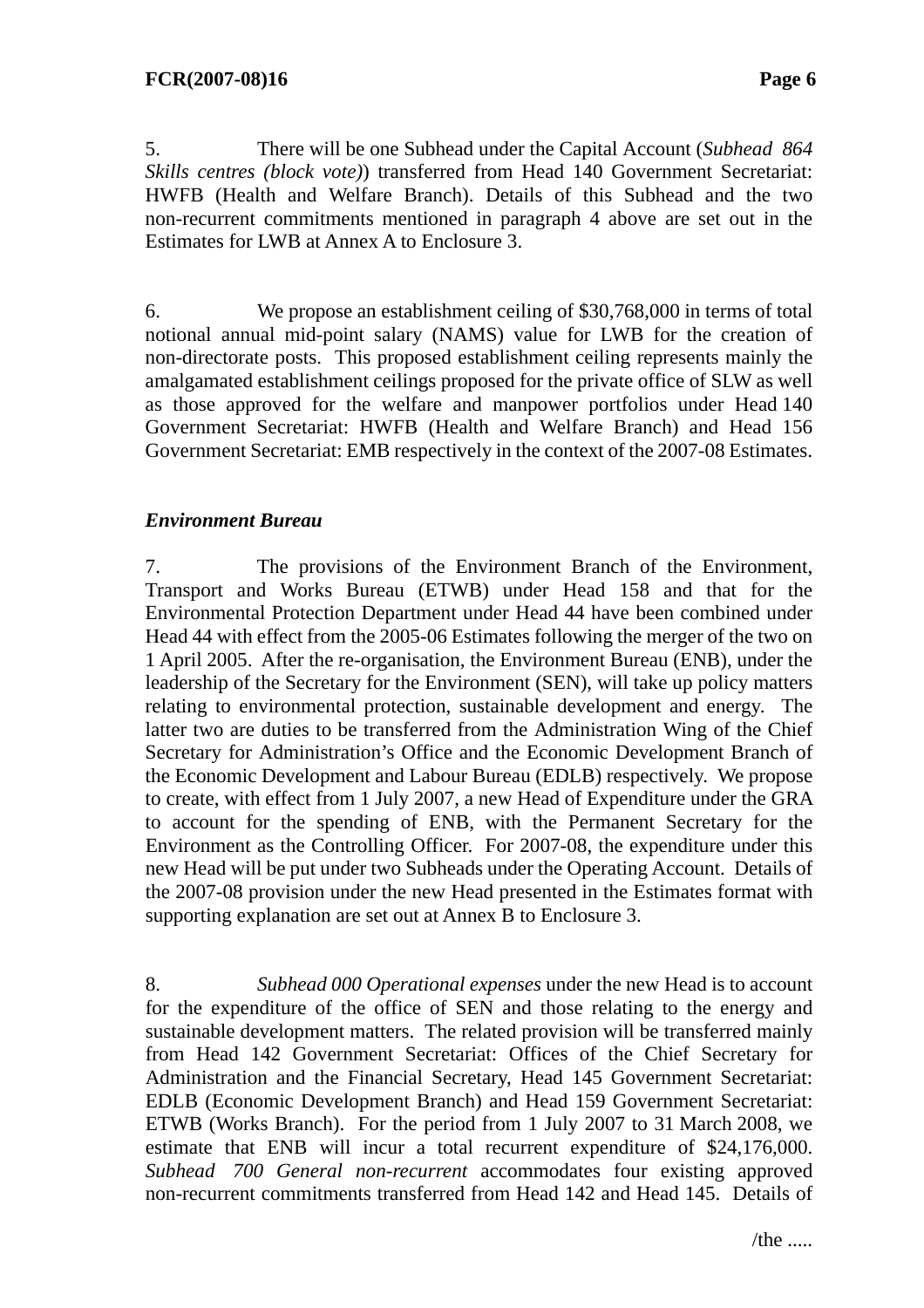5. There will be one Subhead under the Capital Account (*Subhead 864 Skills centres (block vote)*) transferred from Head 140 Government Secretariat: HWFB (Health and Welfare Branch). Details of this Subhead and the two non-recurrent commitments mentioned in paragraph 4 above are set out in the Estimates for LWB at Annex A to Enclosure 3.

6. We propose an establishment ceiling of $30,768,000 in terms of total notional annual mid-point salary (NAMS) value for LWB for the creation of non-directorate posts. This proposed establishment ceiling represents mainly the amalgamated establishment ceilings proposed for the private office of SLW as well as those approved for the welfare and manpower portfolios under Head 140 Government Secretariat: HWFB (Health and Welfare Branch) and Head 156 Government Secretariat: EMB respectively in the context of the 2007-08 Estimates.

***Environment Bureau***

7. The provisions of the Environment Branch of the Environment, Transport and Works Bureau (ETWB) under Head 158 and that for the Environmental Protection Department under Head 44 have been combined under Head 44 with effect from the 2005-06 Estimates following the merger of the two on 1 April 2005. After the re-organisation, the Environment Bureau (ENB), under the leadership of the Secretary for the Environment (SEN), will take up policy matters relating to environmental protection, sustainable development and energy. The latter two are duties to be transferred from the Administration Wing of the Chief Secretary for Administration's Office and the Economic Development Branch of the Economic Development and Labour Bureau (EDLB) respectively. We propose to create, with effect from 1 July 2007, a new Head of Expenditure under the GRA to account for the spending of ENB, with the Permanent Secretary for the Environment as the Controlling Officer. For 2007-08, the expenditure under this new Head will be put under two Subheads under the Operating Account. Details of the 2007-08 provision under the new Head presented in the Estimates format with supporting explanation are set out at Annex B to Enclosure 3.

8. *Subhead 000 Operational expenses* under the new Head is to account for the expenditure of the office of SEN and those relating to the energy and sustainable development matters. The related provision will be transferred mainly from Head 142 Government Secretariat: Offices of the Chief Secretary for Administration and the Financial Secretary, Head 145 Government Secretariat: EDLB (Economic Development Branch) and Head 159 Government Secretariat: ETWB (Works Branch). For the period from 1 July 2007 to 31 March 2008, we estimate that ENB will incur a total recurrent expenditure of $24,176,000. *Subhead 700 General non-recurrent* accommodates four existing approved non-recurrent commitments transferred from Head 142 and Head 145. Details of

/the .....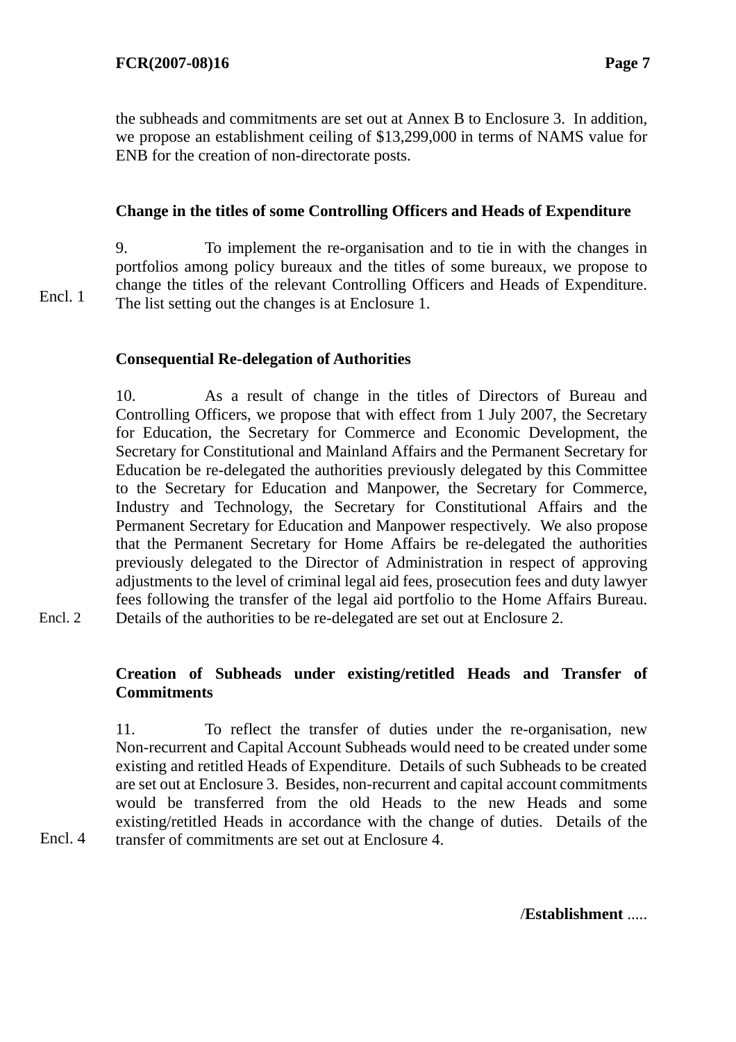the subheads and commitments are set out at Annex B to Enclosure 3. In addition, we propose an establishment ceiling of $13,299,000 in terms of NAMS value for ENB for the creation of non-directorate posts.

**Change in the titles of some Controlling Officers and Heads of Expenditure**

Encl. 1

9. To implement the re-organisation and to tie in with the changes in portfolios among policy bureaux and the titles of some bureaux, we propose to change the titles of the relevant Controlling Officers and Heads of Expenditure. The list setting out the changes is at Enclosure 1.

**Consequential Re-delegation of Authorities**

Encl. 2

10. As a result of change in the titles of Directors of Bureau and Controlling Officers, we propose that with effect from 1 July 2007, the Secretary for Education, the Secretary for Commerce and Economic Development, the Secretary for Constitutional and Mainland Affairs and the Permanent Secretary for Education be re-delegated the authorities previously delegated by this Committee to the Secretary for Education and Manpower, the Secretary for Commerce, Industry and Technology, the Secretary for Constitutional Affairs and the Permanent Secretary for Education and Manpower respectively. We also propose that the Permanent Secretary for Home Affairs be re-delegated the authorities previously delegated to the Director of Administration in respect of approving adjustments to the level of criminal legal aid fees, prosecution fees and duty lawyer fees following the transfer of the legal aid portfolio to the Home Affairs Bureau. Details of the authorities to be re-delegated are set out at Enclosure 2.

**Creation of Subheads under existing/retitled Heads and Transfer of Commitments**

Encl. 4

11. To reflect the transfer of duties under the re-organisation, new Non-recurrent and Capital Account Subheads would need to be created under some existing and retitled Heads of Expenditure. Details of such Subheads to be created are set out at Enclosure 3. Besides, non-recurrent and capital account commitments would be transferred from the old Heads to the new Heads and some existing/retitled Heads in accordance with the change of duties. Details of the transfer of commitments are set out at Enclosure 4.

/**Establishment** .....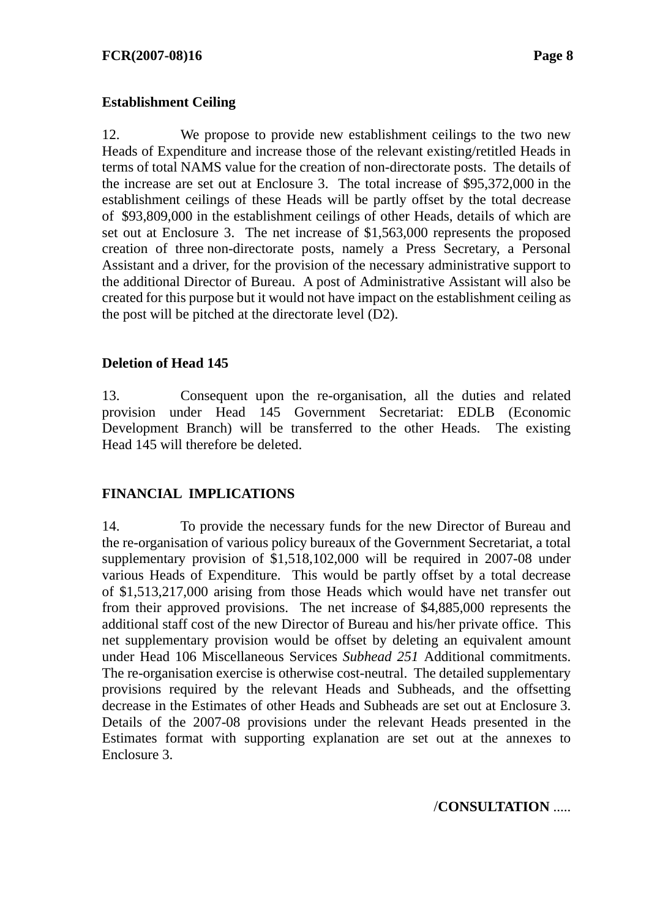**Establishment Ceiling**

12. We propose to provide new establishment ceilings to the two new Heads of Expenditure and increase those of the relevant existing/retitled Heads in terms of total NAMS value for the creation of non-directorate posts. The details of the increase are set out at Enclosure 3. The total increase of $95,372,000 in the establishment ceilings of these Heads will be partly offset by the total decrease of $93,809,000 in the establishment ceilings of other Heads, details of which are set out at Enclosure 3. The net increase of $1,563,000 represents the proposed creation of three non-directorate posts, namely a Press Secretary, a Personal Assistant and a driver, for the provision of the necessary administrative support to the additional Director of Bureau. A post of Administrative Assistant will also be created for this purpose but it would not have impact on the establishment ceiling as the post will be pitched at the directorate level (D2).

**Deletion of Head 145**

13. Consequent upon the re-organisation, all the duties and related provision under Head 145 Government Secretariat: EDLB (Economic Development Branch) will be transferred to the other Heads. The existing Head 145 will therefore be deleted.

**FINANCIAL IMPLICATIONS**

14. To provide the necessary funds for the new Director of Bureau and the re-organisation of various policy bureaux of the Government Secretariat, a total supplementary provision of $1,518,102,000 will be required in 2007-08 under various Heads of Expenditure. This would be partly offset by a total decrease of $1,513,217,000 arising from those Heads which would have net transfer out from their approved provisions. The net increase of $4,885,000 represents the additional staff cost of the new Director of Bureau and his/her private office. This net supplementary provision would be offset by deleting an equivalent amount under Head 106 Miscellaneous Services *Subhead 251* Additional commitments. The re-organisation exercise is otherwise cost-neutral. The detailed supplementary provisions required by the relevant Heads and Subheads, and the offsetting decrease in the Estimates of other Heads and Subheads are set out at Enclosure 3. Details of the 2007-08 provisions under the relevant Heads presented in the Estimates format with supporting explanation are set out at the annexes to Enclosure 3.

/**CONSULTATION** .....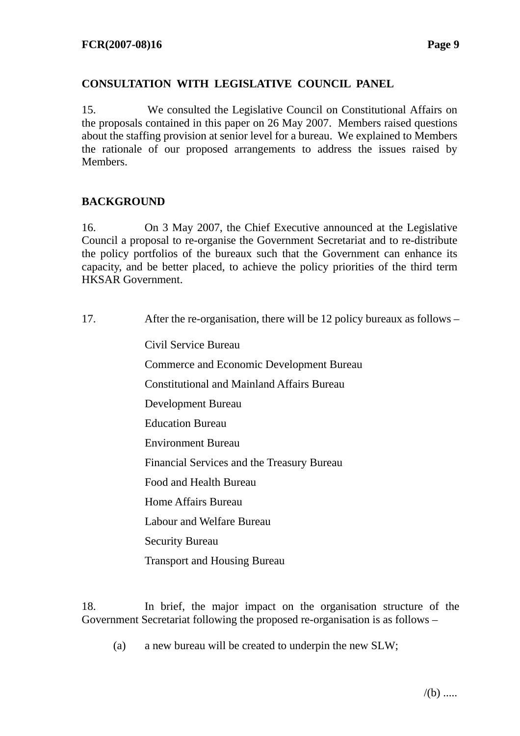## CONSULTATION WITH LEGISLATIVE COUNCIL PANEL

15. We consulted the Legislative Council on Constitutional Affairs on the proposals contained in this paper on 26 May 2007. Members raised questions about the staffing provision at senior level for a bureau. We explained to Members the rationale of our proposed arrangements to address the issues raised by Members.

## BACKGROUND

16. On 3 May 2007, the Chief Executive announced at the Legislative Council a proposal to re-organise the Government Secretariat and to re-distribute the policy portfolios of the bureaux such that the Government can enhance its capacity, and be better placed, to achieve the policy priorities of the third term HKSAR Government.

17. After the re-organisation, there will be 12 policy bureaux as follows –

Civil Service Bureau

Commerce and Economic Development Bureau

Constitutional and Mainland Affairs Bureau

Development Bureau

Education Bureau

Environment Bureau

Financial Services and the Treasury Bureau

Food and Health Bureau

Home Affairs Bureau

Labour and Welfare Bureau

Security Bureau

Transport and Housing Bureau

18. In brief, the major impact on the organisation structure of the Government Secretariat following the proposed re-organisation is as follows –

(a) a new bureau will be created to underpin the new SLW;

/(b) .....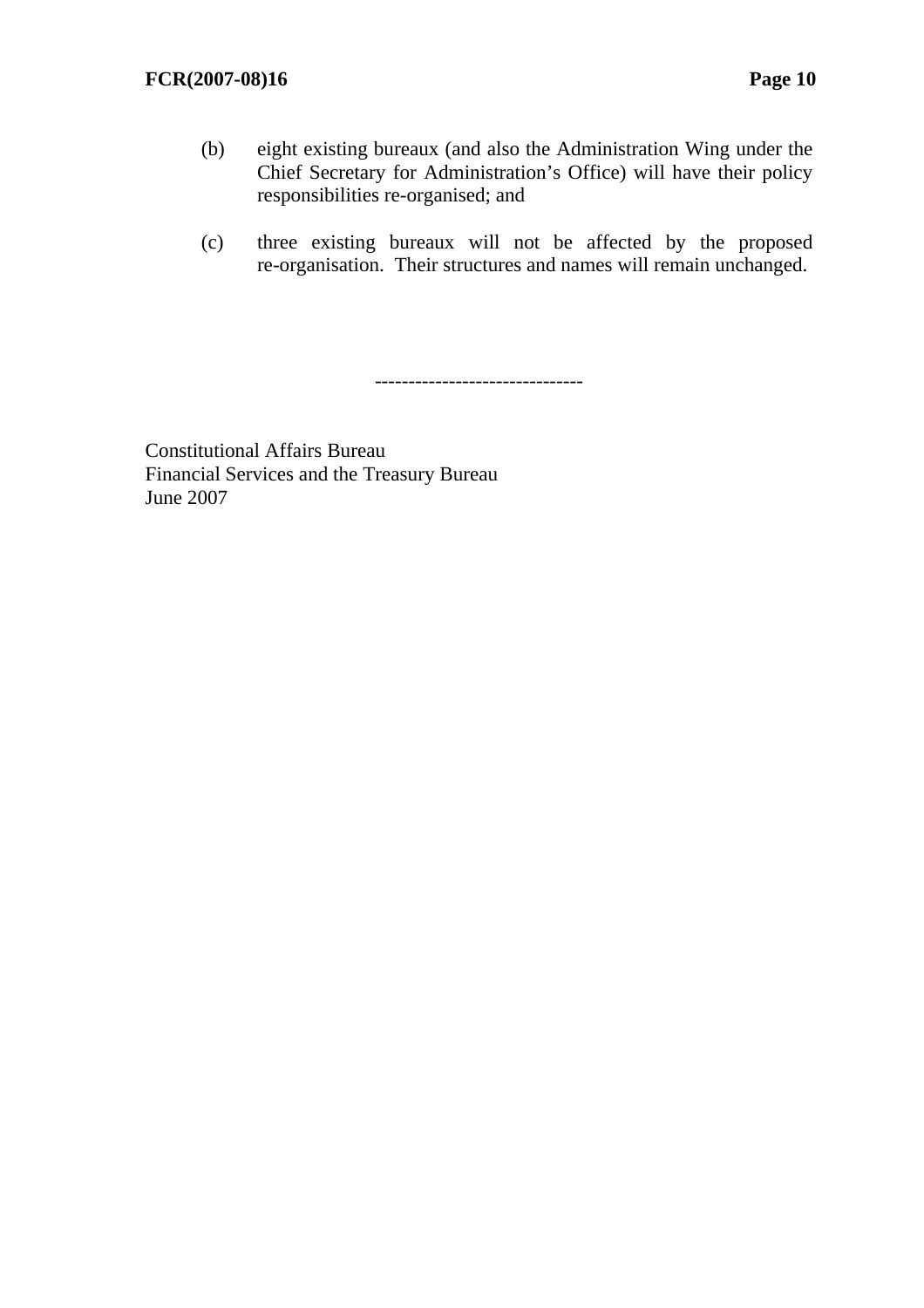(b) eight existing bureaux (and also the Administration Wing under the Chief Secretary for Administration's Office) will have their policy responsibilities re-organised; and

(c) three existing bureaux will not be affected by the proposed re-organisation. Their structures and names will remain unchanged.

------------------------------

Constitutional Affairs Bureau
Financial Services and the Treasury Bureau
June 2007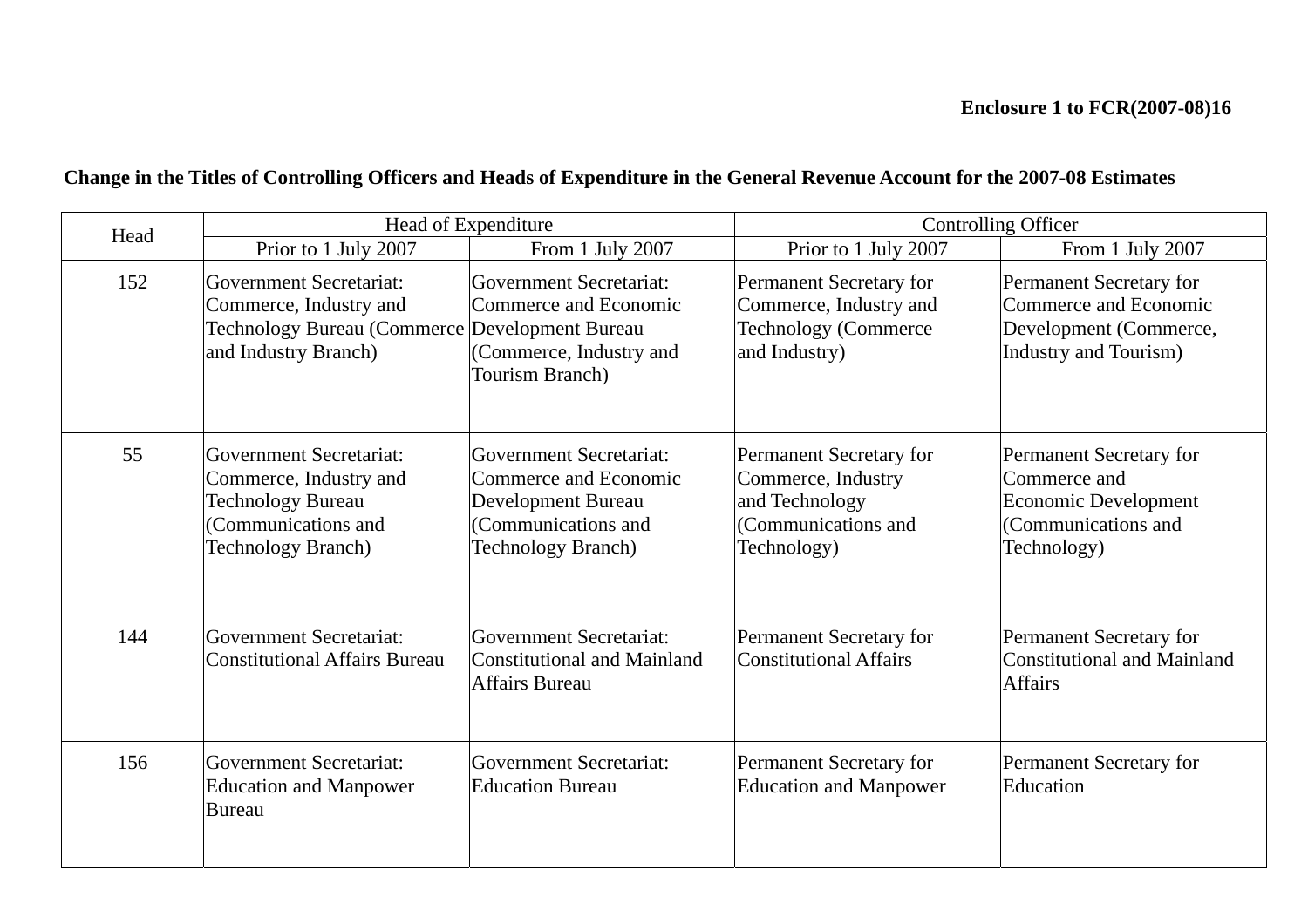**Enclosure 1 to FCR(2007-08)16**

**Change in the Titles of Controlling Officers and Heads of Expenditure in the General Revenue Account for the 2007-08 Estimates**

| Head | Head of Expenditure | | Controlling Officer | |
|---|---|---|---|---|
| | Prior to 1 July 2007 | From 1 July 2007 | Prior to 1 July 2007 | From 1 July 2007 |
| 152 | Government Secretariat: Commerce, Industry and Technology Bureau (Commerce and Industry Branch) | Government Secretariat: Commerce and Economic Development Bureau (Commerce, Industry and Tourism Branch) | Permanent Secretary for Commerce, Industry and Technology (Commerce and Industry) | Permanent Secretary for Commerce and Economic Development (Commerce, Industry and Tourism) |
| 55 | Government Secretariat: Commerce, Industry and Technology Bureau (Communications and Technology Branch) | Government Secretariat: Commerce and Economic Development Bureau (Communications and Technology Branch) | Permanent Secretary for Commerce, Industry and Technology (Communications and Technology) | Permanent Secretary for Commerce and Economic Development (Communications and Technology) |
| 144 | Government Secretariat: Constitutional Affairs Bureau | Government Secretariat: Constitutional and Mainland Affairs Bureau | Permanent Secretary for Constitutional Affairs | Permanent Secretary for Constitutional and Mainland Affairs |
| 156 | Government Secretariat: Education and Manpower Bureau | Government Secretariat: Education Bureau | Permanent Secretary for Education and Manpower | Permanent Secretary for Education |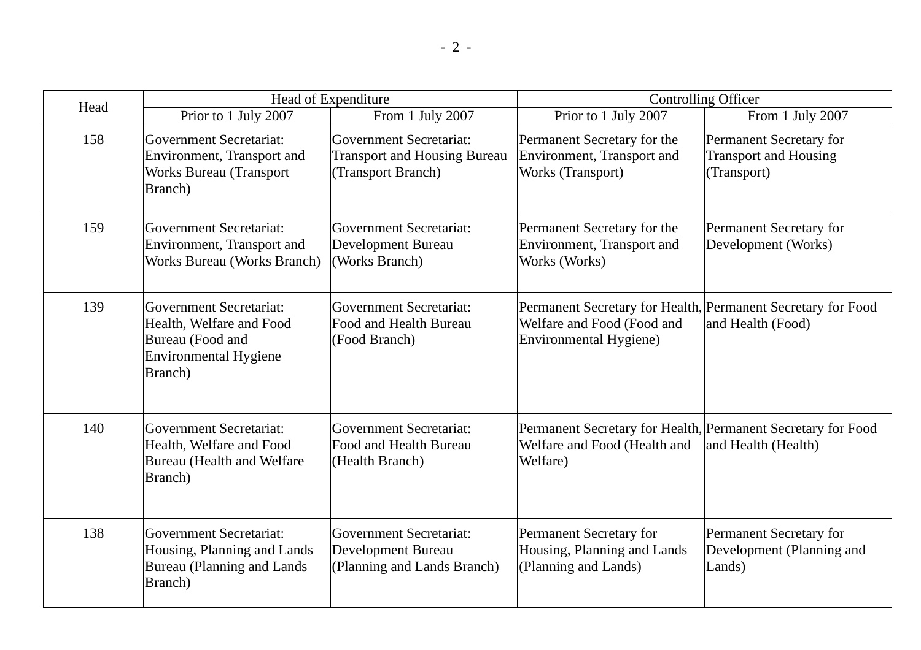| Head | Head of Expenditure | | Controlling Officer | |
|---|---|---|---|---|
| | Prior to 1 July 2007 | From 1 July 2007 | Prior to 1 July 2007 | From 1 July 2007 |
| 158 | Government Secretariat: Environment, Transport and Works Bureau (Transport Branch) | Government Secretariat: Transport and Housing Bureau (Transport Branch) | Permanent Secretary for the Environment, Transport and Works (Transport) | Permanent Secretary for Transport and Housing (Transport) |
| 159 | Government Secretariat: Environment, Transport and Works Bureau (Works Branch) | Government Secretariat: Development Bureau (Works Branch) | Permanent Secretary for the Environment, Transport and Works (Works) | Permanent Secretary for Development (Works) |
| 139 | Government Secretariat: Health, Welfare and Food Bureau (Food and Environmental Hygiene Branch) | Government Secretariat: Food and Health Bureau (Food Branch) | Permanent Secretary for Health, Welfare and Food (Food and Environmental Hygiene) | Permanent Secretary for Food and Health (Food) |
| 140 | Government Secretariat: Health, Welfare and Food Bureau (Health and Welfare Branch) | Government Secretariat: Food and Health Bureau (Health Branch) | Permanent Secretary for Health, Welfare and Food (Health and Welfare) | Permanent Secretary for Food and Health (Health) |
| 138 | Government Secretariat: Housing, Planning and Lands Bureau (Planning and Lands Branch) | Government Secretariat: Development Bureau (Planning and Lands Branch) | Permanent Secretary for Housing, Planning and Lands (Planning and Lands) | Permanent Secretary for Development (Planning and Lands) |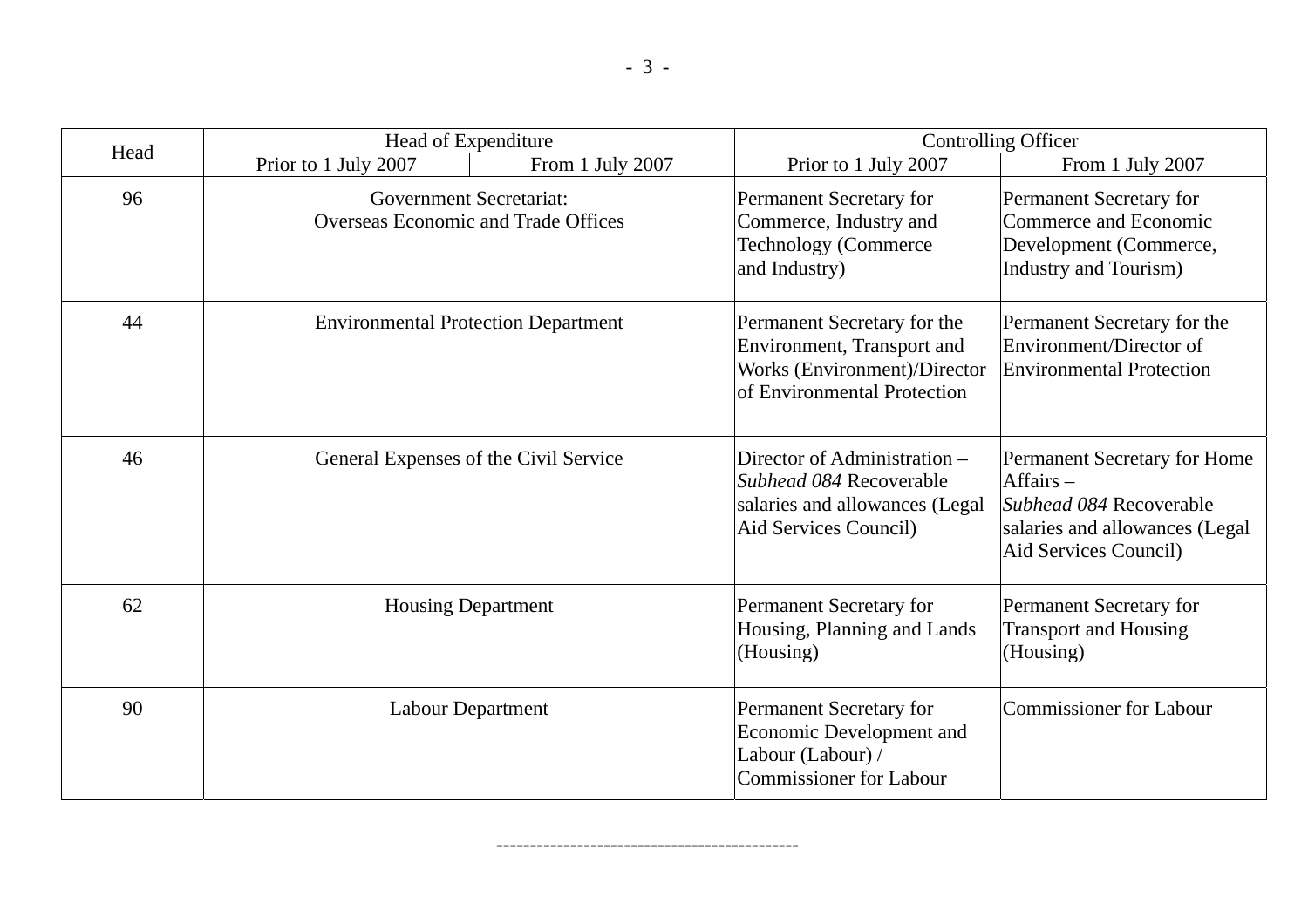| Head | Head of Expenditure | | Controlling Officer | |
|---|---|---|---|---|
| | Prior to 1 July 2007 | From 1 July 2007 | Prior to 1 July 2007 | From 1 July 2007 |
| 96 | Government Secretariat: Overseas Economic and Trade Offices | | Permanent Secretary for Commerce, Industry and Technology (Commerce and Industry) | Permanent Secretary for Commerce and Economic Development (Commerce, Industry and Tourism) |
| 44 | Environmental Protection Department | | Permanent Secretary for the Environment, Transport and Works (Environment)/Director of Environmental Protection | Permanent Secretary for the Environment/Director of Environmental Protection |
| 46 | General Expenses of the Civil Service | | Director of Administration – *Subhead 084* Recoverable salaries and allowances (Legal Aid Services Council) | Permanent Secretary for Home Affairs – *Subhead 084* Recoverable salaries and allowances (Legal Aid Services Council) |
| 62 | Housing Department | | Permanent Secretary for Housing, Planning and Lands (Housing) | Permanent Secretary for Transport and Housing (Housing) |
| 90 | Labour Department | | Permanent Secretary for Economic Development and Labour (Labour) / Commissioner for Labour | Commissioner for Labour |

--------------------------------------------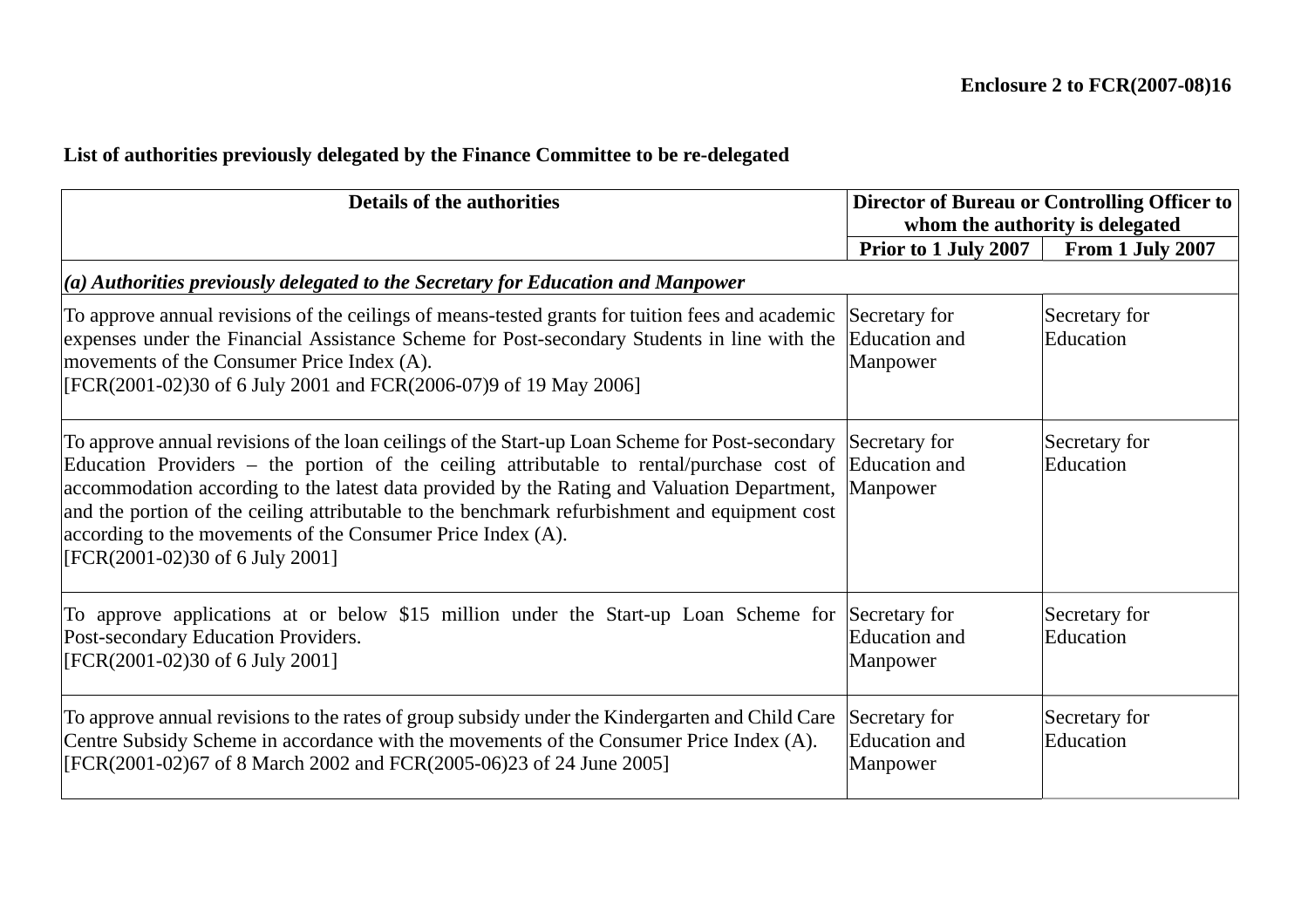**Enclosure 2 to FCR(2007-08)16**

**List of authorities previously delegated by the Finance Committee to be re-delegated**

| Details of the authorities | Director of Bureau or Controlling Officer to whom the authority is delegated | |
|---|---|---|
| | Prior to 1 July 2007 | From 1 July 2007 |
| *(a) Authorities previously delegated to the Secretary for Education and Manpower* | | |
| To approve annual revisions of the ceilings of means-tested grants for tuition fees and academic expenses under the Financial Assistance Scheme for Post-secondary Students in line with the movements of the Consumer Price Index (A).<br>[FCR(2001-02)30 of 6 July 2001 and FCR(2006-07)9 of 19 May 2006] | Secretary for Education and Manpower | Secretary for Education |
| To approve annual revisions of the loan ceilings of the Start-up Loan Scheme for Post-secondary Education Providers – the portion of the ceiling attributable to rental/purchase cost of accommodation according to the latest data provided by the Rating and Valuation Department, and the portion of the ceiling attributable to the benchmark refurbishment and equipment cost according to the movements of the Consumer Price Index (A).<br>[FCR(2001-02)30 of 6 July 2001] | Secretary for Education and Manpower | Secretary for Education |
| To approve applications at or below $15 million under the Start-up Loan Scheme for Post-secondary Education Providers.<br>[FCR(2001-02)30 of 6 July 2001] | Secretary for Education and Manpower | Secretary for Education |
| To approve annual revisions to the rates of group subsidy under the Kindergarten and Child Care Centre Subsidy Scheme in accordance with the movements of the Consumer Price Index (A).<br>[FCR(2001-02)67 of 8 March 2002 and FCR(2005-06)23 of 24 June 2005] | Secretary for Education and Manpower | Secretary for Education |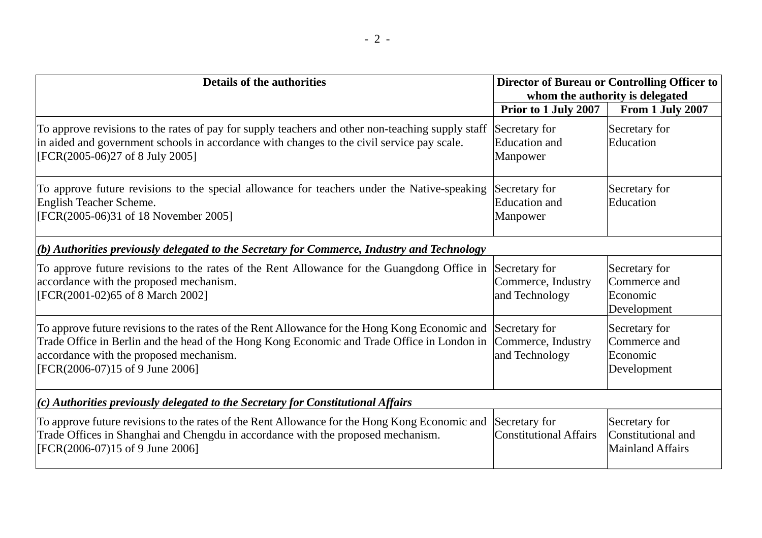| Details of the authorities | Director of Bureau or Controlling Officer to whom the authority is delegated | |
|---|---|---|
| | Prior to 1 July 2007 | From 1 July 2007 |
| To approve revisions to the rates of pay for supply teachers and other non-teaching supply staff in aided and government schools in accordance with changes to the civil service pay scale. [FCR(2005-06)27 of 8 July 2005] | Secretary for Education and Manpower | Secretary for Education |
| To approve future revisions to the special allowance for teachers under the Native-speaking English Teacher Scheme. [FCR(2005-06)31 of 18 November 2005] | Secretary for Education and Manpower | Secretary for Education |
| ***(b) Authorities previously delegated to the Secretary for Commerce, Industry and Technology*** | | |
| To approve future revisions to the rates of the Rent Allowance for the Guangdong Office in accordance with the proposed mechanism. [FCR(2001-02)65 of 8 March 2002] | Secretary for Commerce, Industry and Technology | Secretary for Commerce and Economic Development |
| To approve future revisions to the rates of the Rent Allowance for the Hong Kong Economic and Trade Office in Berlin and the head of the Hong Kong Economic and Trade Office in London in accordance with the proposed mechanism. [FCR(2006-07)15 of 9 June 2006] | Secretary for Commerce, Industry and Technology | Secretary for Commerce and Economic Development |
| ***(c) Authorities previously delegated to the Secretary for Constitutional Affairs*** | | |
| To approve future revisions to the rates of the Rent Allowance for the Hong Kong Economic and Trade Offices in Shanghai and Chengdu in accordance with the proposed mechanism. [FCR(2006-07)15 of 9 June 2006] | Secretary for Constitutional Affairs | Secretary for Constitutional and Mainland Affairs |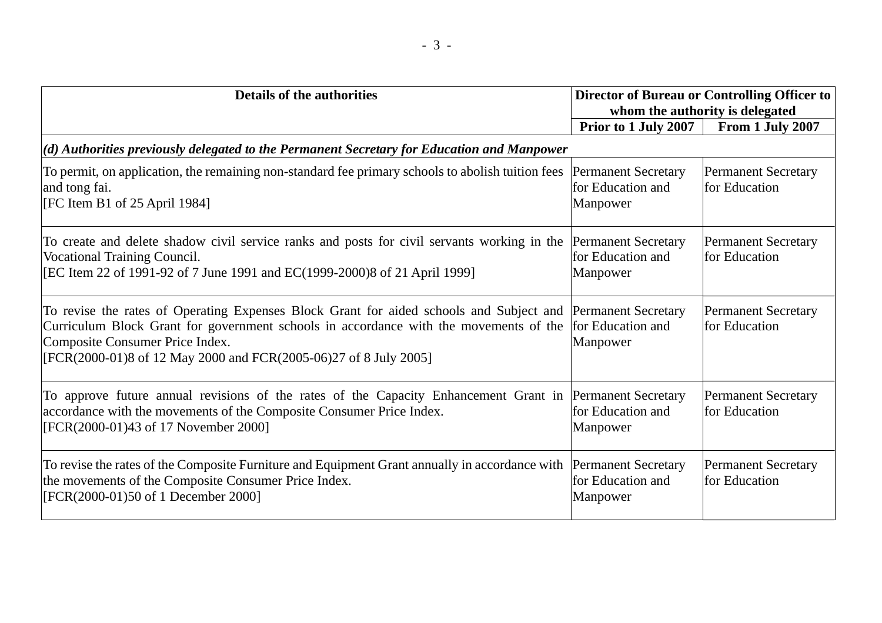| Details of the authorities | Director of Bureau or Controlling Officer to whom the authority is delegated | |
|---|---|---|
| | Prior to 1 July 2007 | From 1 July 2007 |
| *(d) Authorities previously delegated to the Permanent Secretary for Education and Manpower* | | |
| To permit, on application, the remaining non-standard fee primary schools to abolish tuition fees and tong fai.<br>[FC Item B1 of 25 April 1984] | Permanent Secretary for Education and Manpower | Permanent Secretary for Education |
| To create and delete shadow civil service ranks and posts for civil servants working in the Vocational Training Council.<br>[EC Item 22 of 1991-92 of 7 June 1991 and EC(1999-2000)8 of 21 April 1999] | Permanent Secretary for Education and Manpower | Permanent Secretary for Education |
| To revise the rates of Operating Expenses Block Grant for aided schools and Subject and Curriculum Block Grant for government schools in accordance with the movements of the Composite Consumer Price Index.<br>[FCR(2000-01)8 of 12 May 2000 and FCR(2005-06)27 of 8 July 2005] | Permanent Secretary for Education and Manpower | Permanent Secretary for Education |
| To approve future annual revisions of the rates of the Capacity Enhancement Grant in accordance with the movements of the Composite Consumer Price Index.<br>[FCR(2000-01)43 of 17 November 2000] | Permanent Secretary for Education and Manpower | Permanent Secretary for Education |
| To revise the rates of the Composite Furniture and Equipment Grant annually in accordance with the movements of the Composite Consumer Price Index.<br>[FCR(2000-01)50 of 1 December 2000] | Permanent Secretary for Education and Manpower | Permanent Secretary for Education |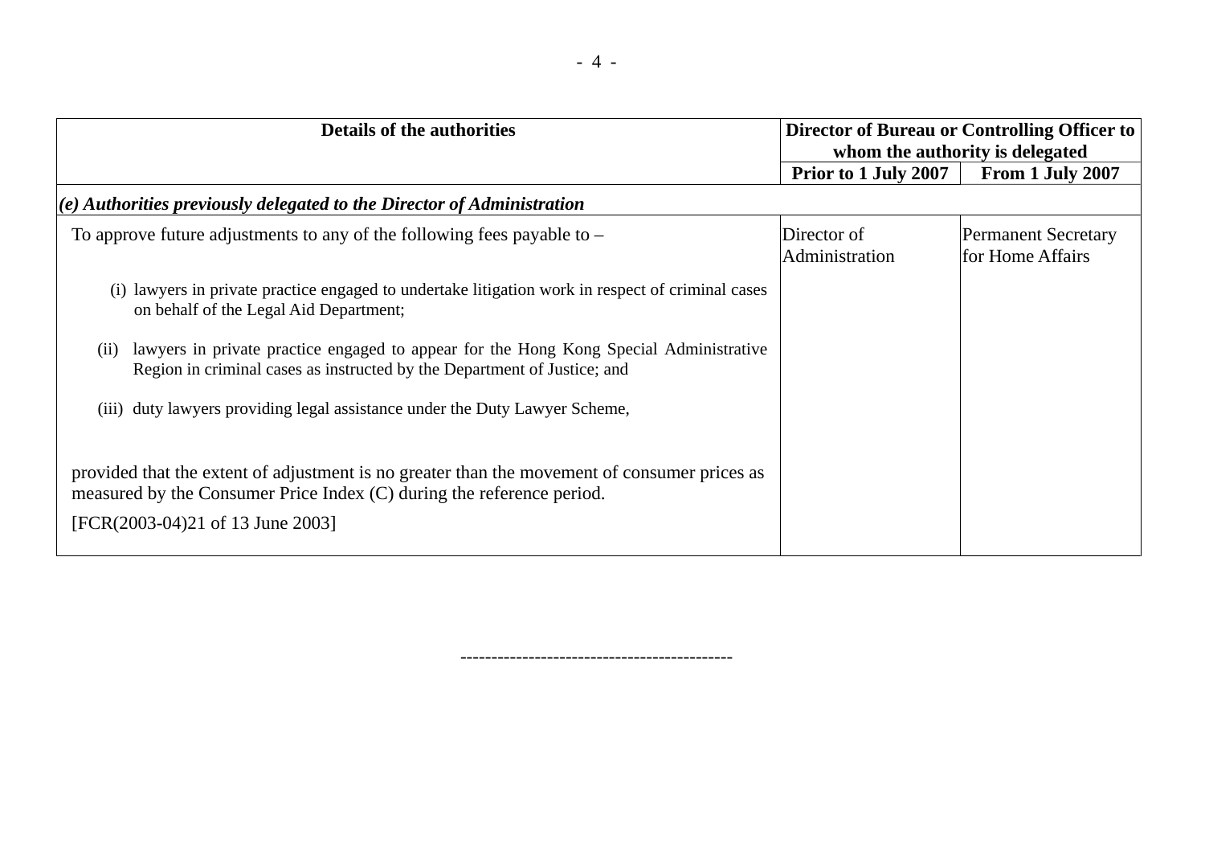| Details of the authorities | Director of Bureau or Controlling Officer to whom the authority is delegated | |
|---|---|---|
| | Prior to 1 July 2007 | From 1 July 2007 |
| ***(e) Authorities previously delegated to the Director of Administration*** | | |
| To approve future adjustments to any of the following fees payable to –<br><br>(i) lawyers in private practice engaged to undertake litigation work in respect of criminal cases on behalf of the Legal Aid Department;<br><br>(ii) lawyers in private practice engaged to appear for the Hong Kong Special Administrative Region in criminal cases as instructed by the Department of Justice; and<br><br>(iii) duty lawyers providing legal assistance under the Duty Lawyer Scheme,<br><br>provided that the extent of adjustment is no greater than the movement of consumer prices as measured by the Consumer Price Index (C) during the reference period.<br><br>[FCR(2003-04)21 of 13 June 2003] | Director of Administration | Permanent Secretary for Home Affairs |

--------------------------------------------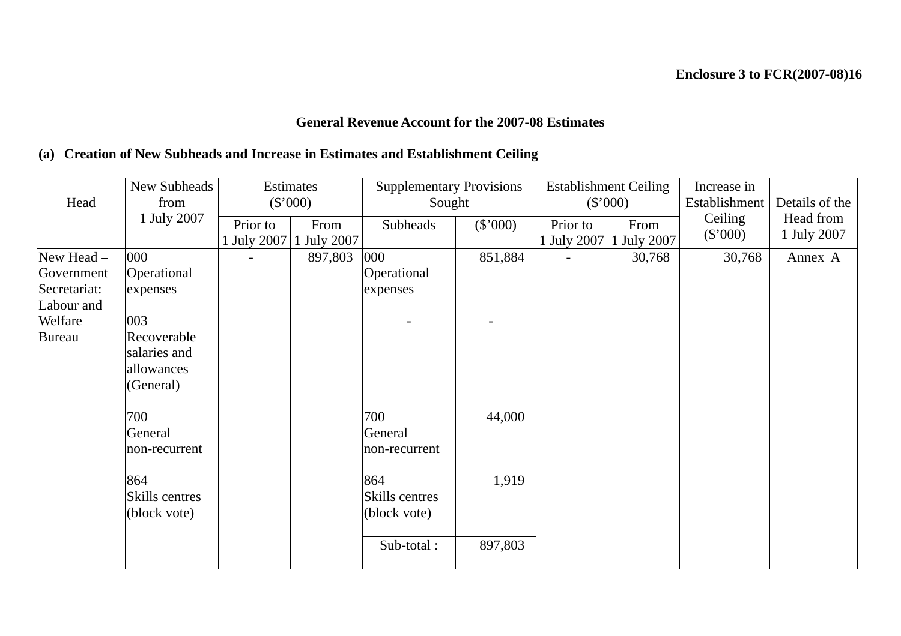**Enclosure 3 to FCR(2007-08)16**

**General Revenue Account for the 2007-08 Estimates**

**(a) Creation of New Subheads and Increase in Estimates and Establishment Ceiling**

| Head | New Subheads from 1 July 2007 | Estimates ($'000) | | Supplementary Provisions Sought | | Establishment Ceiling ($'000) | | Increase in Establishment Ceiling ($'000) | Details of the Head from 1 July 2007 |
|---|---|---|---|---|---|---|---|---|---|
| | | Prior to 1 July 2007 | From 1 July 2007 | Subheads | ($'000) | Prior to 1 July 2007 | From 1 July 2007 | | |
| New Head – Government Secretariat: Labour and Welfare Bureau | 000 Operational expenses | - | 897,803 | 000 Operational expenses | 851,884 | - | 30,768 | 30,768 | Annex A |
| | 003 Recoverable salaries and allowances (General) | | | - | - | | | | |
| | 700 General non-recurrent | | | 700 General non-recurrent | 44,000 | | | | |
| | 864 Skills centres (block vote) | | | 864 Skills centres (block vote) | 1,919 | | | | |
| | | | | Sub-total : | 897,803 | | | | |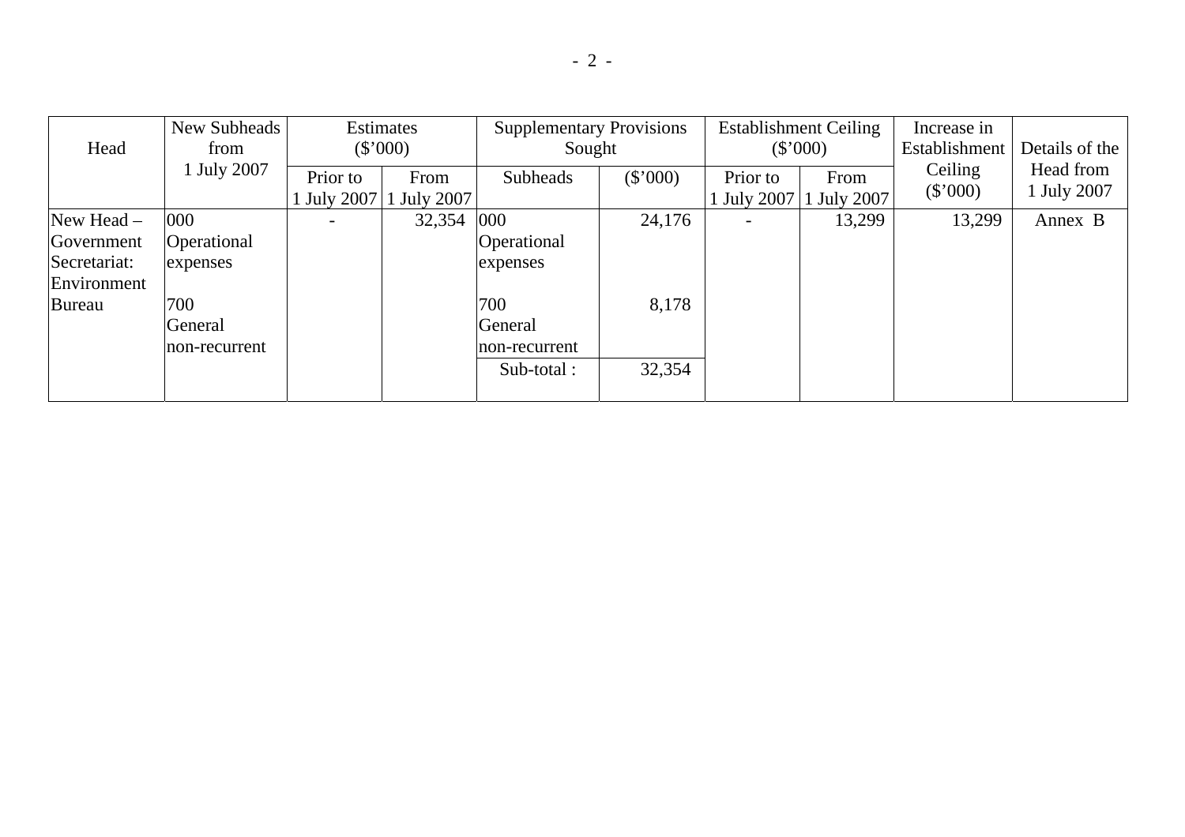| Head | New Subheads from 1 July 2007 | Estimates ($'000) | | Supplementary Provisions Sought | | Establishment Ceiling ($'000) | | Increase in Establishment Ceiling ($'000) | Details of the Head from 1 July 2007 |
|---|---|---|---|---|---|---|---|---|---|
| | | Prior to 1 July 2007 | From 1 July 2007 | Subheads | ($'000) | Prior to 1 July 2007 | From 1 July 2007 | | |
| New Head – Government Secretariat: Environment Bureau | 000 Operational expenses<br><br>700 General non-recurrent | - | 32,354 | 000 Operational expenses<br><br>700 General non-recurrent | 24,176<br><br>8,178 | - | 13,299 | 13,299 | Annex B |
| | | | | Sub-total : | 32,354 | | | | |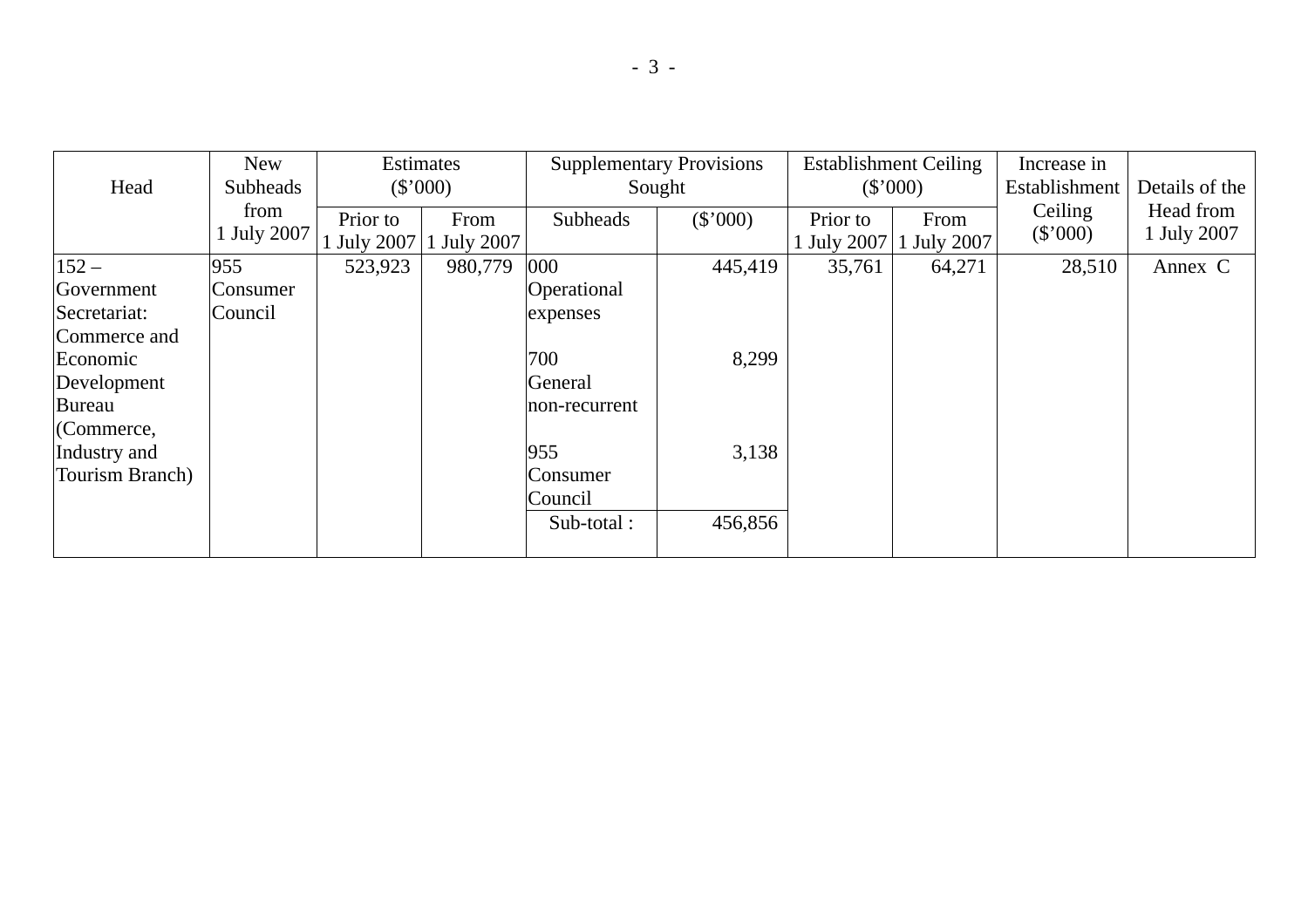| Head | New Subheads from 1 July 2007 | Estimates ($'000) | | Supplementary Provisions Sought | | Establishment Ceiling ($'000) | | Increase in Establishment Ceiling ($'000) | Details of the Head from 1 July 2007 |
|---|---|---|---|---|---|---|---|---|---|
| | | Prior to 1 July 2007 | From 1 July 2007 | Subheads | ($'000) | Prior to 1 July 2007 | From 1 July 2007 | | |
| 152 – Government Secretariat: Commerce and Economic Development Bureau (Commerce, Industry and Tourism Branch) | 955 Consumer Council | 523,923 | 980,779 | 000 Operational expenses | 445,419 | 35,761 | 64,271 | 28,510 | Annex C |
| | | | | 700 General non-recurrent | 8,299 | | | | |
| | | | | 955 Consumer Council | 3,138 | | | | |
| | | | | Sub-total : | 456,856 | | | | |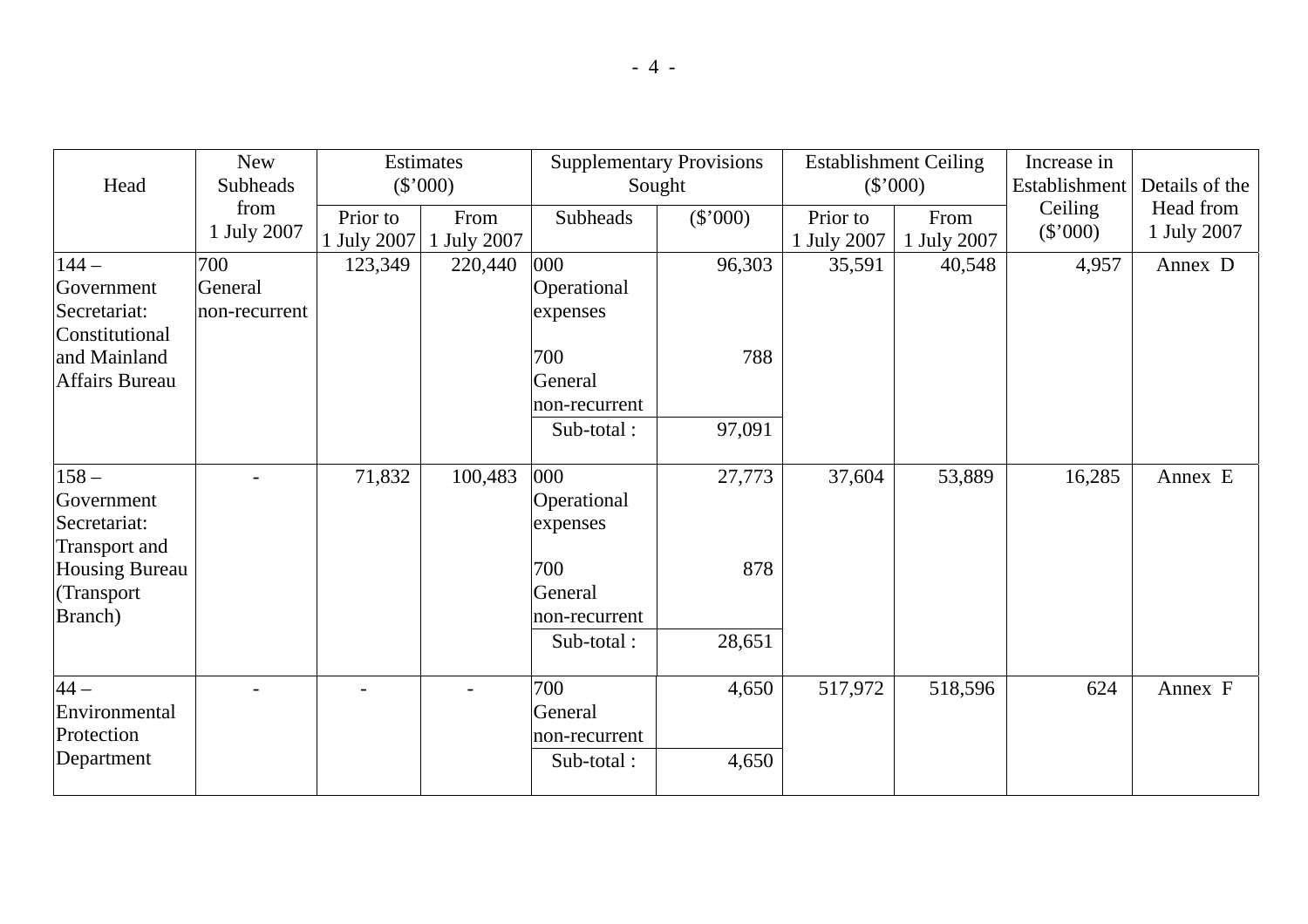| Head | New Subheads from 1 July 2007 | Estimates ($'000) | | Supplementary Provisions Sought | | Establishment Ceiling ($'000) | | Increase in Establishment Ceiling ($'000) | Details of the Head from 1 July 2007 |
|---|---|---|---|---|---|---|---|---|---|
| | | Prior to 1 July 2007 | From 1 July 2007 | Subheads | ($'000) | Prior to 1 July 2007 | From 1 July 2007 | | |
| 144 – Government Secretariat: Constitutional and Mainland Affairs Bureau | 700 General non-recurrent | 123,349 | 220,440 | 000 Operational expenses | 96,303 | 35,591 | 40,548 | 4,957 | Annex D |
| | | | | 700 General non-recurrent | 788 | | | | |
| | | | | Sub-total : | 97,091 | | | | |
| 158 – Government Secretariat: Transport and Housing Bureau (Transport Branch) | - | 71,832 | 100,483 | 000 Operational expenses | 27,773 | 37,604 | 53,889 | 16,285 | Annex E |
| | | | | 700 General non-recurrent | 878 | | | | |
| | | | | Sub-total : | 28,651 | | | | |
| 44 – Environmental Protection Department | - | - | - | 700 General non-recurrent | 4,650 | 517,972 | 518,596 | 624 | Annex F |
| | | | | Sub-total : | 4,650 | | | | |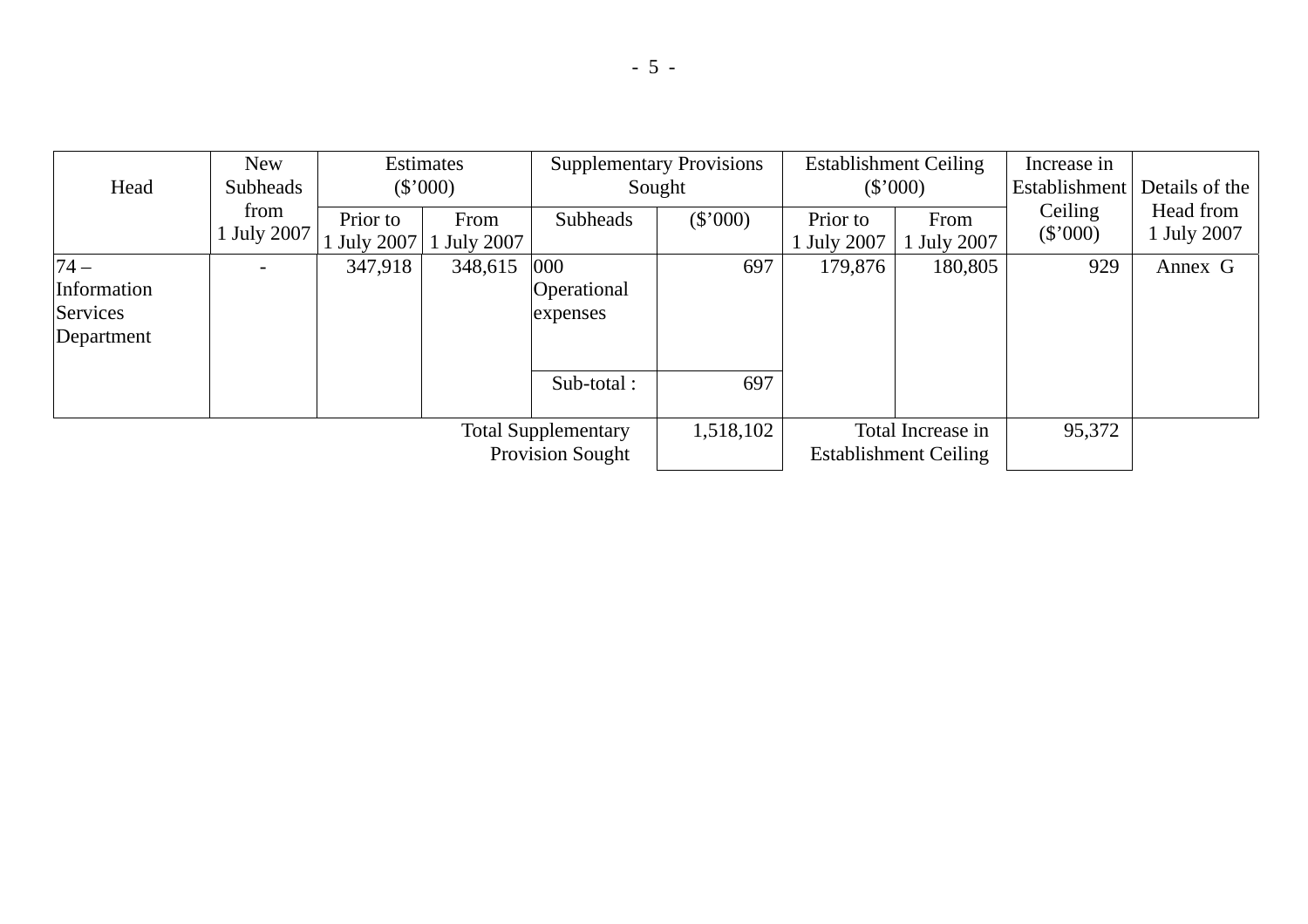| Head | New Subheads from 1 July 2007 | Estimates ($'000) | | Supplementary Provisions Sought | | Establishment Ceiling ($'000) | | Increase in Establishment Ceiling ($'000) | Details of the Head from 1 July 2007 |
|---|---|---|---|---|---|---|---|---|---|
| | | Prior to 1 July 2007 | From 1 July 2007 | Subheads | ($'000) | Prior to 1 July 2007 | From 1 July 2007 | | |
| 74 – Information Services Department | - | 347,918 | 348,615 | 000 Operational expenses | 697 | 179,876 | 180,805 | 929 | Annex G |
| | | | | Sub-total : | 697 | | | | |
| | | | | Total Supplementary Provision Sought | 1,518,102 | Total Increase in Establishment Ceiling | | 95,372 | |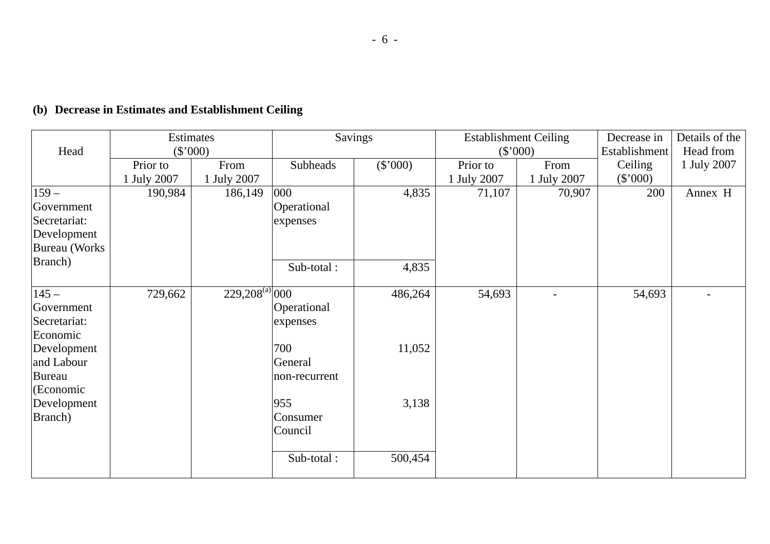### (b) Decrease in Estimates and Establishment Ceiling

| Head | Estimates ($'000) | | Savings | | Establishment Ceiling ($'000) | | Decrease in Establishment Ceiling ($'000) | Details of the Head from 1 July 2007 |
|---|---|---|---|---|---|---|---|---|
| | Prior to 1 July 2007 | From 1 July 2007 | Subheads | ($'000) | Prior to 1 July 2007 | From 1 July 2007 | | |
| 159 – Government Secretariat: Development Bureau (Works Branch) | 190,984 | 186,149 | 000 Operational expenses | 4,835 | 71,107 | 70,907 | 200 | Annex H |
| | | | Sub-total : | 4,835 | | | | |
| 145 – Government Secretariat: Economic Development and Labour Bureau (Economic Development Branch) | 729,662 | 229,208[(a)] | 000 Operational expenses | 486,264 | 54,693 | - | 54,693 | - |
| | | | 700 General non-recurrent | 11,052 | | | | |
| | | | 955 Consumer Council | 3,138 | | | | |
| | | | Sub-total : | 500,454 | | | | |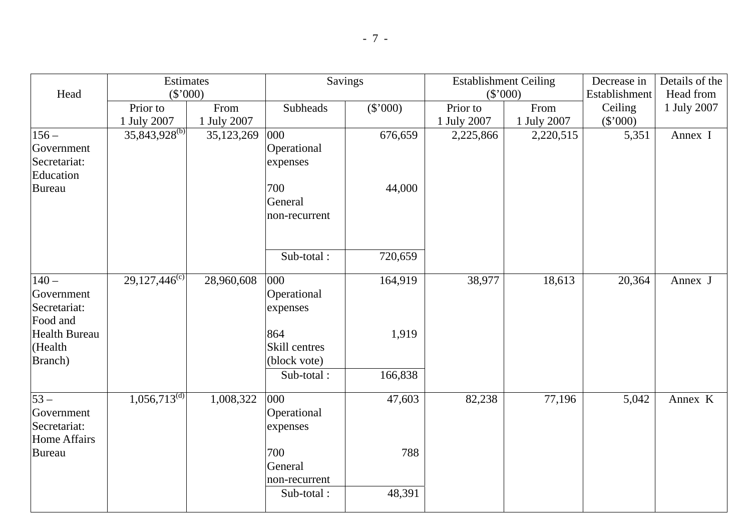| Head | Estimates ($'000) | | Savings | | Establishment Ceiling ($'000) | | Decrease in Establishment Ceiling ($'000) | Details of the Head from 1 July 2007 |
|---|---|---|---|---|---|---|---|---|
| | Prior to 1 July 2007 | From 1 July 2007 | Subheads | ($'000) | Prior to 1 July 2007 | From 1 July 2007 | | |
| 156 – Government Secretariat: Education Bureau | 35,843,928[(b)] | 35,123,269 | 000 Operational expenses | 676,659 | 2,225,866 | 2,220,515 | 5,351 | Annex I |
| | | | 700 General non-recurrent | 44,000 | | | | |
| | | | Sub-total : | 720,659 | | | | |
| 140 – Government Secretariat: Food and Health Bureau (Health Branch) | 29,127,446[(c)] | 28,960,608 | 000 Operational expenses | 164,919 | 38,977 | 18,613 | 20,364 | Annex J |
| | | | 864 Skill centres (block vote) | 1,919 | | | | |
| | | | Sub-total : | 166,838 | | | | |
| 53 – Government Secretariat: Home Affairs Bureau | 1,056,713[(d)] | 1,008,322 | 000 Operational expenses | 47,603 | 82,238 | 77,196 | 5,042 | Annex K |
| | | | 700 General non-recurrent | 788 | | | | |
| | | | Sub-total : | 48,391 | | | | |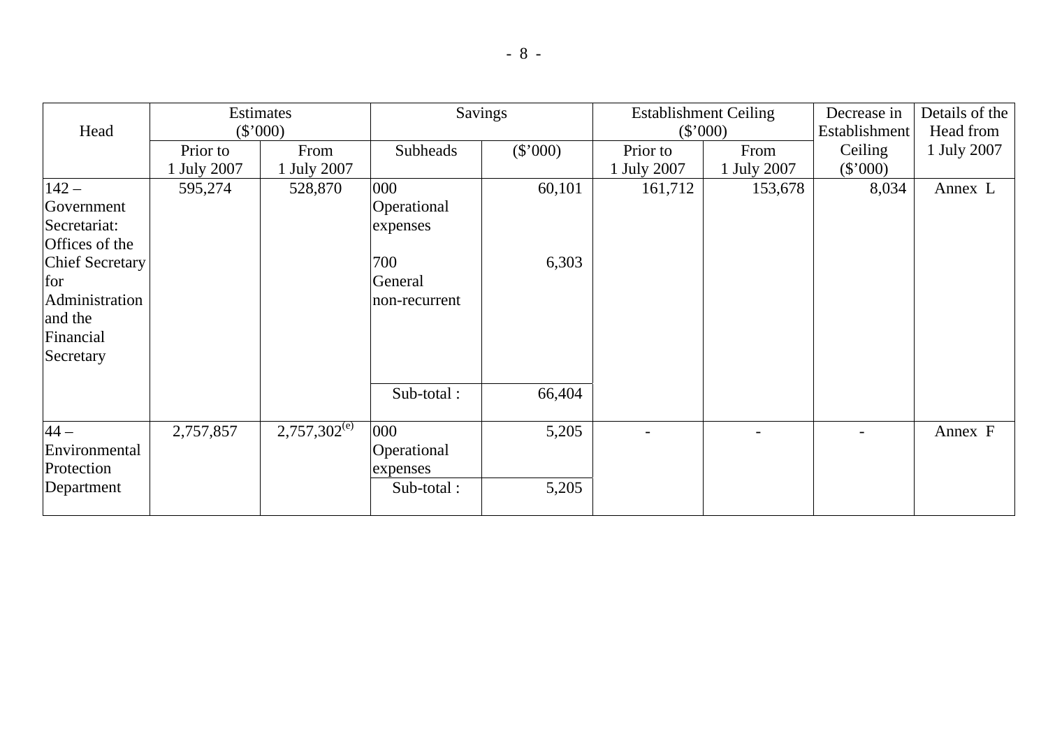| Head | Estimates ($'000) | | Savings | | Establishment Ceiling ($'000) | | Decrease in Establishment Ceiling ($'000) | Details of the Head from 1 July 2007 |
|---|---|---|---|---|---|---|---|---|
| | Prior to 1 July 2007 | From 1 July 2007 | Subheads | ($'000) | Prior to 1 July 2007 | From 1 July 2007 | | |
| 142 – Government Secretariat: Offices of the Chief Secretary for Administration and the Financial Secretary | 595,274 | 528,870 | 000 Operational expenses | 60,101 | 161,712 | 153,678 | 8,034 | Annex L |
| | | | 700 General non-recurrent | 6,303 | | | | |
| | | | Sub-total : | 66,404 | | | | |
| 44 – Environmental Protection Department | 2,757,857 | 2,757,302[(e)] | 000 Operational expenses | 5,205 | - | - | - | Annex F |
| | | | Sub-total : | 5,205 | | | | |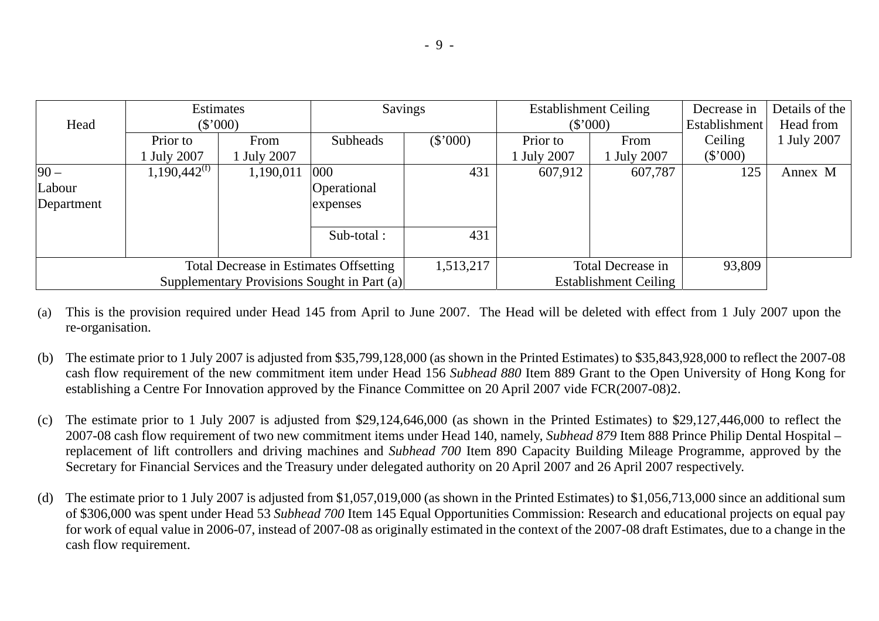| Head | Estimates ($'000) | | Savings | | Establishment Ceiling ($'000) | | Decrease in Establishment Ceiling ($'000) | Details of the Head from 1 July 2007 |
|---|---|---|---|---|---|---|---|---|
| | Prior to 1 July 2007 | From 1 July 2007 | Subheads | ($'000) | Prior to 1 July 2007 | From 1 July 2007 | | |
| 90 – Labour Department | 1,190,442[(f)] | 1,190,011 | 000 Operational expenses | 431 | 607,912 | 607,787 | 125 | Annex M |
| | | | Sub-total : | 431 | | | | |
| Total Decrease in Estimates Offsetting Supplementary Provisions Sought in Part (a) | | | | 1,513,217 | Total Decrease in Establishment Ceiling | | 93,809 | |

(a) This is the provision required under Head 145 from April to June 2007. The Head will be deleted with effect from 1 July 2007 upon the re-organisation.

(b) The estimate prior to 1 July 2007 is adjusted from $35,799,128,000 (as shown in the Printed Estimates) to $35,843,928,000 to reflect the 2007-08 cash flow requirement of the new commitment item under Head 156 *Subhead 880* Item 889 Grant to the Open University of Hong Kong for establishing a Centre For Innovation approved by the Finance Committee on 20 April 2007 vide FCR(2007-08)2.

(c) The estimate prior to 1 July 2007 is adjusted from $29,124,646,000 (as shown in the Printed Estimates) to $29,127,446,000 to reflect the 2007-08 cash flow requirement of two new commitment items under Head 140, namely, *Subhead 879* Item 888 Prince Philip Dental Hospital – replacement of lift controllers and driving machines and *Subhead 700* Item 890 Capacity Building Mileage Programme, approved by the Secretary for Financial Services and the Treasury under delegated authority on 20 April 2007 and 26 April 2007 respectively.

(d) The estimate prior to 1 July 2007 is adjusted from $1,057,019,000 (as shown in the Printed Estimates) to $1,056,713,000 since an additional sum of $306,000 was spent under Head 53 *Subhead 700* Item 145 Equal Opportunities Commission: Research and educational projects on equal pay for work of equal value in 2006-07, instead of 2007-08 as originally estimated in the context of the 2007-08 draft Estimates, due to a change in the cash flow requirement.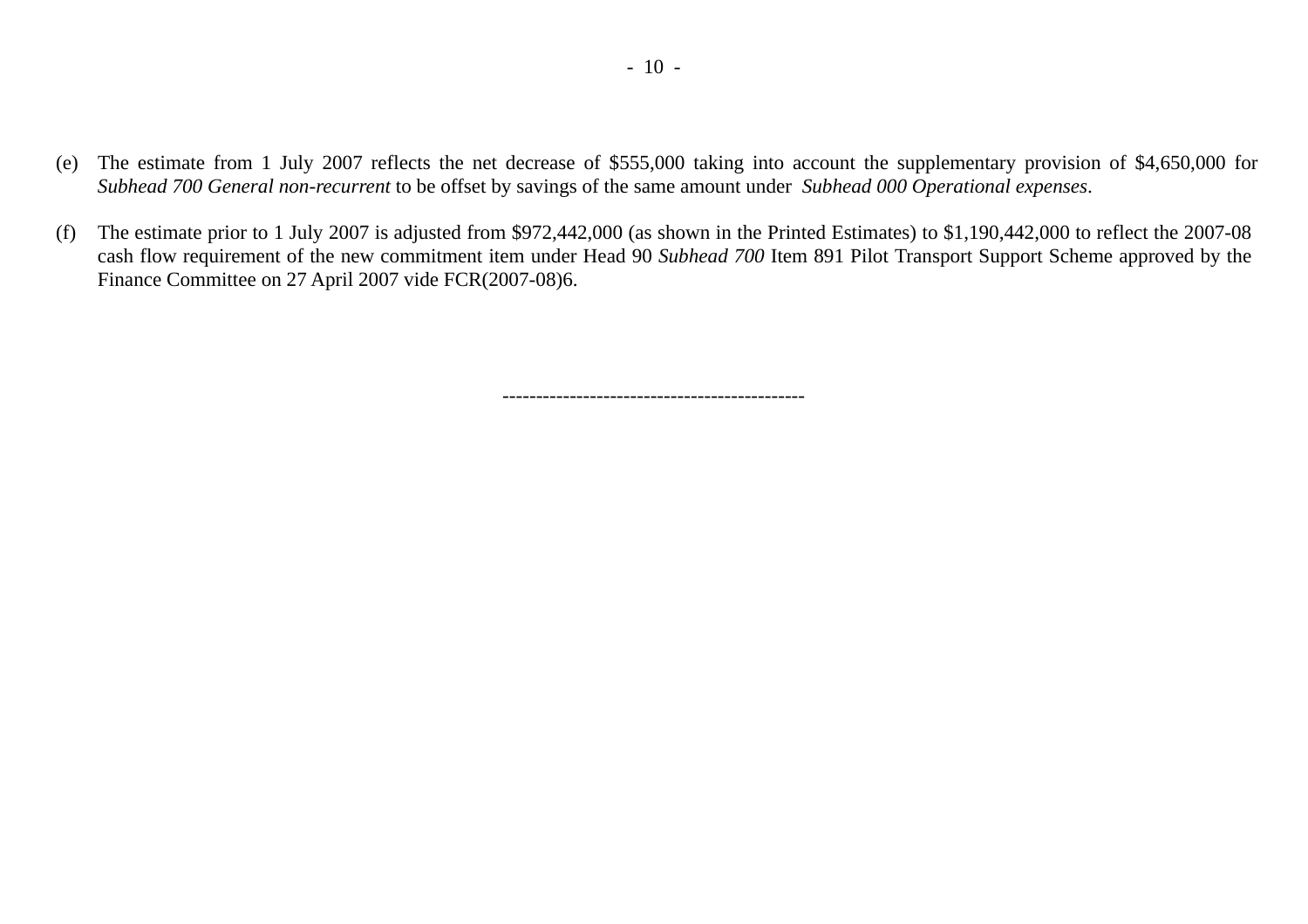(e) The estimate from 1 July 2007 reflects the net decrease of $555,000 taking into account the supplementary provision of $4,650,000 for *Subhead 700 General non-recurrent* to be offset by savings of the same amount under *Subhead 000 Operational expenses*.

(f) The estimate prior to 1 July 2007 is adjusted from $972,442,000 (as shown in the Printed Estimates) to $1,190,442,000 to reflect the 2007-08 cash flow requirement of the new commitment item under Head 90 *Subhead 700* Item 891 Pilot Transport Support Scheme approved by the Finance Committee on 27 April 2007 vide FCR(2007-08)6.

--------------------------------------------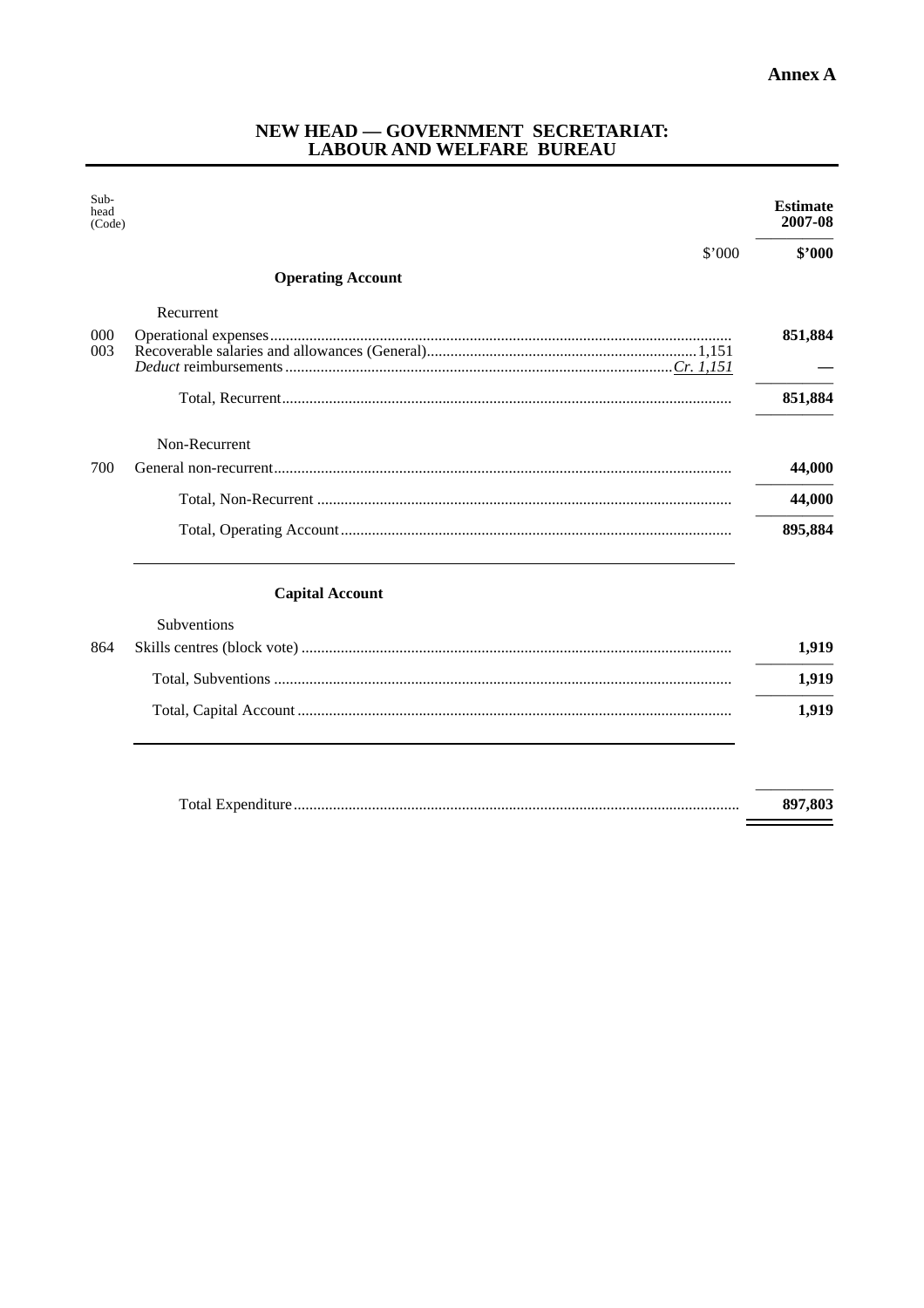**Annex A**

## NEW HEAD — GOVERNMENT SECRETARIAT: LABOUR AND WELFARE BUREAU

| Sub-head (Code) | | | Estimate 2007-08 |
|---|---|---|---|
| | | $'000 | **$'000** |
| | **Operating Account** | | |
| | Recurrent | | |
| 000 | Operational expenses | | **851,884** |
| 003 | Recoverable salaries and allowances (General) | 1,151 | |
| | *Deduct* reimbursements | *Cr. 1,151* | **—** |
| | Total, Recurrent | | **851,884** |
| | Non-Recurrent | | |
| 700 | General non-recurrent | | **44,000** |
| | Total, Non-Recurrent | | **44,000** |
| | Total, Operating Account | | **895,884** |
| | **Capital Account** | | |
| | Subventions | | |
| 864 | Skills centres (block vote) | | **1,919** |
| | Total, Subventions | | **1,919** |
| | Total, Capital Account | | **1,919** |
| | Total Expenditure | | **897,803** |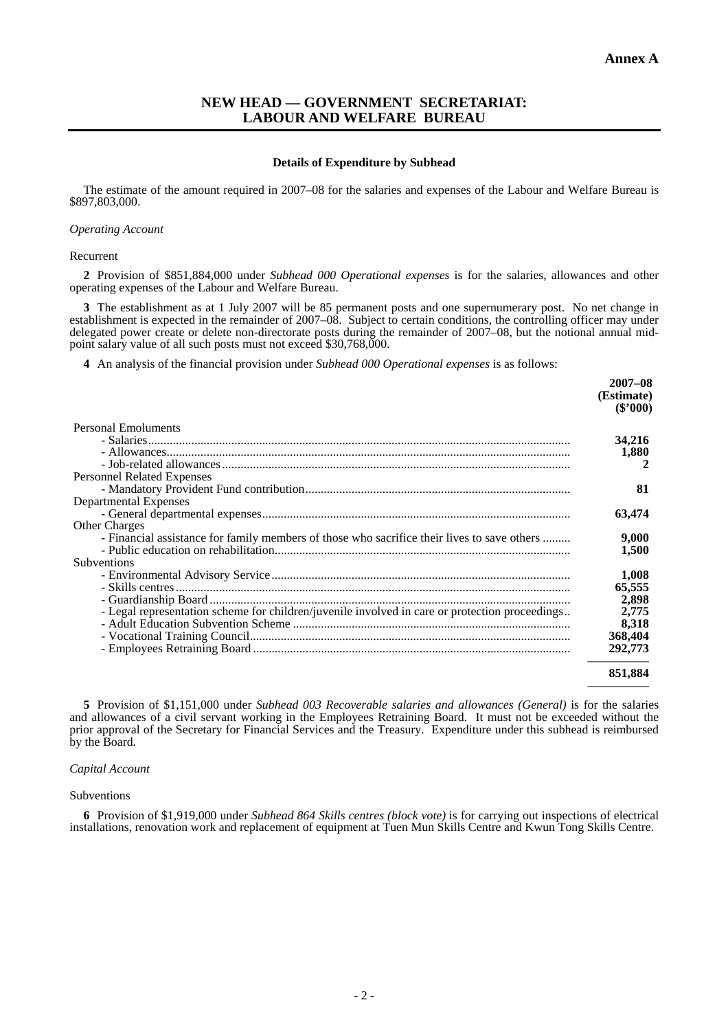**Annex A**

# NEW HEAD — GOVERNMENT SECRETARIAT: LABOUR AND WELFARE BUREAU

### Details of Expenditure by Subhead

The estimate of the amount required in 2007–08 for the salaries and expenses of the Labour and Welfare Bureau is $897,803,000.

*Operating Account*

Recurrent

**2** Provision of $851,884,000 under *Subhead 000 Operational expenses* is for the salaries, allowances and other operating expenses of the Labour and Welfare Bureau.

**3** The establishment as at 1 July 2007 will be 85 permanent posts and one supernumerary post. No net change in establishment is expected in the remainder of 2007–08. Subject to certain conditions, the controlling officer may under delegated power create or delete non-directorate posts during the remainder of 2007–08, but the notional annual mid-point salary value of all such posts must not exceed $30,768,000.

**4** An analysis of the financial provision under *Subhead 000 Operational expenses* is as follows:

| | **2007–08 (Estimate) ($'000)** |
|---|---|
| Personal Emoluments | |
| - Salaries | **34,216** |
| - Allowances | **1,880** |
| - Job-related allowances | **2** |
| Personnel Related Expenses | |
| - Mandatory Provident Fund contribution | **81** |
| Departmental Expenses | |
| - General departmental expenses | **63,474** |
| Other Charges | |
| - Financial assistance for family members of those who sacrifice their lives to save others | **9,000** |
| - Public education on rehabilitation | **1,500** |
| Subventions | |
| - Environmental Advisory Service | **1,008** |
| - Skills centres | **65,555** |
| - Guardianship Board | **2,898** |
| - Legal representation scheme for children/juvenile involved in care or protection proceedings | **2,775** |
| - Adult Education Subvention Scheme | **8,318** |
| - Vocational Training Council | **368,404** |
| - Employees Retraining Board | **292,773** |
| | **851,884** |

**5** Provision of $1,151,000 under *Subhead 003 Recoverable salaries and allowances (General)* is for the salaries and allowances of a civil servant working in the Employees Retraining Board. It must not be exceeded without the prior approval of the Secretary for Financial Services and the Treasury. Expenditure under this subhead is reimbursed by the Board.

*Capital Account*

Subventions

**6** Provision of $1,919,000 under *Subhead 864 Skills centres (block vote)* is for carrying out inspections of electrical installations, renovation work and replacement of equipment at Tuen Mun Skills Centre and Kwun Tong Skills Centre.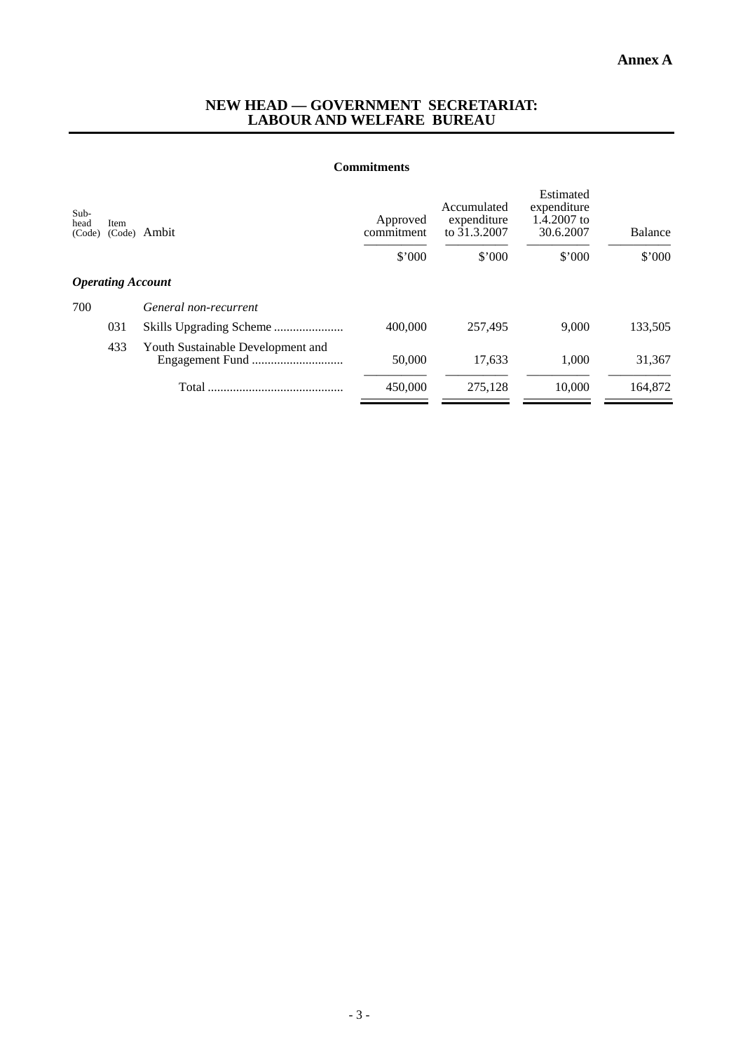**Annex A**

# NEW HEAD — GOVERNMENT SECRETARIAT: LABOUR AND WELFARE BUREAU

## Commitments

| Sub-head (Code) | Item (Code) | Ambit | Approved commitment | Accumulated expenditure to 31.3.2007 | Estimated expenditure 1.4.2007 to 30.6.2007 | Balance |
|---|---|---|---|---|---|---|
| | | | $'000 | $'000 | $'000 | $'000 |
| ***Operating Account*** | | | | | | |
| 700 | | *General non-recurrent* | | | | |
| | 031 | Skills Upgrading Scheme ...................... | 400,000 | 257,495 | 9,000 | 133,505 |
| | 433 | Youth Sustainable Development and Engagement Fund ............................. | 50,000 | 17,633 | 1,000 | 31,367 |
| | | Total ........................................... | 450,000 | 275,128 | 10,000 | 164,872 |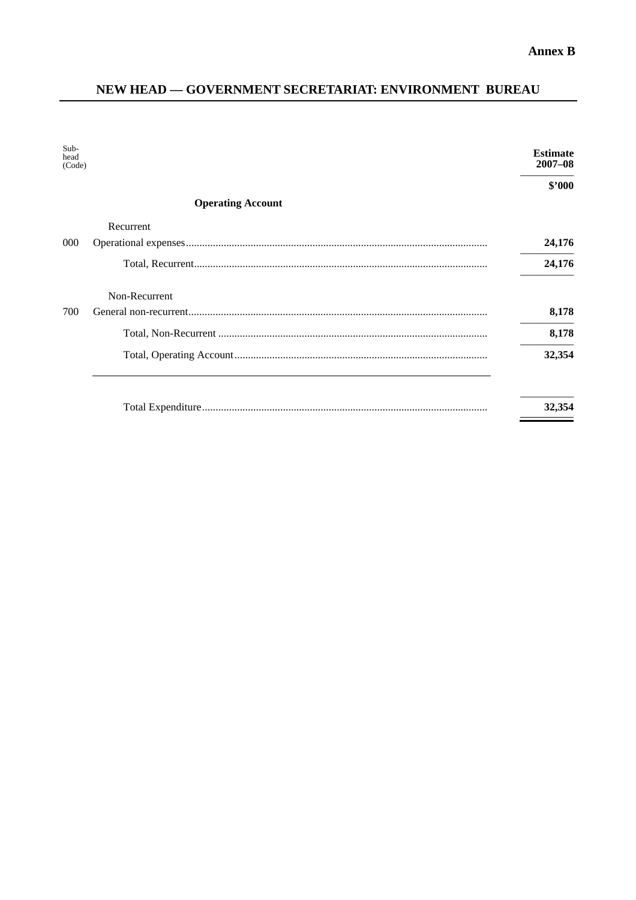**Annex B**

## NEW HEAD — GOVERNMENT SECRETARIAT: ENVIRONMENT BUREAU

| Sub-head (Code) | | Estimate 2007–08 |
|---|---|---|
| | | **$'000** |
| | **Operating Account** | |
| | Recurrent | |
| 000 | Operational expenses | **24,176** |
| | Total, Recurrent | **24,176** |
| | Non-Recurrent | |
| 700 | General non-recurrent | **8,178** |
| | Total, Non-Recurrent | **8,178** |
| | Total, Operating Account | **32,354** |
| | Total Expenditure | **32,354** |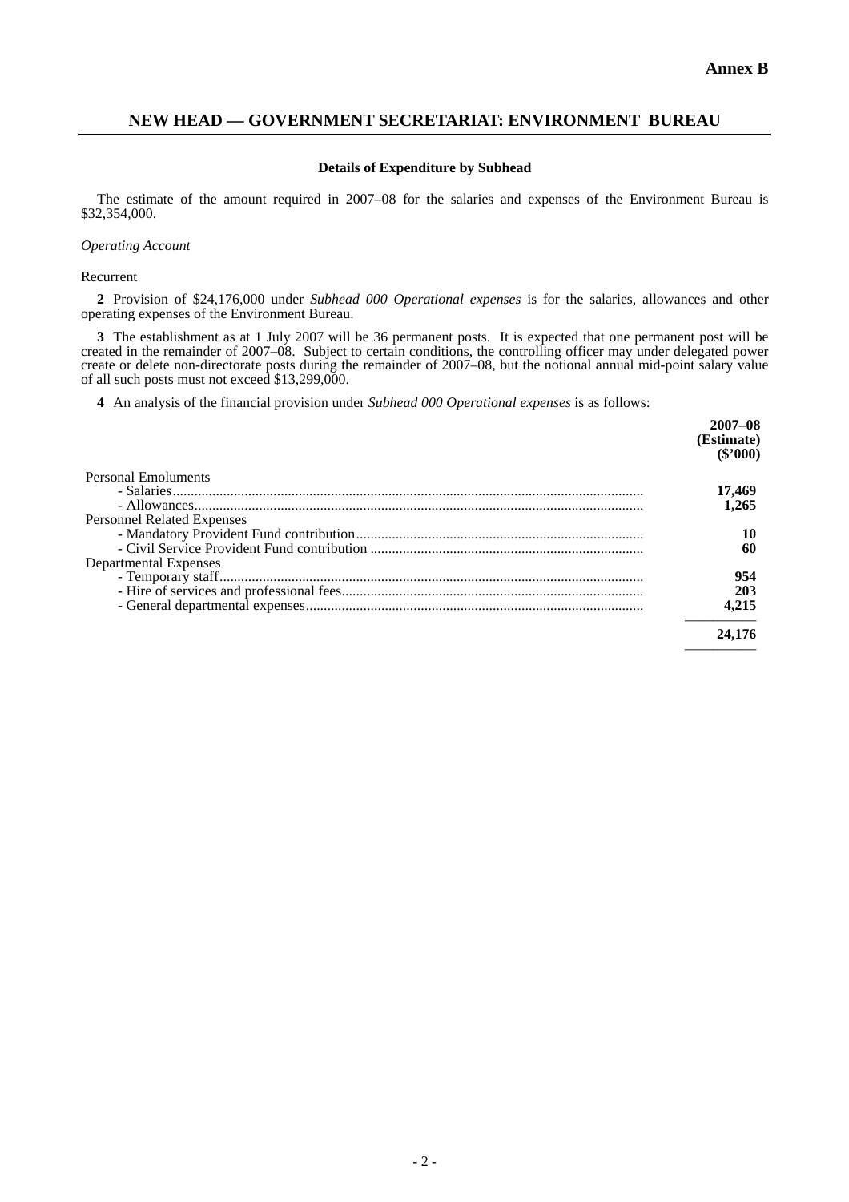**Annex B**

## NEW HEAD — GOVERNMENT SECRETARIAT: ENVIRONMENT BUREAU

**Details of Expenditure by Subhead**

The estimate of the amount required in 2007–08 for the salaries and expenses of the Environment Bureau is $32,354,000.

*Operating Account*

Recurrent

**2** Provision of $24,176,000 under *Subhead 000 Operational expenses* is for the salaries, allowances and other operating expenses of the Environment Bureau.

**3** The establishment as at 1 July 2007 will be 36 permanent posts. It is expected that one permanent post will be created in the remainder of 2007–08. Subject to certain conditions, the controlling officer may under delegated power create or delete non-directorate posts during the remainder of 2007–08, but the notional annual mid-point salary value of all such posts must not exceed $13,299,000.

**4** An analysis of the financial provision under *Subhead 000 Operational expenses* is as follows:

| | **2007–08 (Estimate) ($'000)** |
|---|---|
| Personal Emoluments | |
| - Salaries | **17,469** |
| - Allowances | **1,265** |
| Personnel Related Expenses | |
| - Mandatory Provident Fund contribution | **10** |
| - Civil Service Provident Fund contribution | **60** |
| Departmental Expenses | |
| - Temporary staff | **954** |
| - Hire of services and professional fees | **203** |
| - General departmental expenses | **4,215** |
| | **24,176** |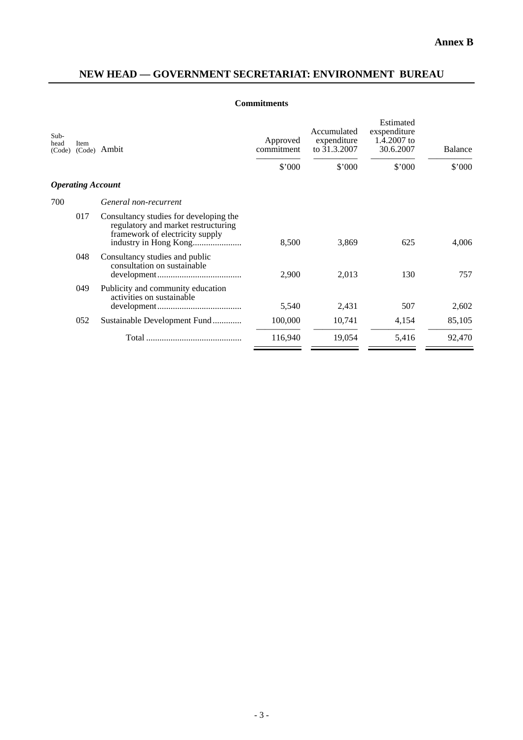**Annex B**

## NEW HEAD — GOVERNMENT SECRETARIAT: ENVIRONMENT BUREAU

**Commitments**

| Sub-head (Code) | Item (Code) | Ambit | Approved commitment | Accumulated expenditure to 31.3.2007 | Estimated exspenditure 1.4.2007 to 30.6.2007 | Balance |
|---|---|---|---|---|---|---|
| | | | $'000 | $'000 | $'000 | $'000 |
| ***Operating Account*** | | | | | | |
| 700 | | *General non-recurrent* | | | | |
| | 017 | Consultancy studies for developing the regulatory and market restructuring framework of electricity supply industry in Hong Kong...................... | 8,500 | 3,869 | 625 | 4,006 |
| | 048 | Consultancy studies and public consultation on sustainable development...................................... | 2,900 | 2,013 | 130 | 757 |
| | 049 | Publicity and community education activities on sustainable development...................................... | 5,540 | 2,431 | 507 | 2,602 |
| | 052 | Sustainable Development Fund............. | 100,000 | 10,741 | 4,154 | 85,105 |
| | | Total ........................................... | 116,940 | 19,054 | 5,416 | 92,470 |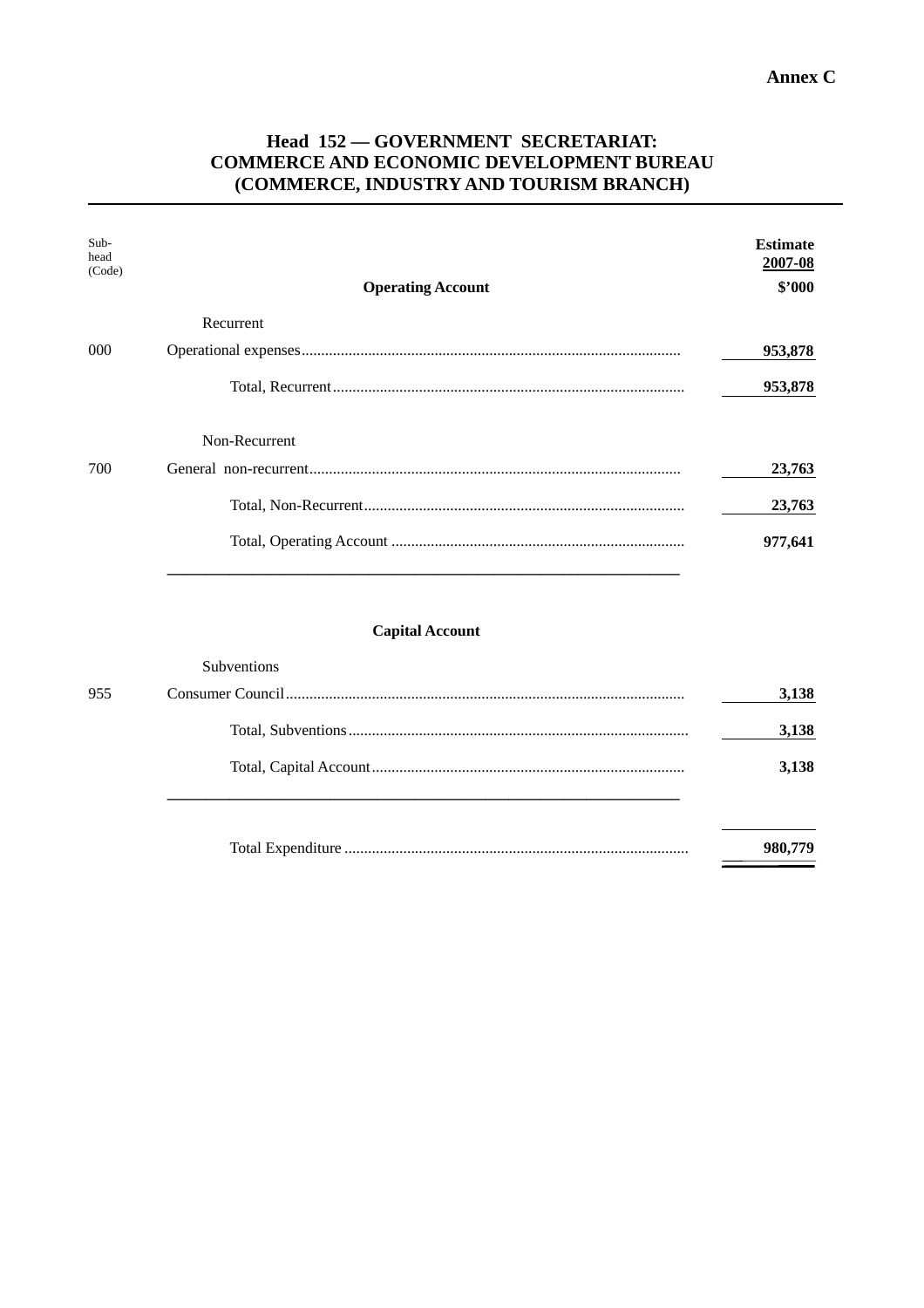**Annex C**

# Head 152 — GOVERNMENT SECRETARIAT: COMMERCE AND ECONOMIC DEVELOPMENT BUREAU (COMMERCE, INDUSTRY AND TOURISM BRANCH)

| Sub-head (Code) | | Estimate 2007-08 $'000 |
|---|---|---|
| | **Operating Account** | |
| | Recurrent | |
| 000 | Operational expenses | **953,878** |
| | Total, Recurrent | **953,878** |
| | Non-Recurrent | |
| 700 | General non-recurrent | **23,763** |
| | Total, Non-Recurrent | **23,763** |
| | Total, Operating Account | **977,641** |
| | **Capital Account** | |
| | Subventions | |
| 955 | Consumer Council | **3,138** |
| | Total, Subventions | **3,138** |
| | Total, Capital Account | **3,138** |
| | Total Expenditure | **980,779** |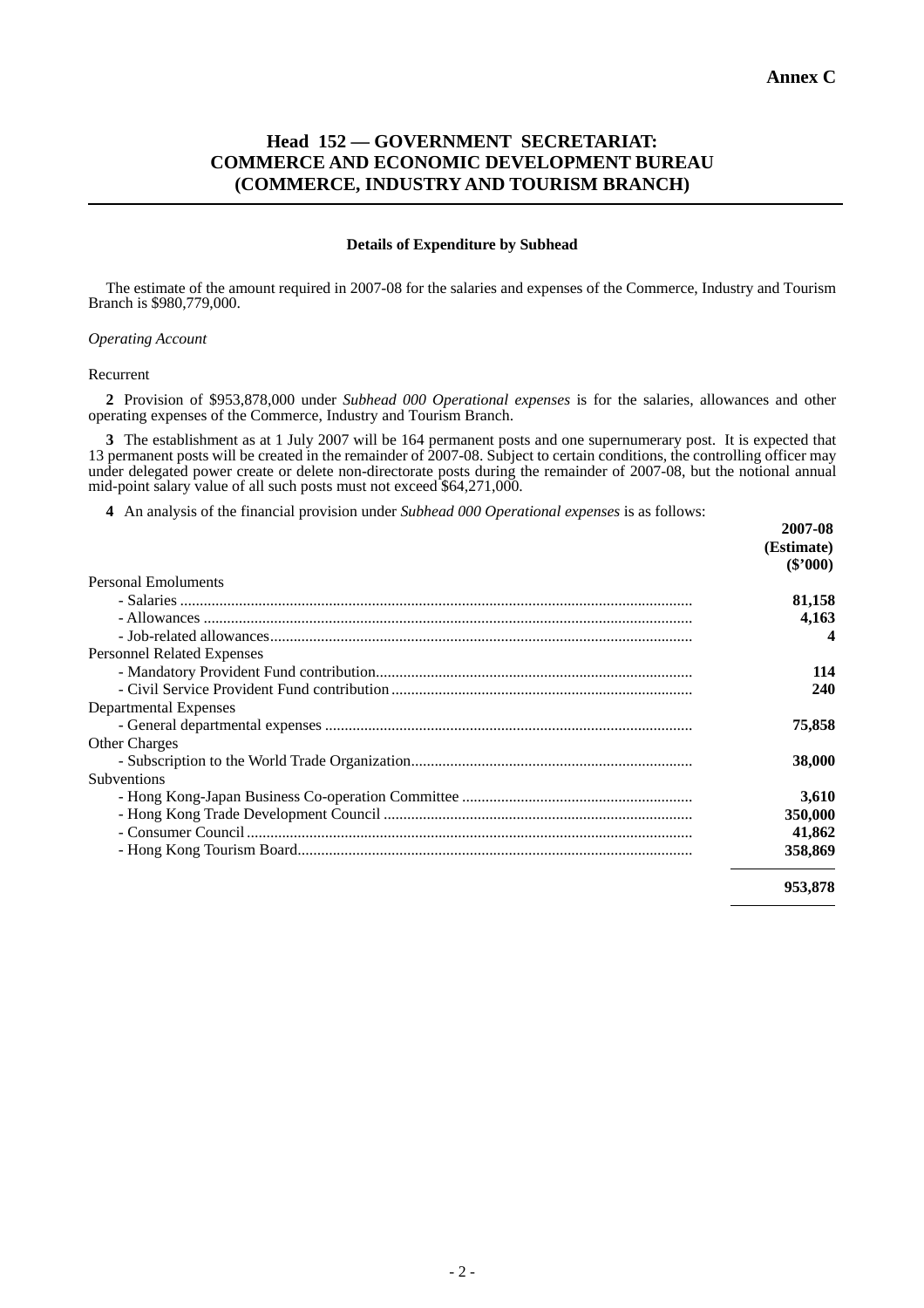**Annex C**

# Head 152 — GOVERNMENT SECRETARIAT: COMMERCE AND ECONOMIC DEVELOPMENT BUREAU (COMMERCE, INDUSTRY AND TOURISM BRANCH)

**Details of Expenditure by Subhead**

The estimate of the amount required in 2007-08 for the salaries and expenses of the Commerce, Industry and Tourism Branch is $980,779,000.

*Operating Account*

Recurrent

**2** Provision of $953,878,000 under *Subhead 000 Operational expenses* is for the salaries, allowances and other operating expenses of the Commerce, Industry and Tourism Branch.

**3** The establishment as at 1 July 2007 will be 164 permanent posts and one supernumerary post. It is expected that 13 permanent posts will be created in the remainder of 2007-08. Subject to certain conditions, the controlling officer may under delegated power create or delete non-directorate posts during the remainder of 2007-08, but the notional annual mid-point salary value of all such posts must not exceed $64,271,000.

**4** An analysis of the financial provision under *Subhead 000 Operational expenses* is as follows:

| | **2007-08 (Estimate) ($'000)** |
|---|---|
| Personal Emoluments | |
| - Salaries | **81,158** |
| - Allowances | **4,163** |
| - Job-related allowances | **4** |
| Personnel Related Expenses | |
| - Mandatory Provident Fund contribution | **114** |
| - Civil Service Provident Fund contribution | **240** |
| Departmental Expenses | |
| - General departmental expenses | **75,858** |
| Other Charges | |
| - Subscription to the World Trade Organization | **38,000** |
| Subventions | |
| - Hong Kong-Japan Business Co-operation Committee | **3,610** |
| - Hong Kong Trade Development Council | **350,000** |
| - Consumer Council | **41,862** |
| - Hong Kong Tourism Board | **358,869** |
| | **953,878** |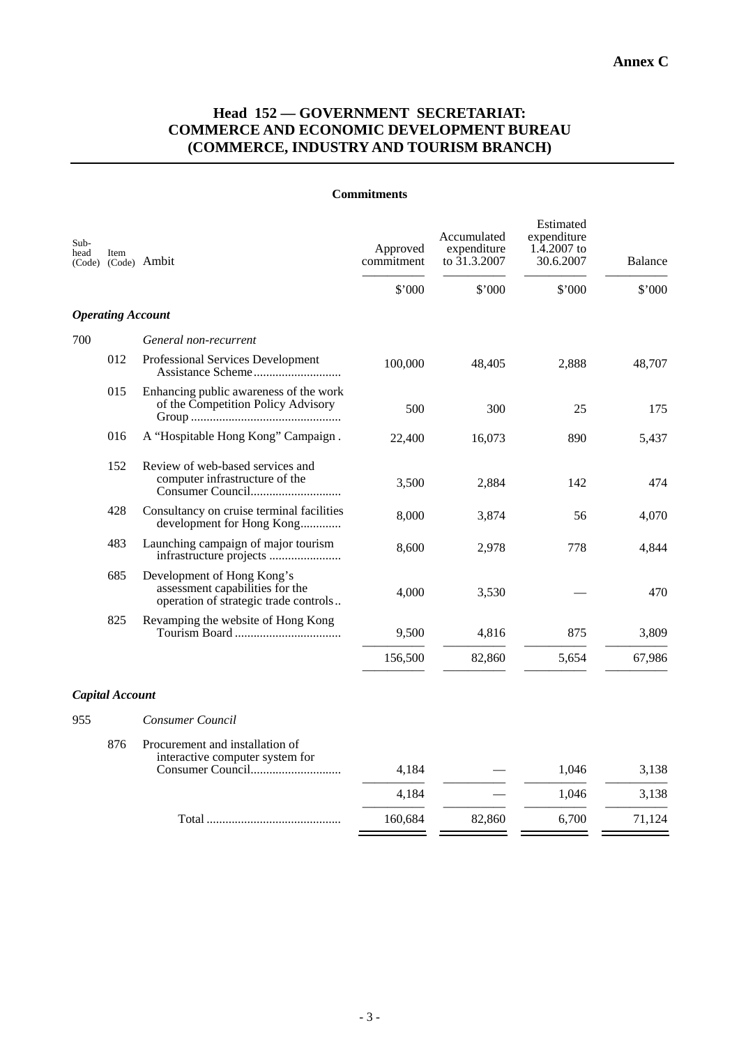**Annex C**

## Head 152 — GOVERNMENT SECRETARIAT: COMMERCE AND ECONOMIC DEVELOPMENT BUREAU (COMMERCE, INDUSTRY AND TOURISM BRANCH)

**Commitments**

| Sub-head (Code) | Item (Code) | Ambit | Approved commitment | Accumulated expenditure to 31.3.2007 | Estimated expenditure 1.4.2007 to 30.6.2007 | Balance |
|---|---|---|---|---|---|---|
| | | | $'000 | $'000 | $'000 | $'000 |
| ***Operating Account*** | | | | | | |
| 700 | | *General non-recurrent* | | | | |
| | 012 | Professional Services Development Assistance Scheme | 100,000 | 48,405 | 2,888 | 48,707 |
| | 015 | Enhancing public awareness of the work of the Competition Policy Advisory Group | 500 | 300 | 25 | 175 |
| | 016 | A "Hospitable Hong Kong" Campaign | 22,400 | 16,073 | 890 | 5,437 |
| | 152 | Review of web-based services and computer infrastructure of the Consumer Council | 3,500 | 2,884 | 142 | 474 |
| | 428 | Consultancy on cruise terminal facilities development for Hong Kong | 8,000 | 3,874 | 56 | 4,070 |
| | 483 | Launching campaign of major tourism infrastructure projects | 8,600 | 2,978 | 778 | 4,844 |
| | 685 | Development of Hong Kong's assessment capabilities for the operation of strategic trade controls | 4,000 | 3,530 | — | 470 |
| | 825 | Revamping the website of Hong Kong Tourism Board | 9,500 | 4,816 | 875 | 3,809 |
| | | | 156,500 | 82,860 | 5,654 | 67,986 |
| ***Capital Account*** | | | | | | |
| 955 | | *Consumer Council* | | | | |
| | 876 | Procurement and installation of interactive computer system for Consumer Council | 4,184 | — | 1,046 | 3,138 |
| | | | 4,184 | — | 1,046 | 3,138 |
| | | Total | 160,684 | 82,860 | 6,700 | 71,124 |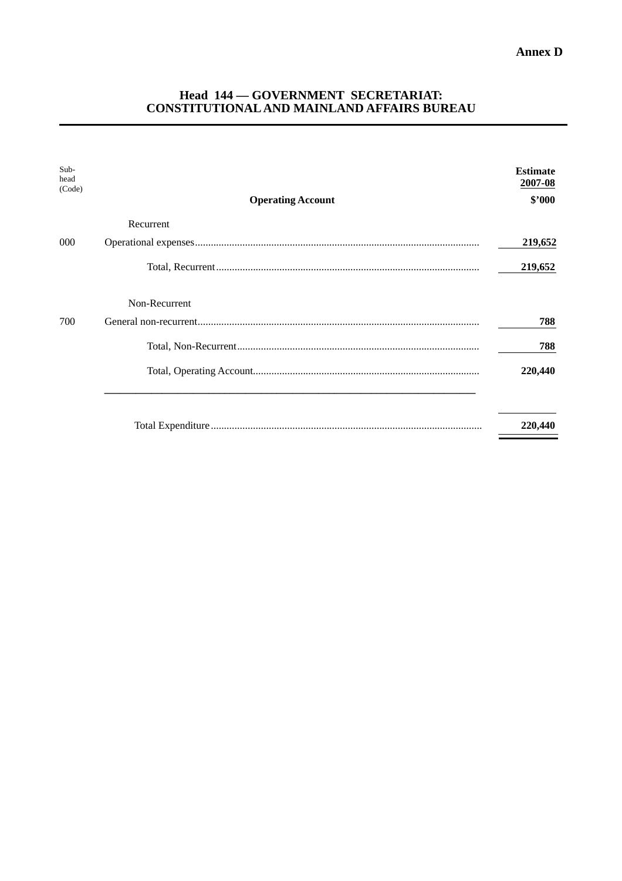**Annex D**

## Head 144 — GOVERNMENT SECRETARIAT: CONSTITUTIONAL AND MAINLAND AFFAIRS BUREAU

| Sub-head (Code) | Operating Account | Estimate 2007-08 $'000 |
|---|---|---|
| | Recurrent | |
| 000 | Operational expenses | 219,652 |
| | Total, Recurrent | 219,652 |
| | Non-Recurrent | |
| 700 | General non-recurrent | 788 |
| | Total, Non-Recurrent | 788 |
| | Total, Operating Account | 220,440 |
| | Total Expenditure | 220,440 |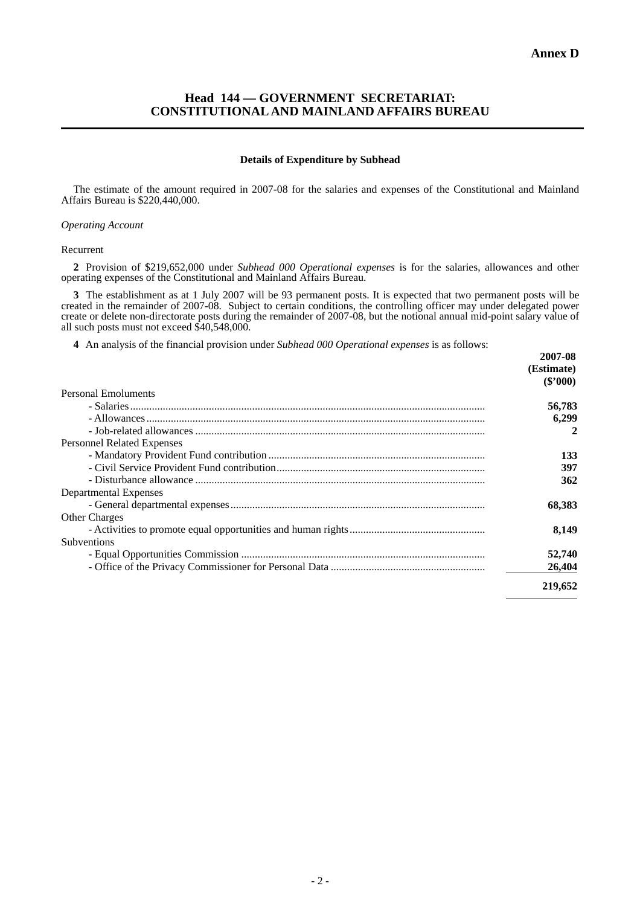**Annex D**

# Head 144 — GOVERNMENT SECRETARIAT: CONSTITUTIONAL AND MAINLAND AFFAIRS BUREAU

**Details of Expenditure by Subhead**

The estimate of the amount required in 2007-08 for the salaries and expenses of the Constitutional and Mainland Affairs Bureau is $220,440,000.

*Operating Account*

Recurrent

**2** Provision of $219,652,000 under *Subhead 000 Operational expenses* is for the salaries, allowances and other operating expenses of the Constitutional and Mainland Affairs Bureau.

**3** The establishment as at 1 July 2007 will be 93 permanent posts. It is expected that two permanent posts will be created in the remainder of 2007-08. Subject to certain conditions, the controlling officer may under delegated power create or delete non-directorate posts during the remainder of 2007-08, but the notional annual mid-point salary value of all such posts must not exceed $40,548,000.

**4** An analysis of the financial provision under *Subhead 000 Operational expenses* is as follows:

| | **2007-08 (Estimate) ($'000)** |
|---|---:|
| Personal Emoluments | |
| - Salaries | **56,783** |
| - Allowances | **6,299** |
| - Job-related allowances | **2** |
| Personnel Related Expenses | |
| - Mandatory Provident Fund contribution | **133** |
| - Civil Service Provident Fund contribution | **397** |
| - Disturbance allowance | **362** |
| Departmental Expenses | |
| - General departmental expenses | **68,383** |
| Other Charges | |
| - Activities to promote equal opportunities and human rights | **8,149** |
| Subventions | |
| - Equal Opportunities Commission | **52,740** |
| - Office of the Privacy Commissioner for Personal Data | **26,404** |
| | **219,652** |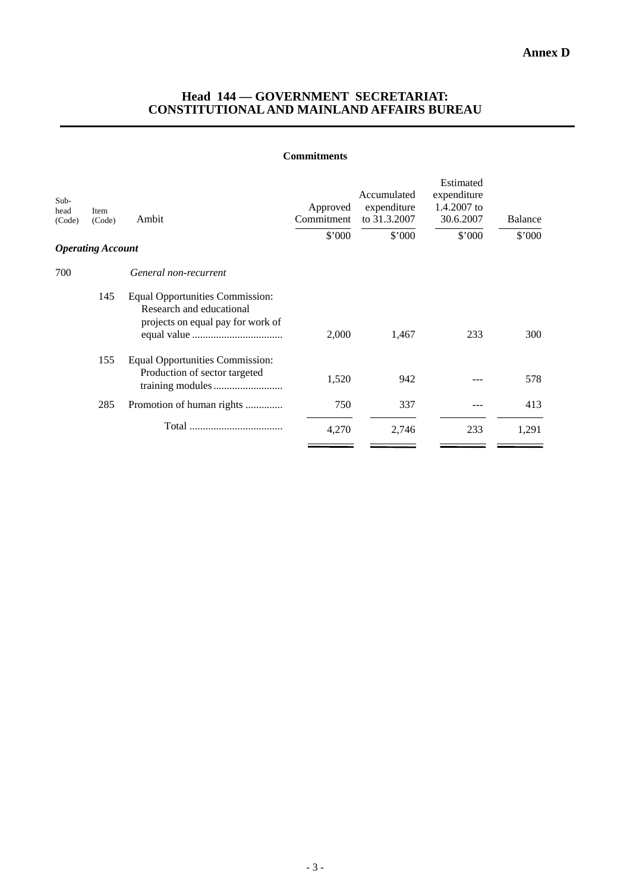**Annex D**

## Head 144 — GOVERNMENT SECRETARIAT: CONSTITUTIONAL AND MAINLAND AFFAIRS BUREAU

### Commitments

| Sub-head (Code) | Item (Code) | Ambit | Approved Commitment | Accumulated expenditure to 31.3.2007 | Estimated expenditure 1.4.2007 to 30.6.2007 | Balance |
|---|---|---|---|---|---|---|
| | | | $'000 | $'000 | $'000 | $'000 |
| ***Operating Account*** | | | | | | |
| 700 | | *General non-recurrent* | | | | |
| | 145 | Equal Opportunities Commission: Research and educational projects on equal pay for work of equal value .................................. | 2,000 | 1,467 | 233 | 300 |
| | 155 | Equal Opportunities Commission: Production of sector targeted training modules .......................... | 1,520 | 942 | --- | 578 |
| | 285 | Promotion of human rights ............. | 750 | 337 | --- | 413 |
| | | Total ................................... | 4,270 | 2,746 | 233 | 1,291 |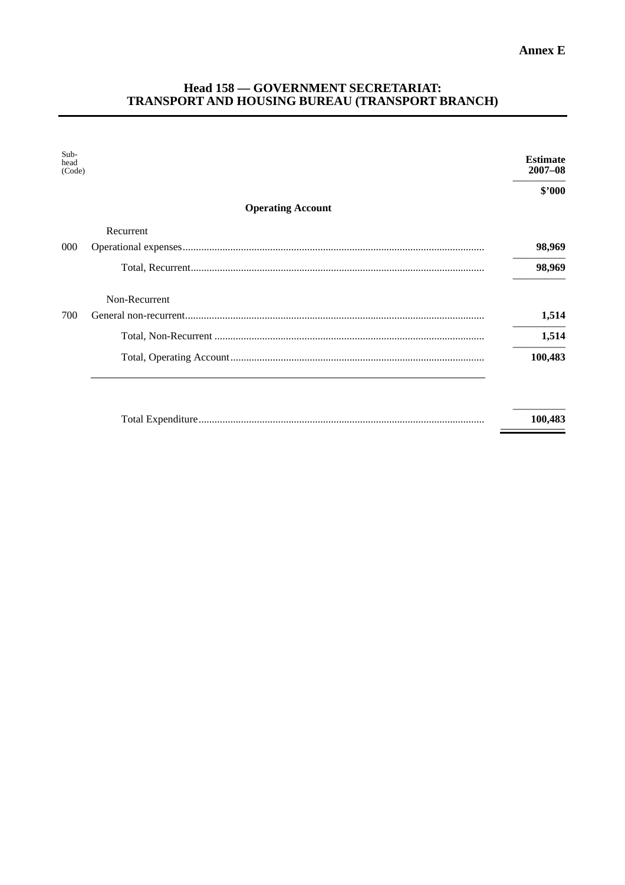**Annex E**

# Head 158 — GOVERNMENT SECRETARIAT: TRANSPORT AND HOUSING BUREAU (TRANSPORT BRANCH)

| Sub-head (Code) | | Estimate 2007–08 |
|---|---|---|
| | | **$'000** |
| | **Operating Account** | |
| | Recurrent | |
| 000 | Operational expenses | **98,969** |
| | Total, Recurrent | **98,969** |
| | Non-Recurrent | |
| 700 | General non-recurrent | **1,514** |
| | Total, Non-Recurrent | **1,514** |
| | Total, Operating Account | **100,483** |
| | Total Expenditure | **100,483** |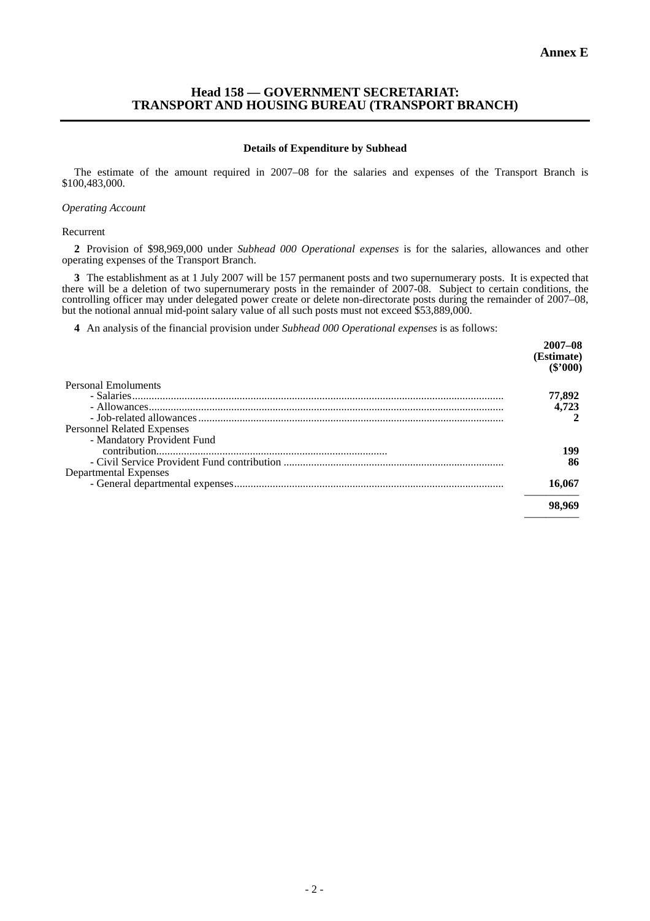**Annex E**

# Head 158 — GOVERNMENT SECRETARIAT: TRANSPORT AND HOUSING BUREAU (TRANSPORT BRANCH)

### Details of Expenditure by Subhead

The estimate of the amount required in 2007–08 for the salaries and expenses of the Transport Branch is $100,483,000.

*Operating Account*

Recurrent

**2** Provision of $98,969,000 under *Subhead 000 Operational expenses* is for the salaries, allowances and other operating expenses of the Transport Branch.

**3** The establishment as at 1 July 2007 will be 157 permanent posts and two supernumerary posts. It is expected that there will be a deletion of two supernumerary posts in the remainder of 2007-08. Subject to certain conditions, the controlling officer may under delegated power create or delete non-directorate posts during the remainder of 2007–08, but the notional annual mid-point salary value of all such posts must not exceed $53,889,000.

**4** An analysis of the financial provision under *Subhead 000 Operational expenses* is as follows:

| | **2007–08 (Estimate) ($'000)** |
|---|---|
| Personal Emoluments | |
| - Salaries | **77,892** |
| - Allowances | **4,723** |
| - Job-related allowances | **2** |
| Personnel Related Expenses | |
| - Mandatory Provident Fund contribution | **199** |
| - Civil Service Provident Fund contribution | **86** |
| Departmental Expenses | |
| - General departmental expenses | **16,067** |
| | **98,969** |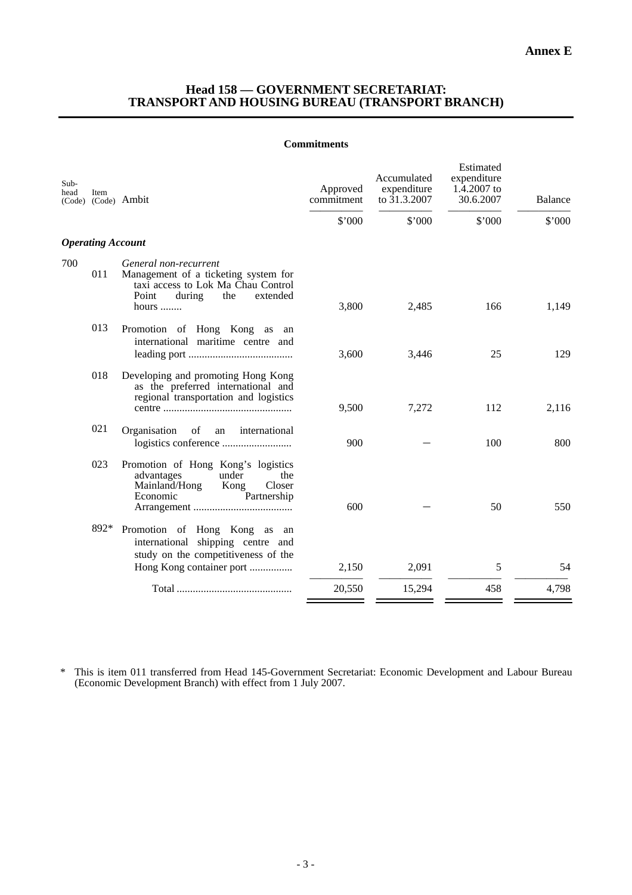**Annex E**

## Head 158 — GOVERNMENT SECRETARIAT: TRANSPORT AND HOUSING BUREAU (TRANSPORT BRANCH)

**Commitments**

| Sub-head (Code) | Item (Code) | Ambit | Approved commitment | Accumulated expenditure to 31.3.2007 | Estimated expenditure 1.4.2007 to 30.6.2007 | Balance |
|---|---|---|---|---|---|---|
| | | | $'000 | $'000 | $'000 | $'000 |
| ***Operating Account*** | | | | | | |
| 700 | | *General non-recurrent* | | | | |
| | 011 | Management of a ticketing system for taxi access to Lok Ma Chau Control Point during the extended hours ........ | 3,800 | 2,485 | 166 | 1,149 |
| | 013 | Promotion of Hong Kong as an international maritime centre and leading port ....................................... | 3,600 | 3,446 | 25 | 129 |
| | 018 | Developing and promoting Hong Kong as the preferred international and regional transportation and logistics centre ................................................ | 9,500 | 7,272 | 112 | 2,116 |
| | 021 | Organisation of an international logistics conference .......................... | 900 | — | 100 | 800 |
| | 023 | Promotion of Hong Kong's logistics advantages under the Mainland/Hong Kong Closer Economic Partnership Arrangement ..................................... | 600 | — | 50 | 550 |
| | 892* | Promotion of Hong Kong as an international shipping centre and study on the competitiveness of the Hong Kong container port ................ | 2,150 | 2,091 | 5 | 54 |
| | | Total ........................................... | 20,550 | 15,294 | 458 | 4,798 |

\* This is item 011 transferred from Head 145-Government Secretariat: Economic Development and Labour Bureau (Economic Development Branch) with effect from 1 July 2007.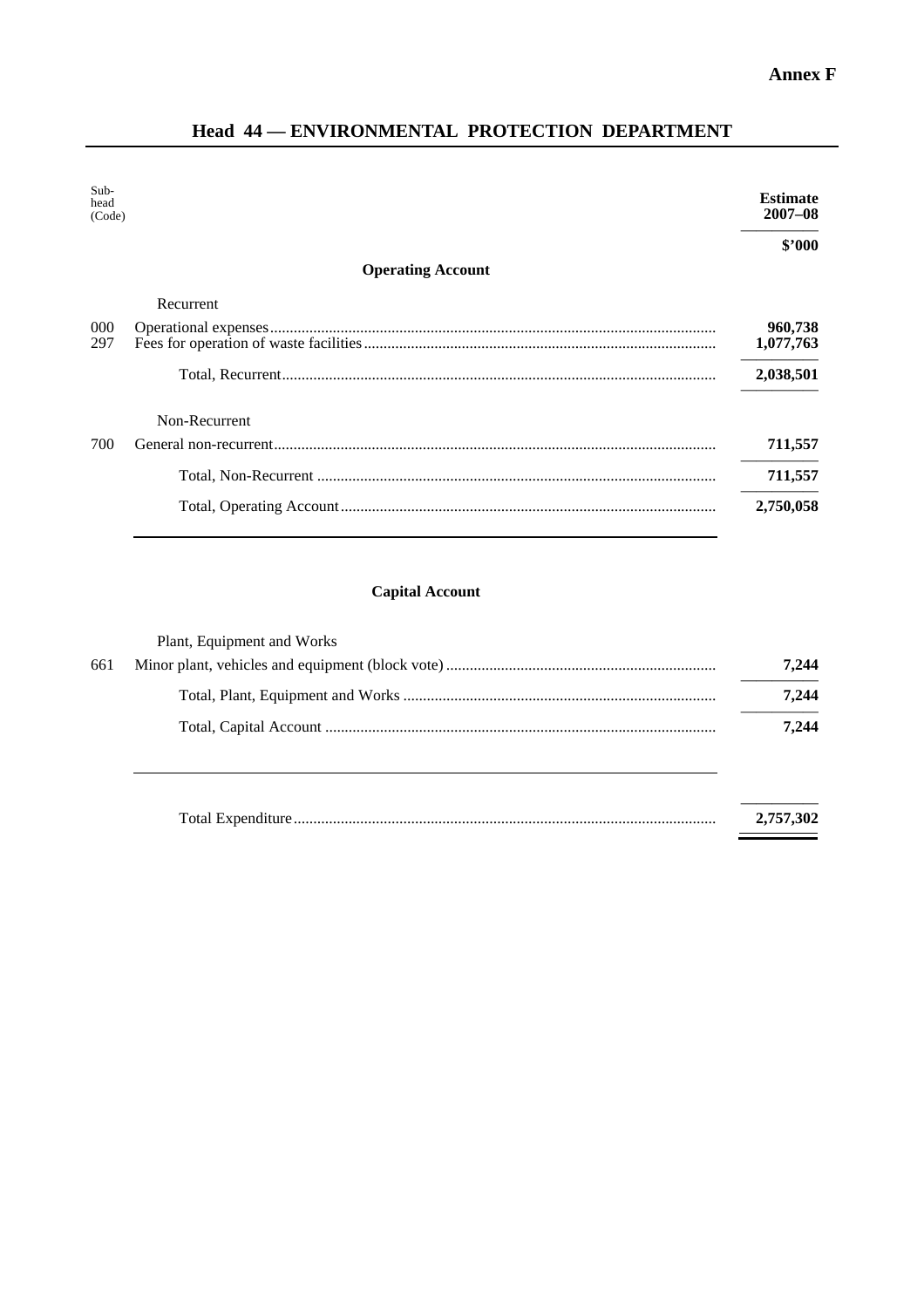**Annex F**

## Head 44 — ENVIRONMENTAL PROTECTION DEPARTMENT

| Sub-head (Code) | | Estimate 2007–08 |
|---|---|---|
| | | $’000 |
| | **Operating Account** | |
| | Recurrent | |
| 000 | Operational expenses | **960,738** |
| 297 | Fees for operation of waste facilities | **1,077,763** |
| | Total, Recurrent | **2,038,501** |
| | Non-Recurrent | |
| 700 | General non-recurrent | **711,557** |
| | Total, Non-Recurrent | **711,557** |
| | Total, Operating Account | **2,750,058** |
| | **Capital Account** | |
| | Plant, Equipment and Works | |
| 661 | Minor plant, vehicles and equipment (block vote) | **7,244** |
| | Total, Plant, Equipment and Works | **7,244** |
| | Total, Capital Account | **7,244** |
| | Total Expenditure | **2,757,302** |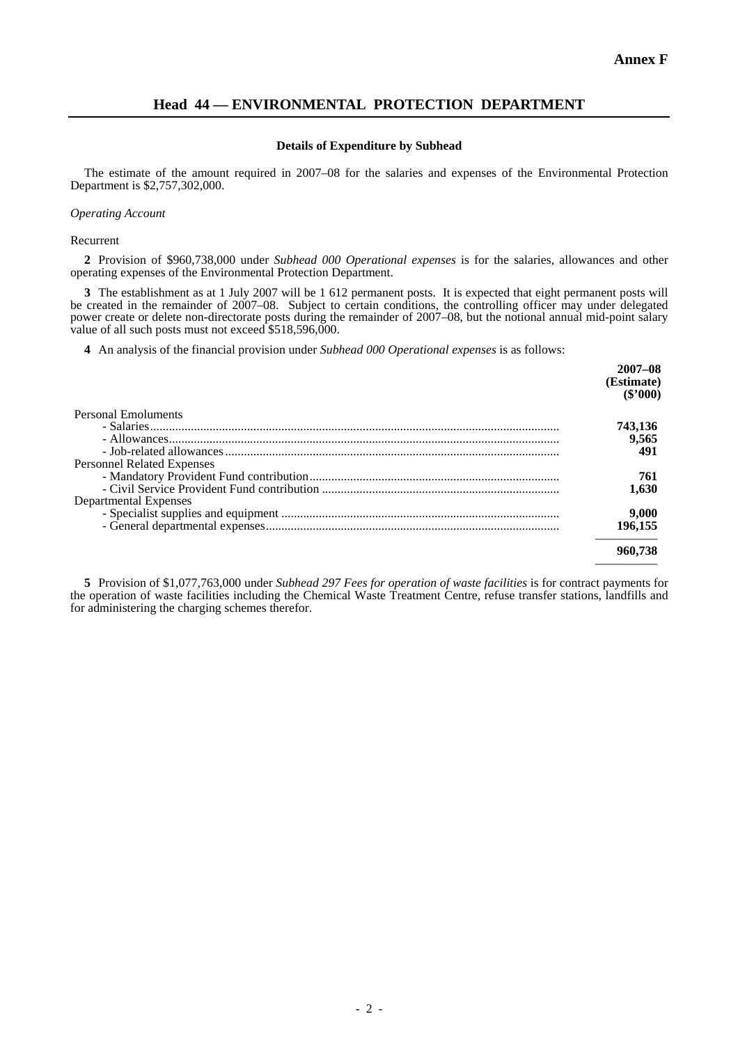**Annex F**

## Head 44 — ENVIRONMENTAL PROTECTION DEPARTMENT

**Details of Expenditure by Subhead**

The estimate of the amount required in 2007–08 for the salaries and expenses of the Environmental Protection Department is $2,757,302,000.

*Operating Account*

Recurrent

**2** Provision of $960,738,000 under *Subhead 000 Operational expenses* is for the salaries, allowances and other operating expenses of the Environmental Protection Department.

**3** The establishment as at 1 July 2007 will be 1 612 permanent posts. It is expected that eight permanent posts will be created in the remainder of 2007–08. Subject to certain conditions, the controlling officer may under delegated power create or delete non-directorate posts during the remainder of 2007–08, but the notional annual mid-point salary value of all such posts must not exceed $518,596,000.

**4** An analysis of the financial provision under *Subhead 000 Operational expenses* is as follows:

| | **2007–08 (Estimate) ($'000)** |
|---|---|
| Personal Emoluments | |
| - Salaries | **743,136** |
| - Allowances | **9,565** |
| - Job-related allowances | **491** |
| Personnel Related Expenses | |
| - Mandatory Provident Fund contribution | **761** |
| - Civil Service Provident Fund contribution | **1,630** |
| Departmental Expenses | |
| - Specialist supplies and equipment | **9,000** |
| - General departmental expenses | **196,155** |
| | **960,738** |

**5** Provision of $1,077,763,000 under *Subhead 297 Fees for operation of waste facilities* is for contract payments for the operation of waste facilities including the Chemical Waste Treatment Centre, refuse transfer stations, landfills and for administering the charging schemes therefor.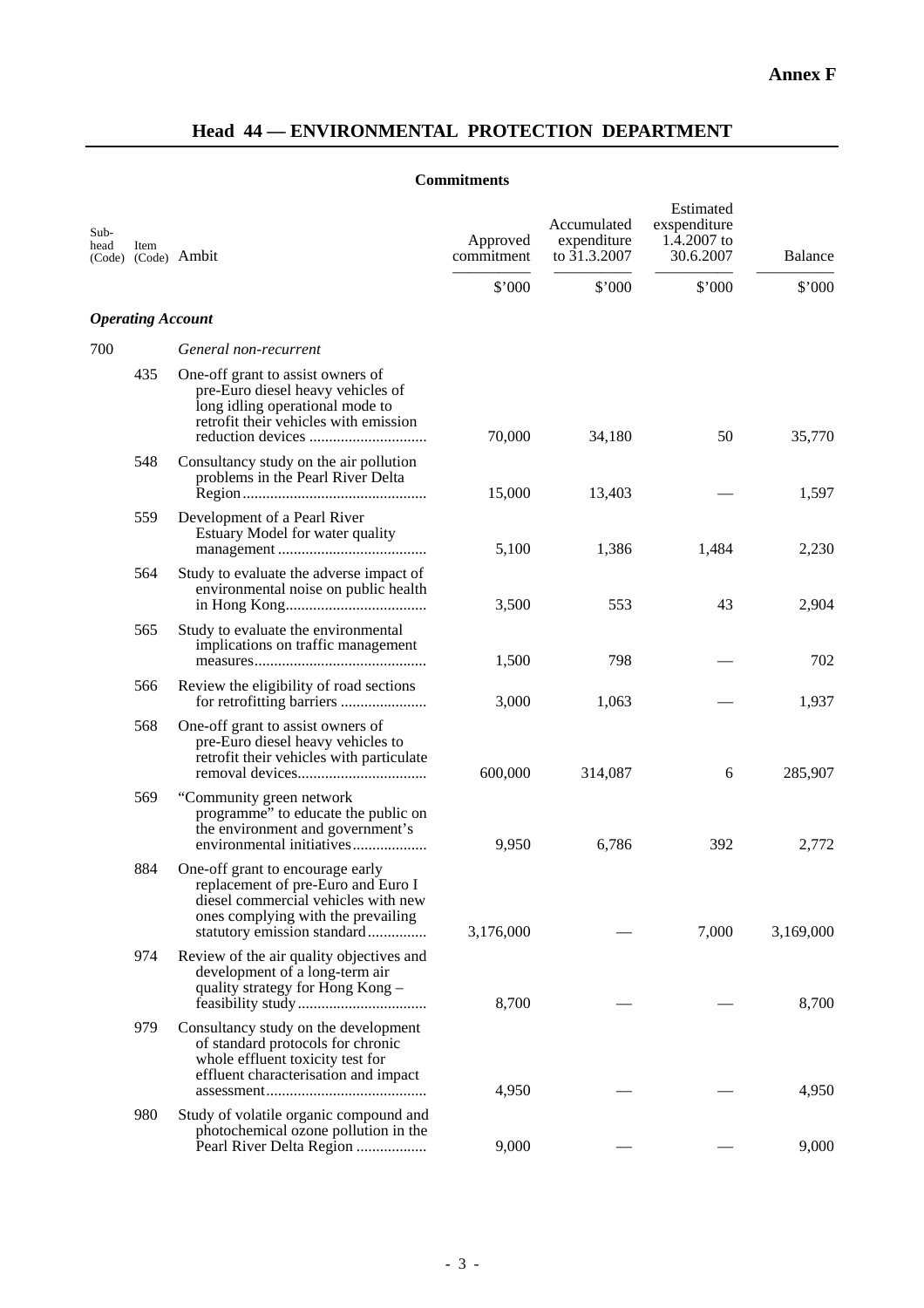**Annex F**

## Head 44 — ENVIRONMENTAL PROTECTION DEPARTMENT

**Commitments**

| Sub-head (Code) | Item (Code) | Ambit | Approved commitment | Accumulated expenditure to 31.3.2007 | Estimated exspenditure 1.4.2007 to 30.6.2007 | Balance |
|---|---|---|---|---|---|---|
| | | | $'000 | $'000 | $'000 | $'000 |
| ***Operating Account*** | | | | | | |
| 700 | | *General non-recurrent* | | | | |
| | 435 | One-off grant to assist owners of pre-Euro diesel heavy vehicles of long idling operational mode to retrofit their vehicles with emission reduction devices | 70,000 | 34,180 | 50 | 35,770 |
| | 548 | Consultancy study on the air pollution problems in the Pearl River Delta Region | 15,000 | 13,403 | — | 1,597 |
| | 559 | Development of a Pearl River Estuary Model for water quality management | 5,100 | 1,386 | 1,484 | 2,230 |
| | 564 | Study to evaluate the adverse impact of environmental noise on public health in Hong Kong | 3,500 | 553 | 43 | 2,904 |
| | 565 | Study to evaluate the environmental implications on traffic management measures | 1,500 | 798 | — | 702 |
| | 566 | Review the eligibility of road sections for retrofitting barriers | 3,000 | 1,063 | — | 1,937 |
| | 568 | One-off grant to assist owners of pre-Euro diesel heavy vehicles to retrofit their vehicles with particulate removal devices | 600,000 | 314,087 | 6 | 285,907 |
| | 569 | "Community green network programme" to educate the public on the environment and government's environmental initiatives | 9,950 | 6,786 | 392 | 2,772 |
| | 884 | One-off grant to encourage early replacement of pre-Euro and Euro I diesel commercial vehicles with new ones complying with the prevailing statutory emission standard | 3,176,000 | — | 7,000 | 3,169,000 |
| | 974 | Review of the air quality objectives and development of a long-term air quality strategy for Hong Kong – feasibility study | 8,700 | — | — | 8,700 |
| | 979 | Consultancy study on the development of standard protocols for chronic whole effluent toxicity test for effluent characterisation and impact assessment | 4,950 | — | — | 4,950 |
| | 980 | Study of volatile organic compound and photochemical ozone pollution in the Pearl River Delta Region | 9,000 | — | — | 9,000 |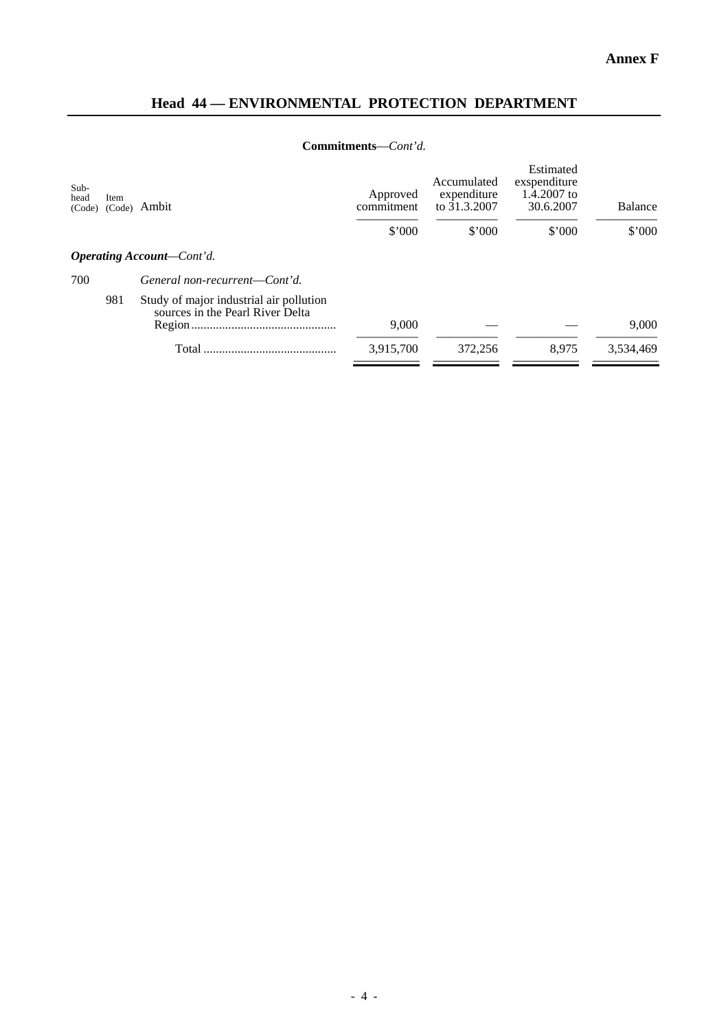**Annex F**

## Head 44 — ENVIRONMENTAL PROTECTION DEPARTMENT

**Commitments**—*Cont'd.*

| Sub-head (Code) | Item (Code) | Ambit | Approved commitment | Accumulated expenditure to 31.3.2007 | Estimated exspenditure 1.4.2007 to 30.6.2007 | Balance |
|---|---|---|---|---|---|---|
| | | | $'000 | $'000 | $'000 | $'000 |
| ***Operating Account****—Cont'd.* | | | | | | |
| 700 | | *General non-recurrent—Cont'd.* | | | | |
| | 981 | Study of major industrial air pollution sources in the Pearl River Delta Region............................................ | 9,000 | — | — | 9,000 |
| | | Total .......................................... | 3,915,700 | 372,256 | 8,975 | 3,534,469 |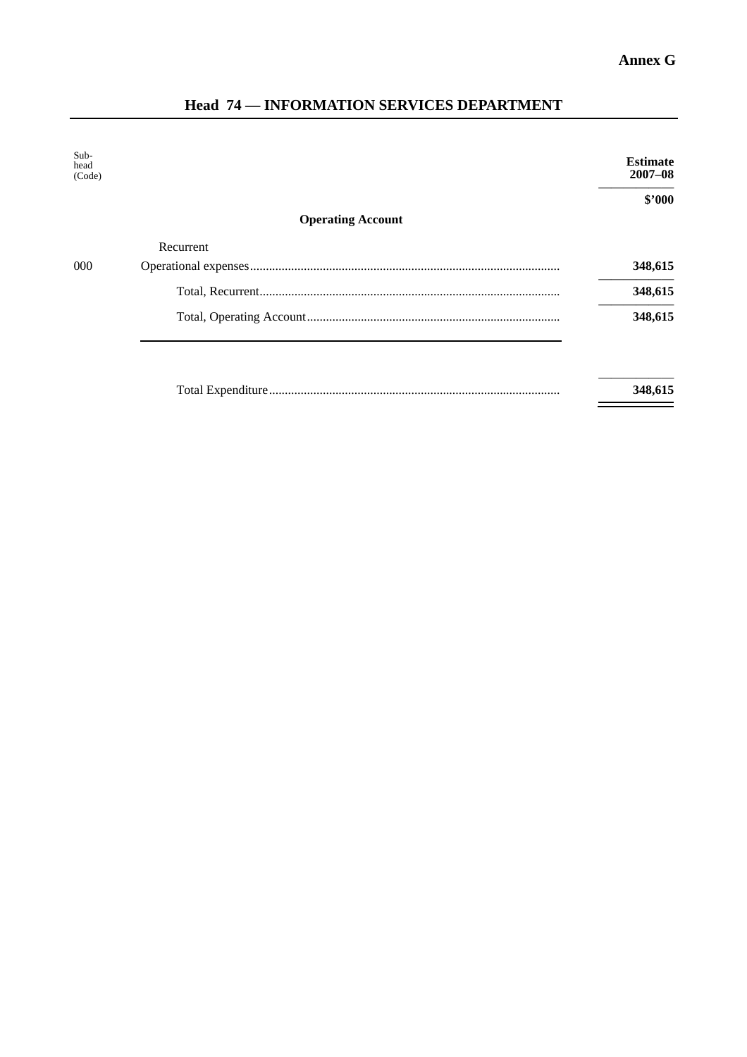**Annex G**

## Head 74 — INFORMATION SERVICES DEPARTMENT

| Sub-head (Code) | | Estimate 2007–08 |
|---|---|---|
| | | $'000 |
| | **Operating Account** | |
| | Recurrent | |
| 000 | Operational expenses | **348,615** |
| | Total, Recurrent | **348,615** |
| | Total, Operating Account | **348,615** |
| | Total Expenditure | **348,615** |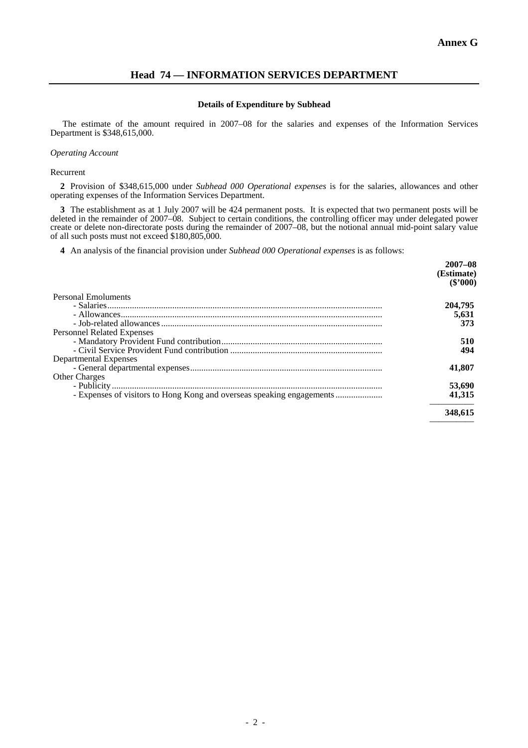**Annex G**

## Head 74 — INFORMATION SERVICES DEPARTMENT

**Details of Expenditure by Subhead**

The estimate of the amount required in 2007–08 for the salaries and expenses of the Information Services Department is $348,615,000.

*Operating Account*

Recurrent

**2** Provision of $348,615,000 under *Subhead 000 Operational expenses* is for the salaries, allowances and other operating expenses of the Information Services Department.

**3** The establishment as at 1 July 2007 will be 424 permanent posts. It is expected that two permanent posts will be deleted in the remainder of 2007–08. Subject to certain conditions, the controlling officer may under delegated power create or delete non-directorate posts during the remainder of 2007–08, but the notional annual mid-point salary value of all such posts must not exceed $180,805,000.

**4** An analysis of the financial provision under *Subhead 000 Operational expenses* is as follows:

| | **2007–08 (Estimate) ($'000)** |
|---|---|
| Personal Emoluments | |
| - Salaries | **204,795** |
| - Allowances | **5,631** |
| - Job-related allowances | **373** |
| Personnel Related Expenses | |
| - Mandatory Provident Fund contribution | **510** |
| - Civil Service Provident Fund contribution | **494** |
| Departmental Expenses | |
| - General departmental expenses | **41,807** |
| Other Charges | |
| - Publicity | **53,690** |
| - Expenses of visitors to Hong Kong and overseas speaking engagements | **41,315** |
| | **348,615** |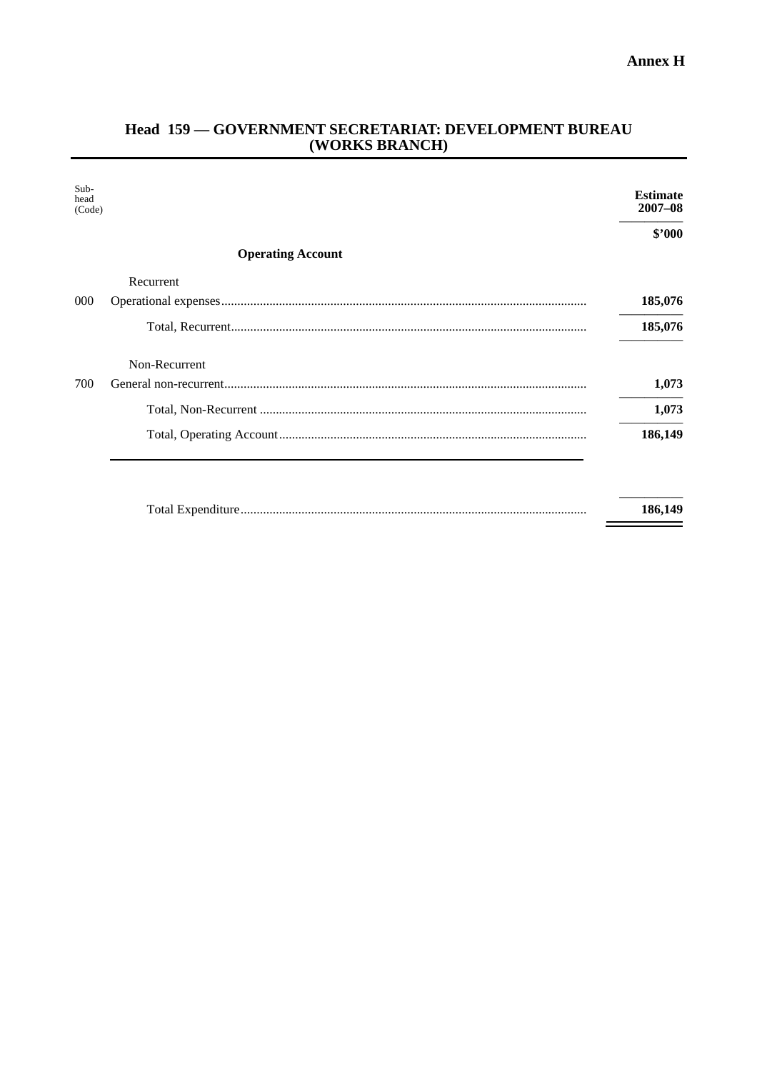**Annex H**

## Head 159 — GOVERNMENT SECRETARIAT: DEVELOPMENT BUREAU (WORKS BRANCH)

| Sub-head (Code) | | Estimate 2007–08 |
|---|---|---|
| | | **$'000** |
| | **Operating Account** | |
| | Recurrent | |
| 000 | Operational expenses | **185,076** |
| | Total, Recurrent | **185,076** |
| | Non-Recurrent | |
| 700 | General non-recurrent | **1,073** |
| | Total, Non-Recurrent | **1,073** |
| | Total, Operating Account | **186,149** |
| | Total Expenditure | **186,149** |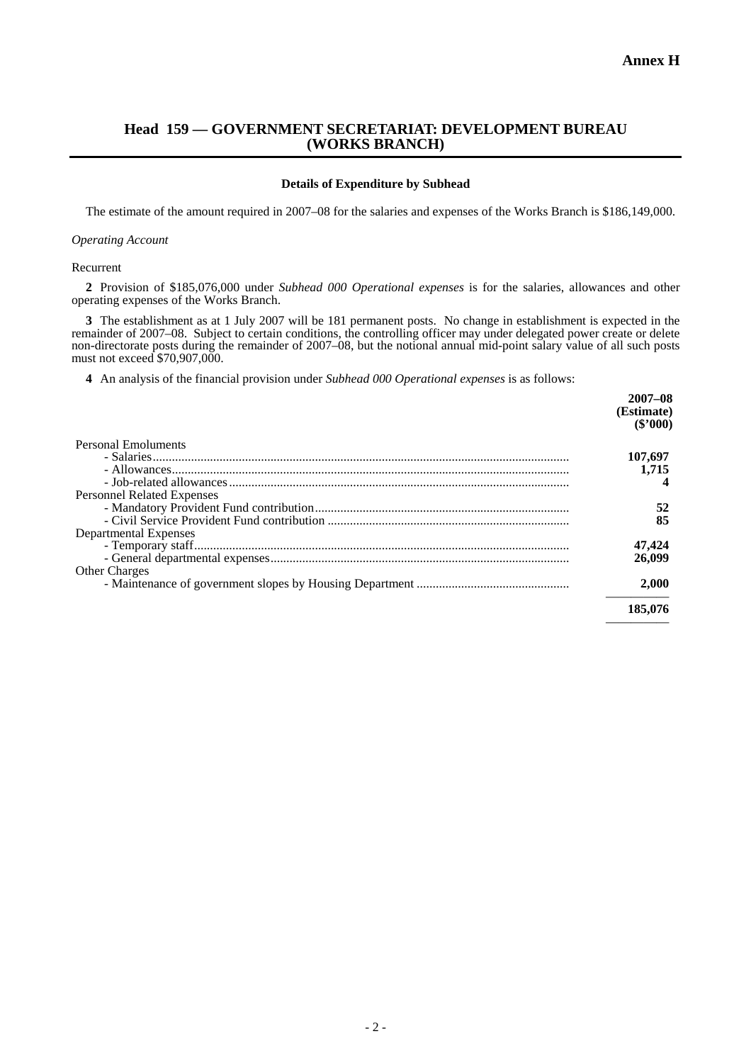**Annex H**

## Head 159 — GOVERNMENT SECRETARIAT: DEVELOPMENT BUREAU (WORKS BRANCH)

**Details of Expenditure by Subhead**

The estimate of the amount required in 2007–08 for the salaries and expenses of the Works Branch is $186,149,000.

*Operating Account*

Recurrent

**2** Provision of $185,076,000 under *Subhead 000 Operational expenses* is for the salaries, allowances and other operating expenses of the Works Branch.

**3** The establishment as at 1 July 2007 will be 181 permanent posts. No change in establishment is expected in the remainder of 2007–08. Subject to certain conditions, the controlling officer may under delegated power create or delete non-directorate posts during the remainder of 2007–08, but the notional annual mid-point salary value of all such posts must not exceed $70,907,000.

**4** An analysis of the financial provision under *Subhead 000 Operational expenses* is as follows:

| | **2007–08 (Estimate) ($'000)** |
|---|---|
| Personal Emoluments | |
| - Salaries | **107,697** |
| - Allowances | **1,715** |
| - Job-related allowances | **4** |
| Personnel Related Expenses | |
| - Mandatory Provident Fund contribution | **52** |
| - Civil Service Provident Fund contribution | **85** |
| Departmental Expenses | |
| - Temporary staff | **47,424** |
| - General departmental expenses | **26,099** |
| Other Charges | |
| - Maintenance of government slopes by Housing Department | **2,000** |
| | **185,076** |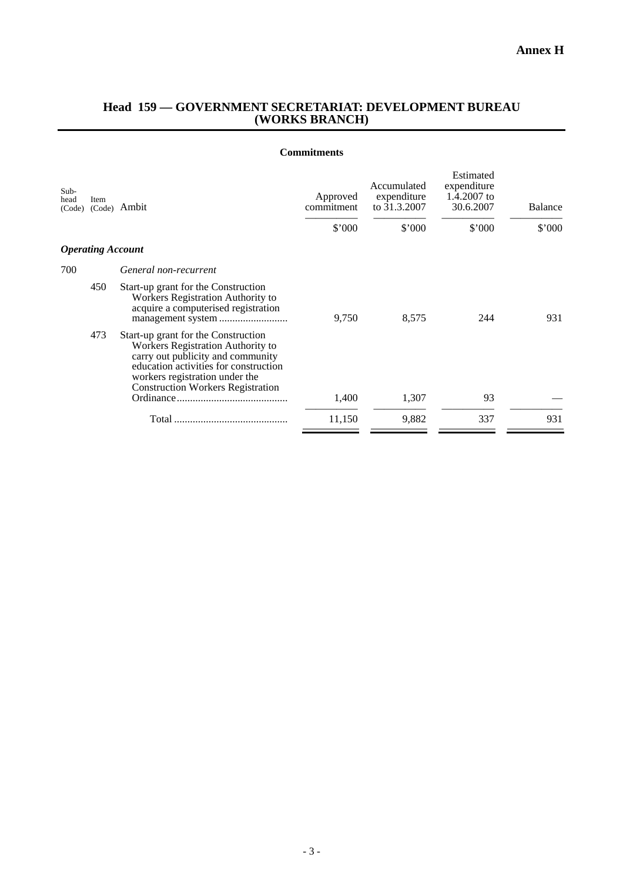**Annex H**

## Head 159 — GOVERNMENT SECRETARIAT: DEVELOPMENT BUREAU (WORKS BRANCH)

### Commitments

| Sub-head (Code) | Item (Code) | Ambit | Approved commitment | Accumulated expenditure to 31.3.2007 | Estimated expenditure 1.4.2007 to 30.6.2007 | Balance |
|---|---|---|---|---|---|---|
| | | | $'000 | $'000 | $'000 | $'000 |
| ***Operating Account*** | | | | | | |
| 700 | | *General non-recurrent* | | | | |
| | 450 | Start-up grant for the Construction Workers Registration Authority to acquire a computerised registration management system | 9,750 | 8,575 | 244 | 931 |
| | 473 | Start-up grant for the Construction Workers Registration Authority to carry out publicity and community education activities for construction workers registration under the Construction Workers Registration Ordinance | 1,400 | 1,307 | 93 | — |
| | | Total | 11,150 | 9,882 | 337 | 931 |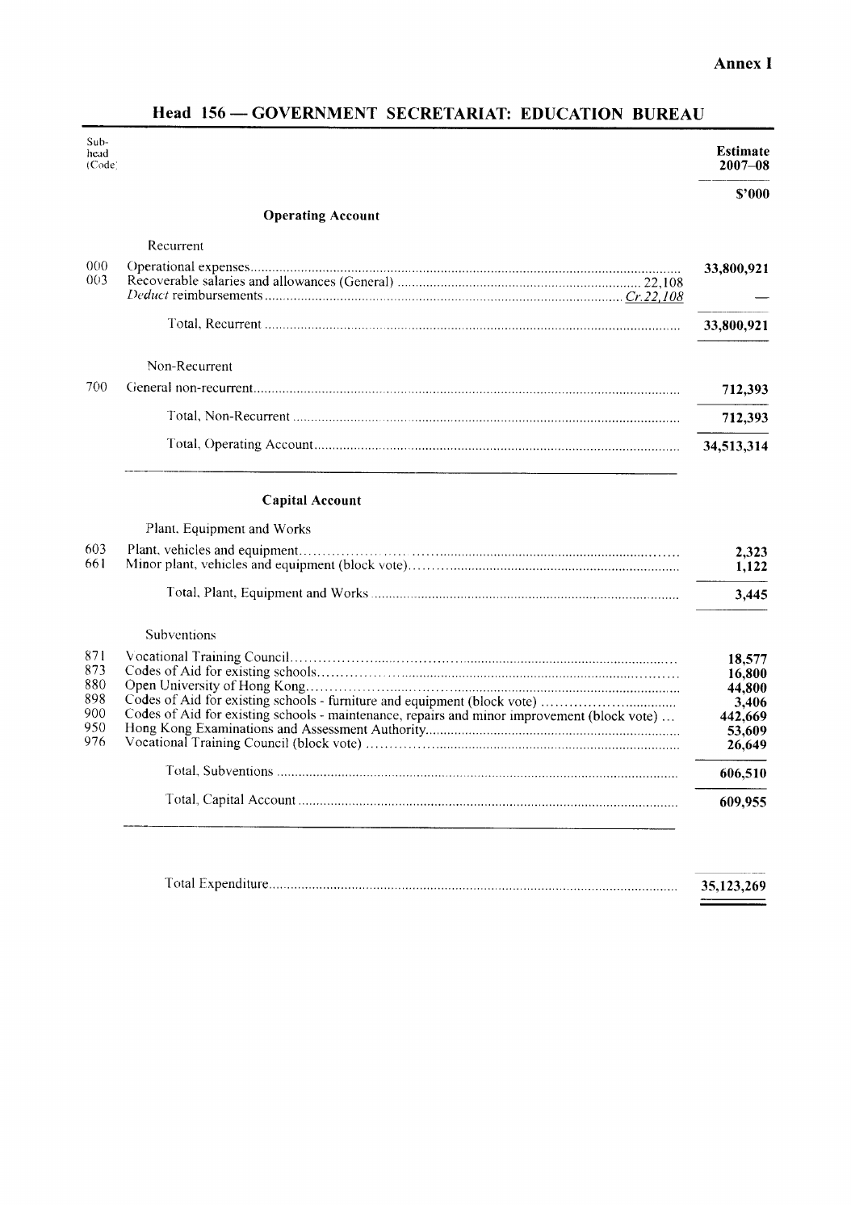**Annex I**

# Head 156 — GOVERNMENT SECRETARIAT: EDUCATION BUREAU

| Sub-head (Code) | | | Estimate 2007–08 |
|---|---|---|---|
| | | | $'000 |
| | **Operating Account** | | |
| | Recurrent | | |
| 000 | Operational expenses | | 33,800,921 |
| 003 | Recoverable salaries and allowances (General) | 22,108 | |
| | *Deduct* reimbursements | *Cr.22,108* | — |
| | Total, Recurrent | | 33,800,921 |
| | Non-Recurrent | | |
| 700 | General non-recurrent | | 712,393 |
| | Total, Non-Recurrent | | 712,393 |
| | Total, Operating Account | | 34,513,314 |
| | **Capital Account** | | |
| | Plant, Equipment and Works | | |
| 603 | Plant, vehicles and equipment | | 2,323 |
| 661 | Minor plant, vehicles and equipment (block vote) | | 1,122 |
| | Total, Plant, Equipment and Works | | 3,445 |
| | Subventions | | |
| 871 | Vocational Training Council | | 18,577 |
| 873 | Codes of Aid for existing schools | | 16,800 |
| 880 | Open University of Hong Kong | | 44,800 |
| 898 | Codes of Aid for existing schools - furniture and equipment (block vote) | | 3,406 |
| 900 | Codes of Aid for existing schools - maintenance, repairs and minor improvement (block vote) | | 442,669 |
| 950 | Hong Kong Examinations and Assessment Authority | | 53,609 |
| 976 | Vocational Training Council (block vote) | | 26,649 |
| | Total, Subventions | | 606,510 |
| | Total, Capital Account | | 609,955 |
| | Total Expenditure | | 35,123,269 |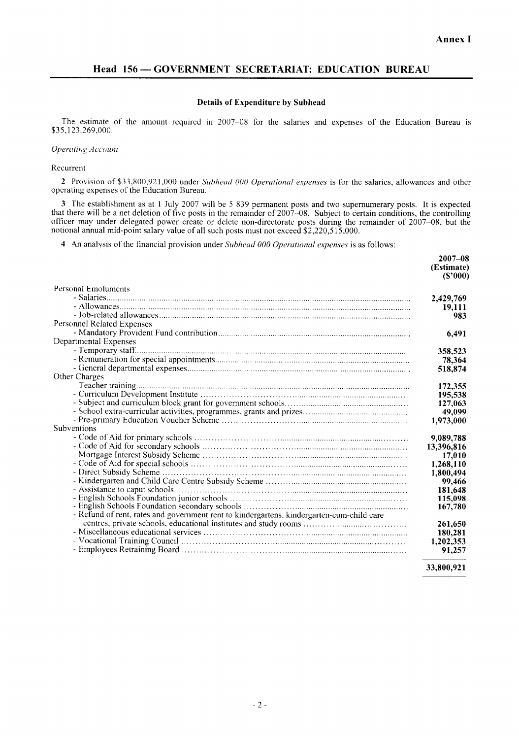**Annex I**

## Head 156 — GOVERNMENT SECRETARIAT: EDUCATION BUREAU

### Details of Expenditure by Subhead

The estimate of the amount required in 2007–08 for the salaries and expenses of the Education Bureau is $35,123,269,000.

*Operating Account*

Recurrent

**2** Provision of $33,800,921,000 under *Subhead 000 Operational expenses* is for the salaries, allowances and other operating expenses of the Education Bureau.

**3** The establishment as at 1 July 2007 will be 5 839 permanent posts and two supernumerary posts. It is expected that there will be a net deletion of five posts in the remainder of 2007–08. Subject to certain conditions, the controlling officer may under delegated power create or delete non-directorate posts during the remainder of 2007–08, but the notional annual mid-point salary value of all such posts must not exceed $2,220,515,000.

**4** An analysis of the financial provision under *Subhead 000 Operational expenses* is as follows:

| | 2007–08 (Estimate) ($'000) |
|---|---|
| Personal Emoluments | |
| - Salaries | 2,429,769 |
| - Allowances | 19,111 |
| - Job-related allowances | 983 |
| Personnel Related Expenses | |
| - Mandatory Provident Fund contribution | 6,491 |
| Departmental Expenses | |
| - Temporary staff | 358,523 |
| - Remuneration for special appointments | 78,364 |
| - General departmental expenses | 518,874 |
| Other Charges | |
| - Teacher training | 172,355 |
| - Curriculum Development Institute | 195,538 |
| - Subject and curriculum block grant for government schools | 127,063 |
| - School extra-curricular activities, programmes, grants and prizes | 49,099 |
| - Pre-primary Education Voucher Scheme | 1,973,000 |
| Subventions | |
| - Code of Aid for primary schools | 9,089,788 |
| - Code of Aid for secondary schools | 13,396,816 |
| - Mortgage Interest Subsidy Scheme | 17,010 |
| - Code of Aid for special schools | 1,268,110 |
| - Direct Subsidy Scheme | 1,800,494 |
| - Kindergarten and Child Care Centre Subsidy Scheme | 99,466 |
| - Assistance to caput schools | 181,648 |
| - English Schools Foundation junior schools | 115,098 |
| - English Schools Foundation secondary schools | 167,780 |
| - Refund of rent, rates and government rent to kindergartens, kindergarten-cum-child care centres, private schools, educational institutes and study rooms | 261,650 |
| - Miscellaneous educational services | 180,281 |
| - Vocational Training Council | 1,202,353 |
| - Employees Retraining Board | 91,257 |
| | **33,800,921** |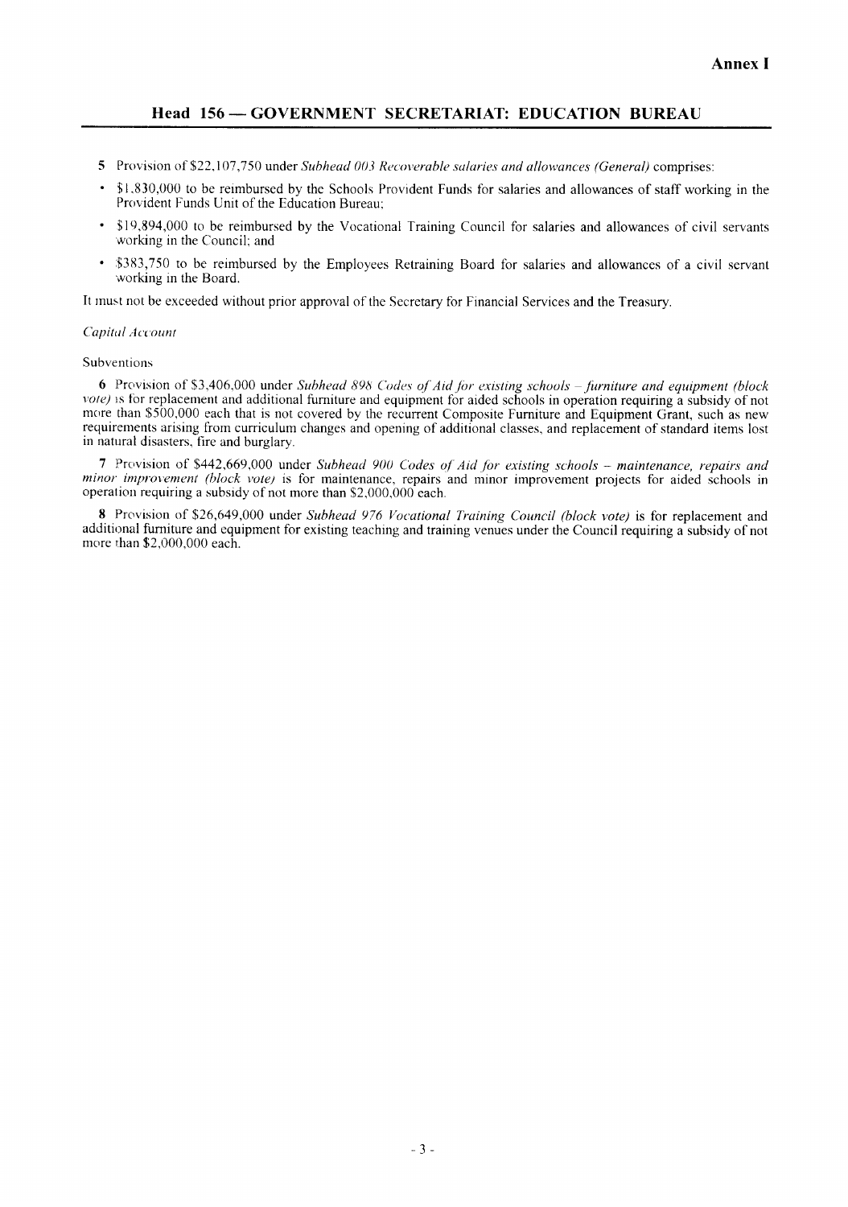**Annex I**

## Head 156 — GOVERNMENT SECRETARIAT: EDUCATION BUREAU

**5** Provision of $22,107,750 under *Subhead 003 Recoverable salaries and allowances (General)* comprises:

- $1,830,000 to be reimbursed by the Schools Provident Funds for salaries and allowances of staff working in the Provident Funds Unit of the Education Bureau;
- $19,894,000 to be reimbursed by the Vocational Training Council for salaries and allowances of civil servants working in the Council; and
- $383,750 to be reimbursed by the Employees Retraining Board for salaries and allowances of a civil servant working in the Board.

It must not be exceeded without prior approval of the Secretary for Financial Services and the Treasury.

*Capital Account*

Subventions

**6** Provision of $3,406,000 under *Subhead 898 Codes of Aid for existing schools – furniture and equipment (block vote)* is for replacement and additional furniture and equipment for aided schools in operation requiring a subsidy of not more than $500,000 each that is not covered by the recurrent Composite Furniture and Equipment Grant, such as new requirements arising from curriculum changes and opening of additional classes, and replacement of standard items lost in natural disasters, fire and burglary.

**7** Provision of $442,669,000 under *Subhead 900 Codes of Aid for existing schools – maintenance, repairs and minor improvement (block vote)* is for maintenance, repairs and minor improvement projects for aided schools in operation requiring a subsidy of not more than $2,000,000 each.

**8** Provision of $26,649,000 under *Subhead 976 Vocational Training Council (block vote)* is for replacement and additional furniture and equipment for existing teaching and training venues under the Council requiring a subsidy of not more than $2,000,000 each.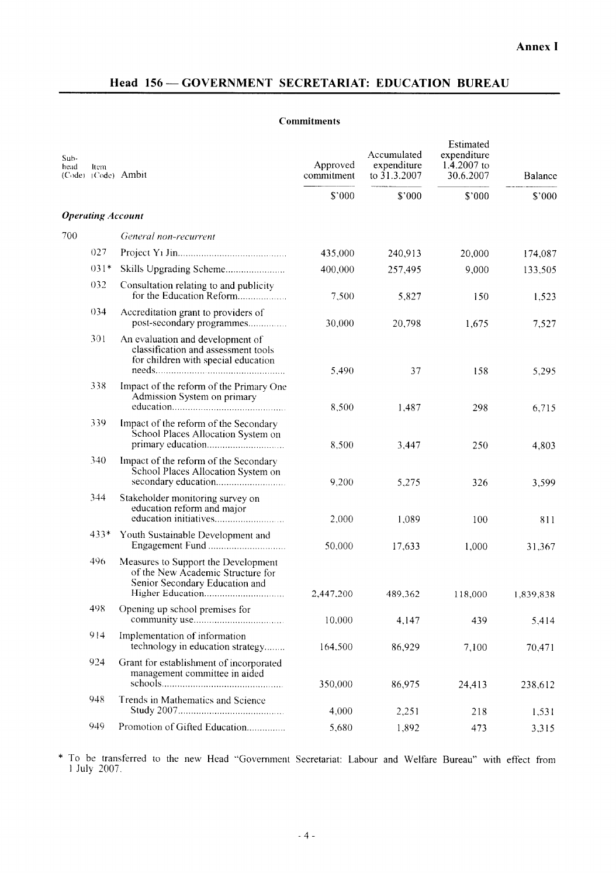**Annex I**

## Head 156 — GOVERNMENT SECRETARIAT: EDUCATION BUREAU

### Commitments

| Sub-head (Code) | Item (Code) | Ambit | Approved commitment | Accumulated expenditure to 31.3.2007 | Estimated expenditure 1.4.2007 to 30.6.2007 | Balance |
|---|---|---|---|---|---|---|
| | | | $'000 | $'000 | $'000 | $'000 |
| ***Operating Account*** | | | | | | |
| 700 | | *General non-recurrent* | | | | |
| | 027 | Project Yi Jin | 435,000 | 240,913 | 20,000 | 174,087 |
| | 031* | Skills Upgrading Scheme | 400,000 | 257,495 | 9,000 | 133,505 |
| | 032 | Consultation relating to and publicity for the Education Reform | 7,500 | 5,827 | 150 | 1,523 |
| | 034 | Accreditation grant to providers of post-secondary programmes | 30,000 | 20,798 | 1,675 | 7,527 |
| | 301 | An evaluation and development of classification and assessment tools for children with special education needs | 5,490 | 37 | 158 | 5,295 |
| | 338 | Impact of the reform of the Primary One Admission System on primary education | 8,500 | 1,487 | 298 | 6,715 |
| | 339 | Impact of the reform of the Secondary School Places Allocation System on primary education | 8,500 | 3,447 | 250 | 4,803 |
| | 340 | Impact of the reform of the Secondary School Places Allocation System on secondary education | 9,200 | 5,275 | 326 | 3,599 |
| | 344 | Stakeholder monitoring survey on education reform and major education initiatives | 2,000 | 1,089 | 100 | 811 |
| | 433* | Youth Sustainable Development and Engagement Fund | 50,000 | 17,633 | 1,000 | 31,367 |
| | 496 | Measures to Support the Development of the New Academic Structure for Senior Secondary Education and Higher Education | 2,447,200 | 489,362 | 118,000 | 1,839,838 |
| | 498 | Opening up school premises for community use | 10,000 | 4,147 | 439 | 5,414 |
| | 914 | Implementation of information technology in education strategy | 164,500 | 86,929 | 7,100 | 70,471 |
| | 924 | Grant for establishment of incorporated management committee in aided schools | 350,000 | 86,975 | 24,413 | 238,612 |
| | 948 | Trends in Mathematics and Science Study 2007 | 4,000 | 2,251 | 218 | 1,531 |
| | 949 | Promotion of Gifted Education | 5,680 | 1,892 | 473 | 3,315 |

\* To be transferred to the new Head "Government Secretariat: Labour and Welfare Bureau" with effect from 1 July 2007.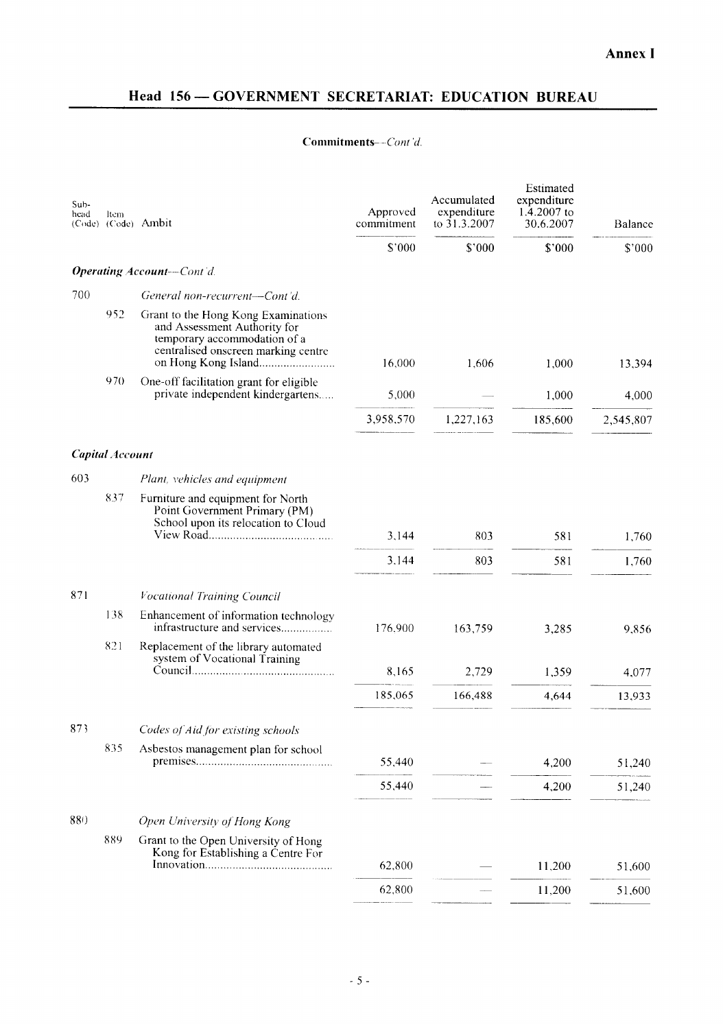Annex I

## Head 156 — GOVERNMENT SECRETARIAT: EDUCATION BUREAU

**Commitments**—*Cont'd.*

| Sub-head (Code) | Item (Code) | Ambit | Approved commitment | Accumulated expenditure to 31.3.2007 | Estimated expenditure 1.4.2007 to 30.6.2007 | Balance |
|---|---|---|---|---|---|---|
| | | | $'000 | $'000 | $'000 | $'000 |
| ***Operating Account**—Cont'd.* | | | | | | |
| 700 | | *General non-recurrent—Cont'd.* | | | | |
| | 952 | Grant to the Hong Kong Examinations and Assessment Authority for temporary accommodation of a centralised onscreen marking centre on Hong Kong Island......................... | 16,000 | 1,606 | 1,000 | 13,394 |
| | 970 | One-off facilitation grant for eligible private independent kindergartens..... | 5,000 | — | 1,000 | 4,000 |
| | | | 3,958,570 | 1,227,163 | 185,600 | 2,545,807 |
| ***Capital Account*** | | | | | | |
| 603 | | *Plant, vehicles and equipment* | | | | |
| | 837 | Furniture and equipment for North Point Government Primary (PM) School upon its relocation to Cloud View Road....................................... | 3,144 | 803 | 581 | 1,760 |
| | | | 3,144 | 803 | 581 | 1,760 |
| 871 | | *Vocational Training Council* | | | | |
| | 138 | Enhancement of information technology infrastructure and services................ | 176,900 | 163,759 | 3,285 | 9,856 |
| | 821 | Replacement of the library automated system of Vocational Training Council.............................................. | 8,165 | 2,729 | 1,359 | 4,077 |
| | | | 185,065 | 166,488 | 4,644 | 13,933 |
| 873 | | *Codes of Aid for existing schools* | | | | |
| | 835 | Asbestos management plan for school premises............................................ | 55,440 | — | 4,200 | 51,240 |
| | | | 55,440 | — | 4,200 | 51,240 |
| 880 | | *Open University of Hong Kong* | | | | |
| | 889 | Grant to the Open University of Hong Kong for Establishing a Centre For Innovation......................................... | 62,800 | — | 11,200 | 51,600 |
| | | | 62,800 | — | 11,200 | 51,600 |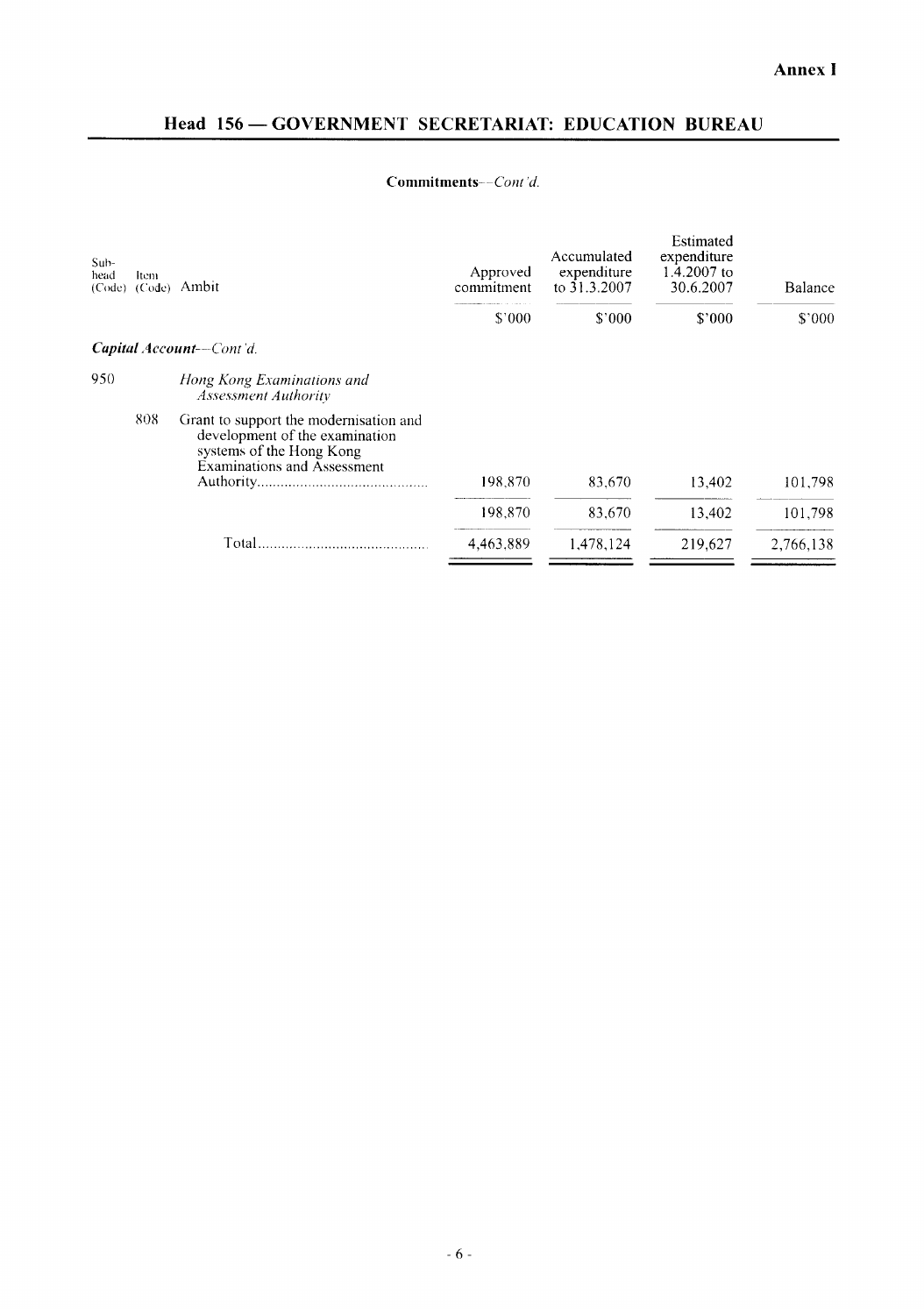**Annex I**

## Head 156 — GOVERNMENT SECRETARIAT: EDUCATION BUREAU

**Commitments**—*Cont'd.*

| Sub-head (Code) | Item (Code) | Ambit | Approved commitment | Accumulated expenditure to 31.3.2007 | Estimated expenditure 1.4.2007 to 30.6.2007 | Balance |
|---|---|---|---|---|---|---|
| | | | $'000 | $'000 | $'000 | $'000 |
| ***Capital Account***—*Cont'd.* | | | | | | |
| 950 | | *Hong Kong Examinations and Assessment Authority* | | | | |
| | 808 | Grant to support the modernisation and development of the examination systems of the Hong Kong Examinations and Assessment Authority............................................ | 198,870 | 83,670 | 13,402 | 101,798 |
| | | | 198,870 | 83,670 | 13,402 | 101,798 |
| | | Total............................................ | 4,463,889 | 1,478,124 | 219,627 | 2,766,138 |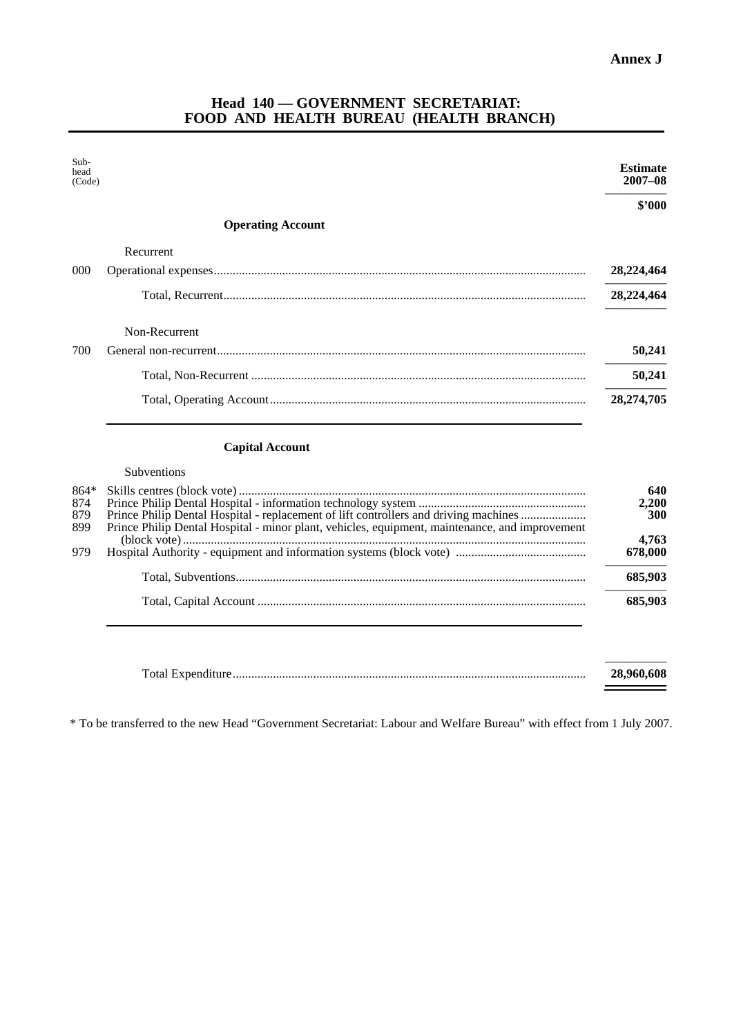**Annex J**

## Head 140 — GOVERNMENT SECRETARIAT: FOOD AND HEALTH BUREAU (HEALTH BRANCH)

| Sub-head (Code) | | Estimate 2007–08 |
|---|---|---|
| | | **$'000** |
| | **Operating Account** | |
| | Recurrent | |
| 000 | Operational expenses | **28,224,464** |
| | Total, Recurrent | **28,224,464** |
| | Non-Recurrent | |
| 700 | General non-recurrent | **50,241** |
| | Total, Non-Recurrent | **50,241** |
| | Total, Operating Account | **28,274,705** |
| | **Capital Account** | |
| | Subventions | |
| 864* | Skills centres (block vote) | **640** |
| 874 | Prince Philip Dental Hospital - information technology system | **2,200** |
| 879 | Prince Philip Dental Hospital - replacement of lift controllers and driving machines | **300** |
| 899 | Prince Philip Dental Hospital - minor plant, vehicles, equipment, maintenance, and improvement (block vote) | **4,763** |
| 979 | Hospital Authority - equipment and information systems (block vote) | **678,000** |
| | Total, Subventions | **685,903** |
| | Total, Capital Account | **685,903** |
| | Total Expenditure | **28,960,608** |

* To be transferred to the new Head "Government Secretariat: Labour and Welfare Bureau" with effect from 1 July 2007.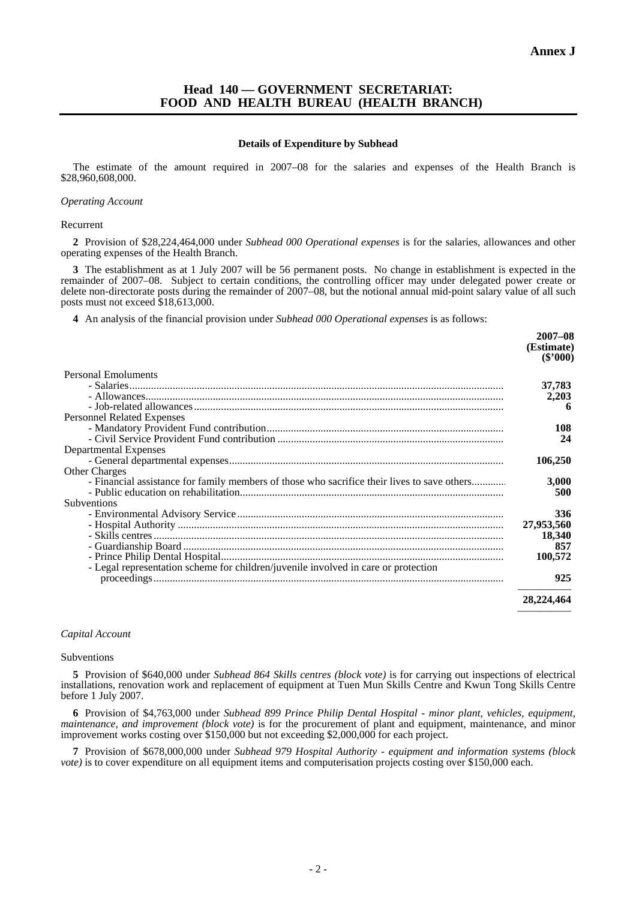**Annex J**

# Head 140 — GOVERNMENT SECRETARIAT: FOOD AND HEALTH BUREAU (HEALTH BRANCH)

**Details of Expenditure by Subhead**

The estimate of the amount required in 2007–08 for the salaries and expenses of the Health Branch is \$28,960,608,000.

*Operating Account*

Recurrent

**2** Provision of \$28,224,464,000 under *Subhead 000 Operational expenses* is for the salaries, allowances and other operating expenses of the Health Branch.

**3** The establishment as at 1 July 2007 will be 56 permanent posts. No change in establishment is expected in the remainder of 2007–08. Subject to certain conditions, the controlling officer may under delegated power create or delete non-directorate posts during the remainder of 2007–08, but the notional annual mid-point salary value of all such posts must not exceed \$18,613,000.

**4** An analysis of the financial provision under *Subhead 000 Operational expenses* is as follows:

| | **2007–08 (Estimate) (\$'000)** |
|---|---|
| Personal Emoluments | |
| - Salaries | **37,783** |
| - Allowances | **2,203** |
| - Job-related allowances | **6** |
| Personnel Related Expenses | |
| - Mandatory Provident Fund contribution | **108** |
| - Civil Service Provident Fund contribution | **24** |
| Departmental Expenses | |
| - General departmental expenses | **106,250** |
| Other Charges | |
| - Financial assistance for family members of those who sacrifice their lives to save others | **3,000** |
| - Public education on rehabilitation | **500** |
| Subventions | |
| - Environmental Advisory Service | **336** |
| - Hospital Authority | **27,953,560** |
| - Skills centres | **18,340** |
| - Guardianship Board | **857** |
| - Prince Philip Dental Hospital | **100,572** |
| - Legal representation scheme for children/juvenile involved in care or protection proceedings | **925** |
| | **28,224,464** |

*Capital Account*

Subventions

**5** Provision of \$640,000 under *Subhead 864 Skills centres (block vote)* is for carrying out inspections of electrical installations, renovation work and replacement of equipment at Tuen Mun Skills Centre and Kwun Tong Skills Centre before 1 July 2007.

**6** Provision of \$4,763,000 under *Subhead 899 Prince Philip Dental Hospital - minor plant, vehicles, equipment, maintenance, and improvement (block vote)* is for the procurement of plant and equipment, maintenance, and minor improvement works costing over \$150,000 but not exceeding \$2,000,000 for each project.

**7** Provision of \$678,000,000 under *Subhead 979 Hospital Authority - equipment and information systems (block vote)* is to cover expenditure on all equipment items and computerisation projects costing over \$150,000 each.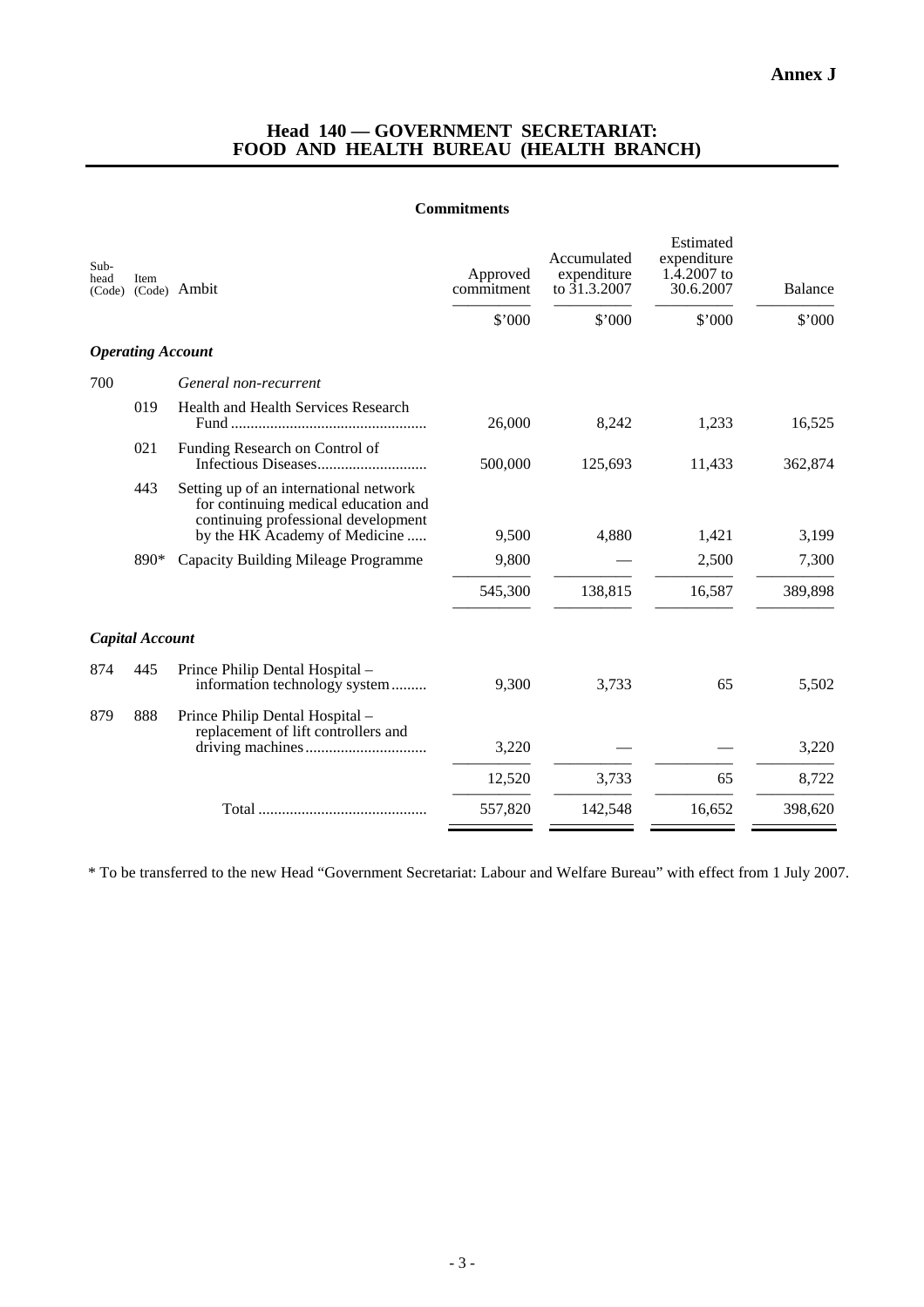**Annex J**

## Head 140 — GOVERNMENT SECRETARIAT: FOOD AND HEALTH BUREAU (HEALTH BRANCH)

### Commitments

| Sub-head (Code) | Item (Code) | Ambit | Approved commitment | Accumulated expenditure to 31.3.2007 | Estimated expenditure 1.4.2007 to 30.6.2007 | Balance |
|---|---|---|---|---|---|---|
| | | | $'000 | $'000 | $'000 | $'000 |
| ***Operating Account*** | | | | | | |
| 700 | | *General non-recurrent* | | | | |
| | 019 | Health and Health Services Research Fund | 26,000 | 8,242 | 1,233 | 16,525 |
| | 021 | Funding Research on Control of Infectious Diseases | 500,000 | 125,693 | 11,433 | 362,874 |
| | 443 | Setting up of an international network for continuing medical education and continuing professional development by the HK Academy of Medicine | 9,500 | 4,880 | 1,421 | 3,199 |
| | 890* | Capacity Building Mileage Programme | 9,800 | — | 2,500 | 7,300 |
| | | | 545,300 | 138,815 | 16,587 | 389,898 |
| ***Capital Account*** | | | | | | |
| 874 | 445 | Prince Philip Dental Hospital – information technology system | 9,300 | 3,733 | 65 | 5,502 |
| 879 | 888 | Prince Philip Dental Hospital – replacement of lift controllers and driving machines | 3,220 | — | — | 3,220 |
| | | | 12,520 | 3,733 | 65 | 8,722 |
| | | Total | 557,820 | 142,548 | 16,652 | 398,620 |

\* To be transferred to the new Head "Government Secretariat: Labour and Welfare Bureau" with effect from 1 July 2007.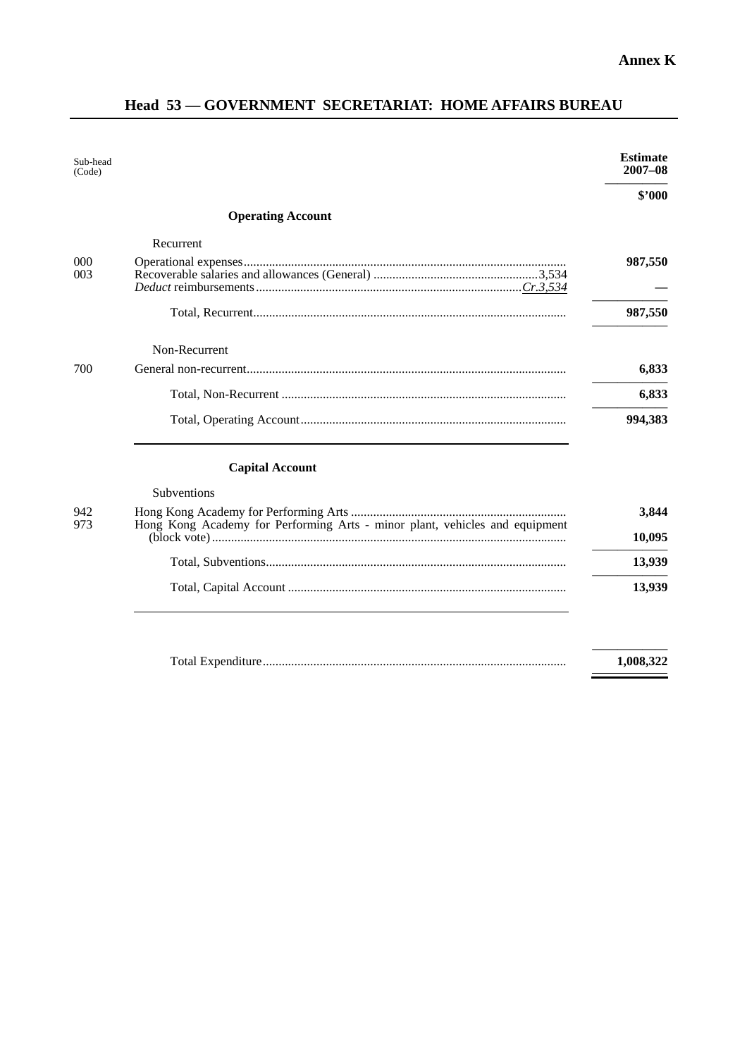**Annex K**

## Head 53 — GOVERNMENT SECRETARIAT: HOME AFFAIRS BUREAU

| Sub-head (Code) | | | Estimate 2007–08 |
|---|---|---|---|
| | | | $'000 |
| | **Operating Account** | | |
| | Recurrent | | |
| 000 | Operational expenses | | 987,550 |
| 003 | Recoverable salaries and allowances (General) | 3,534 | |
| | *Deduct* reimbursements | *Cr.3,534* | — |
| | Total, Recurrent | | 987,550 |
| | Non-Recurrent | | |
| 700 | General non-recurrent | | 6,833 |
| | Total, Non-Recurrent | | 6,833 |
| | Total, Operating Account | | 994,383 |
| | **Capital Account** | | |
| | Subventions | | |
| 942 | Hong Kong Academy for Performing Arts | | 3,844 |
| 973 | Hong Kong Academy for Performing Arts - minor plant, vehicles and equipment (block vote) | | 10,095 |
| | Total, Subventions | | 13,939 |
| | Total, Capital Account | | 13,939 |
| | Total Expenditure | | 1,008,322 |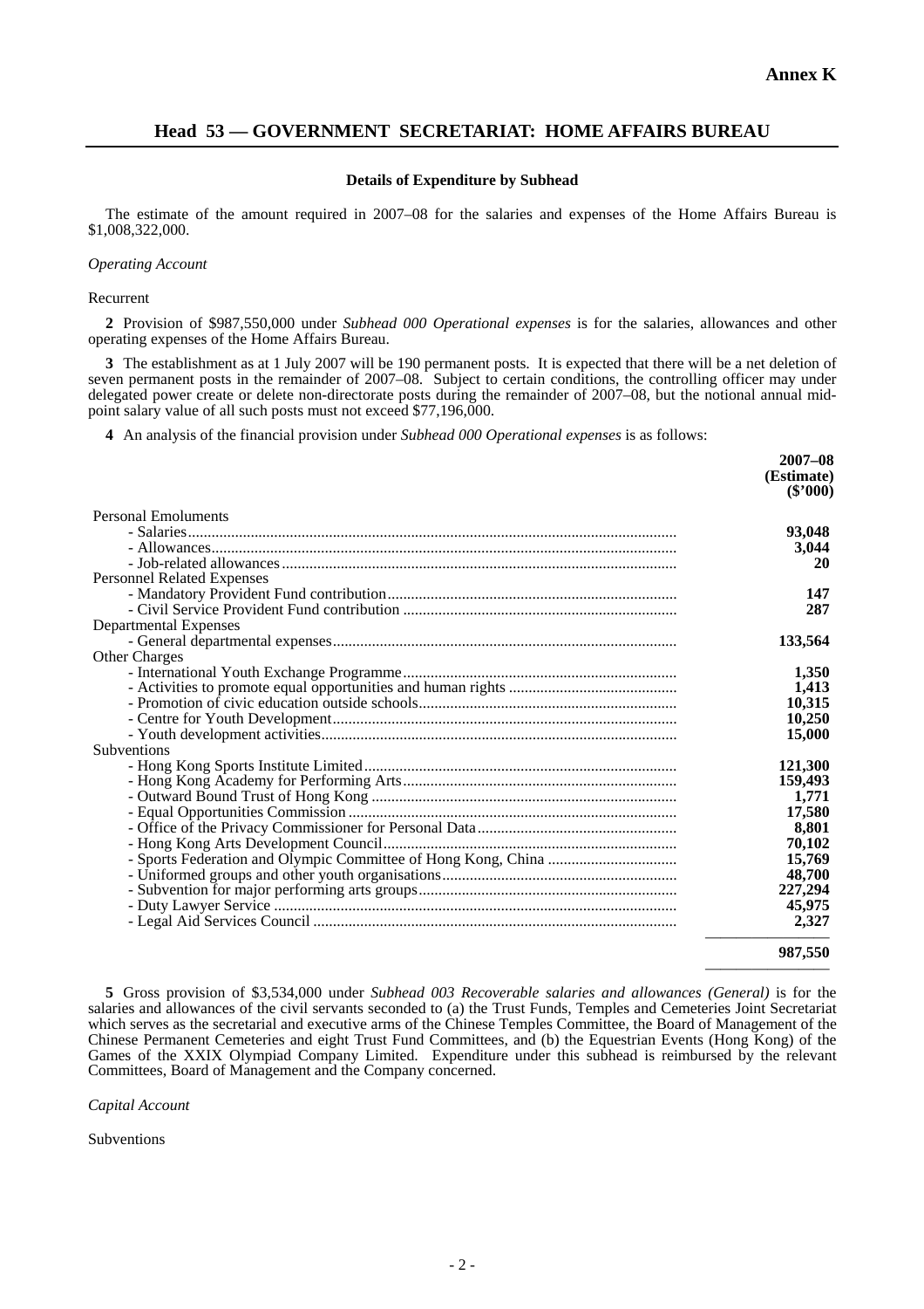**Annex K**

## Head 53 — GOVERNMENT SECRETARIAT: HOME AFFAIRS BUREAU

**Details of Expenditure by Subhead**

The estimate of the amount required in 2007–08 for the salaries and expenses of the Home Affairs Bureau is $1,008,322,000.

*Operating Account*

Recurrent

**2** Provision of $987,550,000 under *Subhead 000 Operational expenses* is for the salaries, allowances and other operating expenses of the Home Affairs Bureau.

**3** The establishment as at 1 July 2007 will be 190 permanent posts. It is expected that there will be a net deletion of seven permanent posts in the remainder of 2007–08. Subject to certain conditions, the controlling officer may under delegated power create or delete non-directorate posts during the remainder of 2007–08, but the notional annual mid-point salary value of all such posts must not exceed $77,196,000.

**4** An analysis of the financial provision under *Subhead 000 Operational expenses* is as follows:

| | **2007–08 (Estimate) ($'000)** |
|---|---|
| Personal Emoluments | |
| - Salaries | **93,048** |
| - Allowances | **3,044** |
| - Job-related allowances | **20** |
| Personnel Related Expenses | |
| - Mandatory Provident Fund contribution | **147** |
| - Civil Service Provident Fund contribution | **287** |
| Departmental Expenses | |
| - General departmental expenses | **133,564** |
| Other Charges | |
| - International Youth Exchange Programme | **1,350** |
| - Activities to promote equal opportunities and human rights | **1,413** |
| - Promotion of civic education outside schools | **10,315** |
| - Centre for Youth Development | **10,250** |
| - Youth development activities | **15,000** |
| Subventions | |
| - Hong Kong Sports Institute Limited | **121,300** |
| - Hong Kong Academy for Performing Arts | **159,493** |
| - Outward Bound Trust of Hong Kong | **1,771** |
| - Equal Opportunities Commission | **17,580** |
| - Office of the Privacy Commissioner for Personal Data | **8,801** |
| - Hong Kong Arts Development Council | **70,102** |
| - Sports Federation and Olympic Committee of Hong Kong, China | **15,769** |
| - Uniformed groups and other youth organisations | **48,700** |
| - Subvention for major performing arts groups | **227,294** |
| - Duty Lawyer Service | **45,975** |
| - Legal Aid Services Council | **2,327** |
| | **987,550** |

**5** Gross provision of $3,534,000 under *Subhead 003 Recoverable salaries and allowances (General)* is for the salaries and allowances of the civil servants seconded to (a) the Trust Funds, Temples and Cemeteries Joint Secretariat which serves as the secretarial and executive arms of the Chinese Temples Committee, the Board of Management of the Chinese Permanent Cemeteries and eight Trust Fund Committees, and (b) the Equestrian Events (Hong Kong) of the Games of the XXIX Olympiad Company Limited. Expenditure under this subhead is reimbursed by the relevant Committees, Board of Management and the Company concerned.

*Capital Account*

Subventions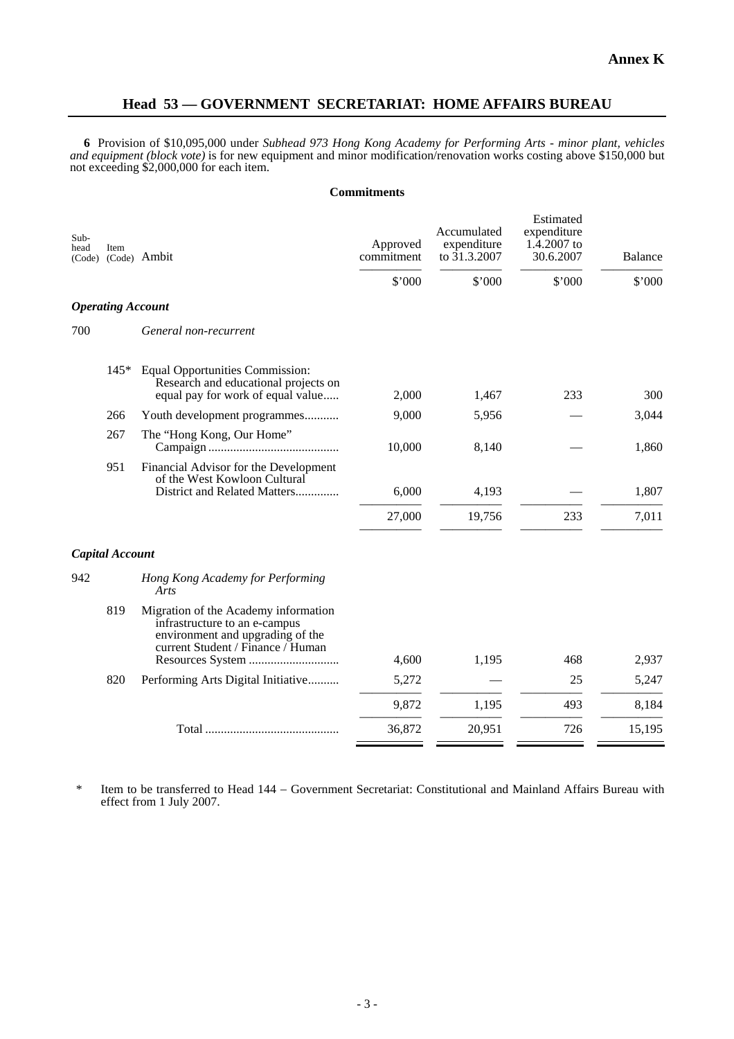**Annex K**

## Head 53 — GOVERNMENT SECRETARIAT: HOME AFFAIRS BUREAU

**6** Provision of $10,095,000 under *Subhead 973 Hong Kong Academy for Performing Arts - minor plant, vehicles and equipment (block vote)* is for new equipment and minor modification/renovation works costing above $150,000 but not exceeding $2,000,000 for each item.

**Commitments**

| Sub-head (Code) | Item (Code) | Ambit | Approved commitment | Accumulated expenditure to 31.3.2007 | Estimated expenditure 1.4.2007 to 30.6.2007 | Balance |
|---|---|---|---|---|---|---|
| | | | $'000 | $'000 | $'000 | $'000 |
| ***Operating Account*** | | | | | | |
| 700 | | *General non-recurrent* | | | | |
| | 145* | Equal Opportunities Commission: Research and educational projects on equal pay for work of equal value..... | 2,000 | 1,467 | 233 | 300 |
| | 266 | Youth development programmes........... | 9,000 | 5,956 | — | 3,044 |
| | 267 | The "Hong Kong, Our Home" Campaign.......................................... | 10,000 | 8,140 | — | 1,860 |
| | 951 | Financial Advisor for the Development of the West Kowloon Cultural District and Related Matters.............. | 6,000 | 4,193 | — | 1,807 |
| | | | 27,000 | 19,756 | 233 | 7,011 |
| ***Capital Account*** | | | | | | |
| 942 | | *Hong Kong Academy for Performing Arts* | | | | |
| | 819 | Migration of the Academy information infrastructure to an e-campus environment and upgrading of the current Student / Finance / Human Resources System ............................ | 4,600 | 1,195 | 468 | 2,937 |
| | 820 | Performing Arts Digital Initiative.......... | 5,272 | — | 25 | 5,247 |
| | | | 9,872 | 1,195 | 493 | 8,184 |
| | | Total ........................................... | 36,872 | 20,951 | 726 | 15,195 |

\* Item to be transferred to Head 144 – Government Secretariat: Constitutional and Mainland Affairs Bureau with effect from 1 July 2007.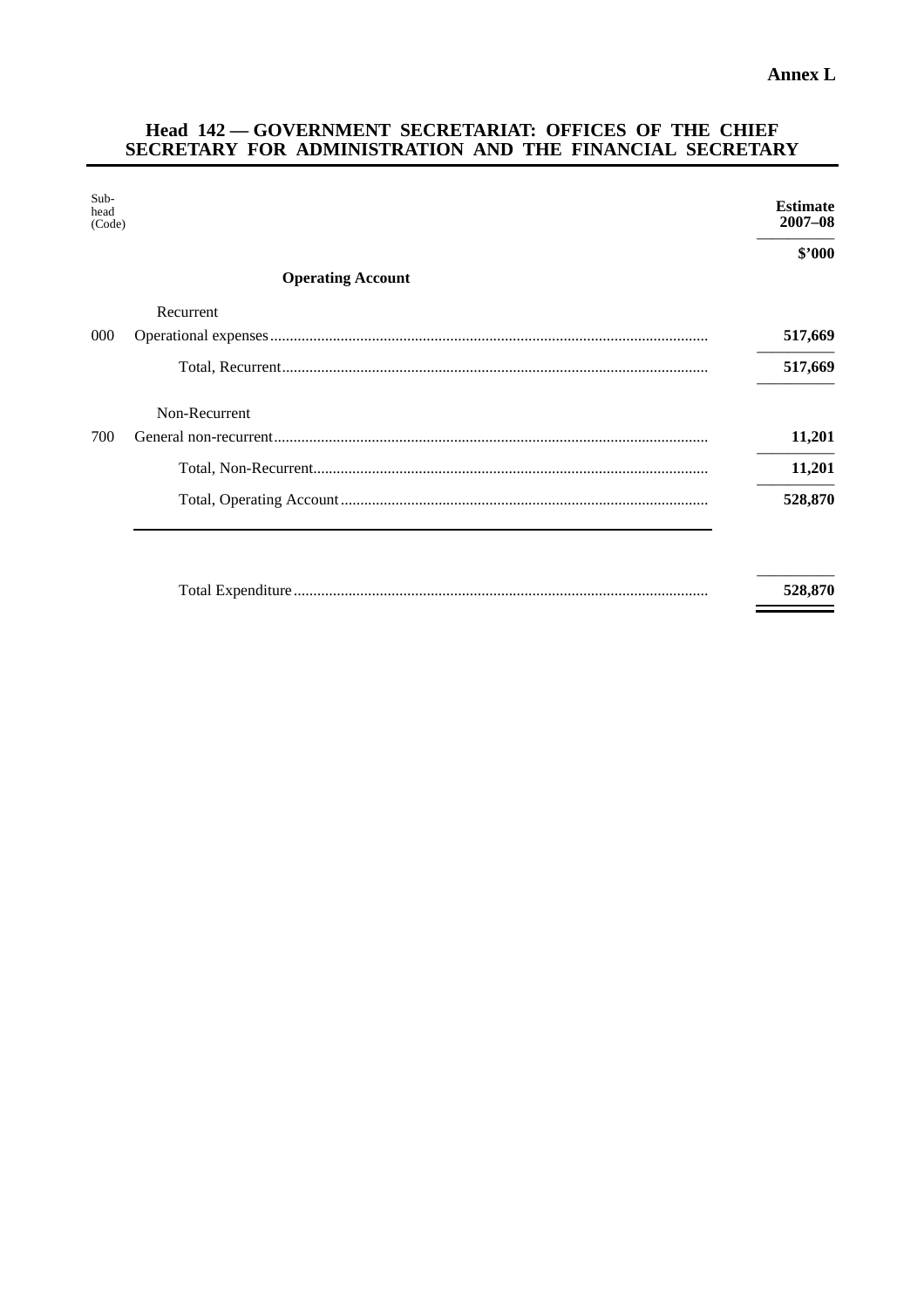**Annex L**

## Head 142 — GOVERNMENT SECRETARIAT: OFFICES OF THE CHIEF SECRETARY FOR ADMINISTRATION AND THE FINANCIAL SECRETARY

| Sub-head (Code) | | Estimate 2007–08 |
|---|---|---|
| | | **$'000** |
| | **Operating Account** | |
| | Recurrent | |
| 000 | Operational expenses | **517,669** |
| | Total, Recurrent | **517,669** |
| | Non-Recurrent | |
| 700 | General non-recurrent | **11,201** |
| | Total, Non-Recurrent | **11,201** |
| | Total, Operating Account | **528,870** |
| | Total Expenditure | **528,870** |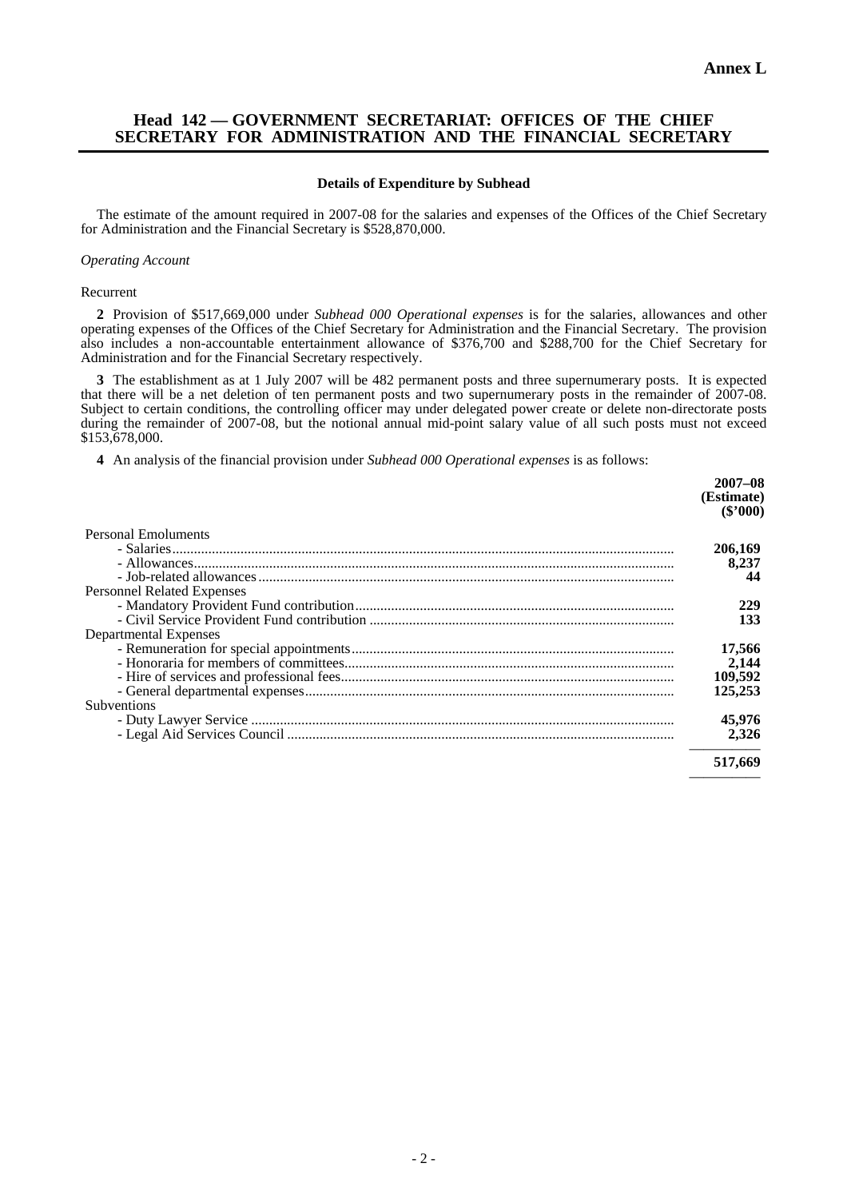**Annex L**

# Head 142 — GOVERNMENT SECRETARIAT: OFFICES OF THE CHIEF SECRETARY FOR ADMINISTRATION AND THE FINANCIAL SECRETARY

**Details of Expenditure by Subhead**

The estimate of the amount required in 2007-08 for the salaries and expenses of the Offices of the Chief Secretary for Administration and the Financial Secretary is $528,870,000.

*Operating Account*

Recurrent

**2** Provision of $517,669,000 under *Subhead 000 Operational expenses* is for the salaries, allowances and other operating expenses of the Offices of the Chief Secretary for Administration and the Financial Secretary. The provision also includes a non-accountable entertainment allowance of $376,700 and $288,700 for the Chief Secretary for Administration and for the Financial Secretary respectively.

**3** The establishment as at 1 July 2007 will be 482 permanent posts and three supernumerary posts. It is expected that there will be a net deletion of ten permanent posts and two supernumerary posts in the remainder of 2007-08. Subject to certain conditions, the controlling officer may under delegated power create or delete non-directorate posts during the remainder of 2007-08, but the notional annual mid-point salary value of all such posts must not exceed $153,678,000.

**4** An analysis of the financial provision under *Subhead 000 Operational expenses* is as follows:

| | **2007–08 (Estimate) ($'000)** |
|---|---|
| Personal Emoluments | |
| - Salaries | **206,169** |
| - Allowances | **8,237** |
| - Job-related allowances | **44** |
| Personnel Related Expenses | |
| - Mandatory Provident Fund contribution | **229** |
| - Civil Service Provident Fund contribution | **133** |
| Departmental Expenses | |
| - Remuneration for special appointments | **17,566** |
| - Honoraria for members of committees | **2,144** |
| - Hire of services and professional fees | **109,592** |
| - General departmental expenses | **125,253** |
| Subventions | |
| - Duty Lawyer Service | **45,976** |
| - Legal Aid Services Council | **2,326** |
| | **517,669** |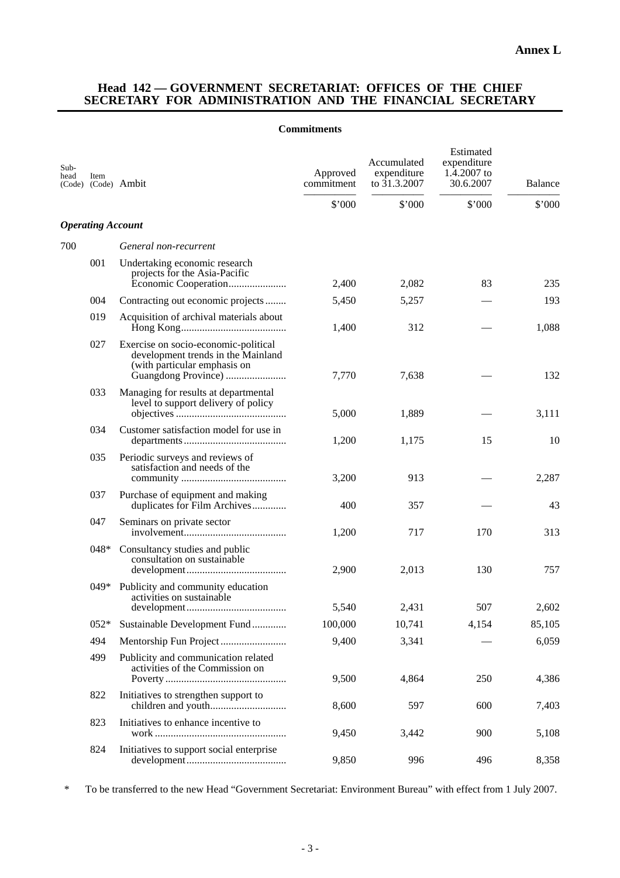**Annex L**

## Head 142 — GOVERNMENT SECRETARIAT: OFFICES OF THE CHIEF SECRETARY FOR ADMINISTRATION AND THE FINANCIAL SECRETARY

**Commitments**

| Sub-head (Code) | Item (Code) | Ambit | Approved commitment | Accumulated expenditure to 31.3.2007 | Estimated expenditure 1.4.2007 to 30.6.2007 | Balance |
|---|---|---|---|---|---|---|
| | | | $'000 | $'000 | $'000 | $'000 |
| ***Operating Account*** | | | | | | |
| 700 | | *General non-recurrent* | | | | |
| | 001 | Undertaking economic research projects for the Asia-Pacific Economic Cooperation | 2,400 | 2,082 | 83 | 235 |
| | 004 | Contracting out economic projects | 5,450 | 5,257 | — | 193 |
| | 019 | Acquisition of archival materials about Hong Kong | 1,400 | 312 | — | 1,088 |
| | 027 | Exercise on socio-economic-political development trends in the Mainland (with particular emphasis on Guangdong Province) | 7,770 | 7,638 | — | 132 |
| | 033 | Managing for results at departmental level to support delivery of policy objectives | 5,000 | 1,889 | — | 3,111 |
| | 034 | Customer satisfaction model for use in departments | 1,200 | 1,175 | 15 | 10 |
| | 035 | Periodic surveys and reviews of satisfaction and needs of the community | 3,200 | 913 | — | 2,287 |
| | 037 | Purchase of equipment and making duplicates for Film Archives | 400 | 357 | — | 43 |
| | 047 | Seminars on private sector involvement | 1,200 | 717 | 170 | 313 |
| | 048* | Consultancy studies and public consultation on sustainable development | 2,900 | 2,013 | 130 | 757 |
| | 049* | Publicity and community education activities on sustainable development | 5,540 | 2,431 | 507 | 2,602 |
| | 052* | Sustainable Development Fund | 100,000 | 10,741 | 4,154 | 85,105 |
| | 494 | Mentorship Fun Project | 9,400 | 3,341 | — | 6,059 |
| | 499 | Publicity and communication related activities of the Commission on Poverty | 9,500 | 4,864 | 250 | 4,386 |
| | 822 | Initiatives to strengthen support to children and youth | 8,600 | 597 | 600 | 7,403 |
| | 823 | Initiatives to enhance incentive to work | 9,450 | 3,442 | 900 | 5,108 |
| | 824 | Initiatives to support social enterprise development | 9,850 | 996 | 496 | 8,358 |

\* To be transferred to the new Head "Government Secretariat: Environment Bureau" with effect from 1 July 2007.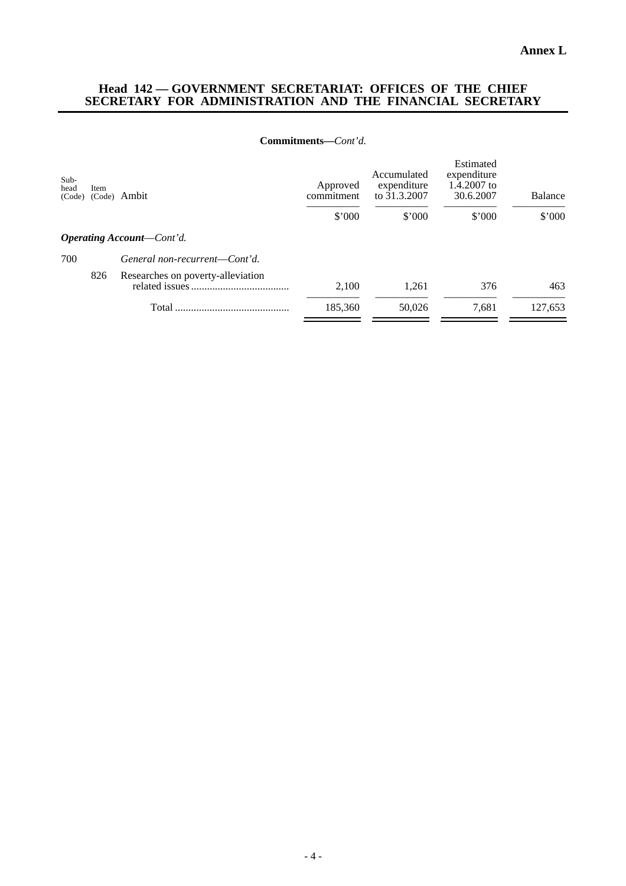**Annex L**

## Head 142 — GOVERNMENT SECRETARIAT: OFFICES OF THE CHIEF SECRETARY FOR ADMINISTRATION AND THE FINANCIAL SECRETARY

**Commitments—***Cont'd.*

| Sub-head (Code) | Item (Code) | Ambit | Approved commitment | Accumulated expenditure to 31.3.2007 | Estimated expenditure 1.4.2007 to 30.6.2007 | Balance |
|---|---|---|---|---|---|---|
| | | | $'000 | $'000 | $'000 | $'000 |
| ***Operating Account****—Cont'd.* | | | | | | |
| 700 | | *General non-recurrent—Cont'd.* | | | | |
| | 826 | Researches on poverty-alleviation related issues .................................... | 2,100 | 1,261 | 376 | 463 |
| | | Total ........................................... | 185,360 | 50,026 | 7,681 | 127,653 |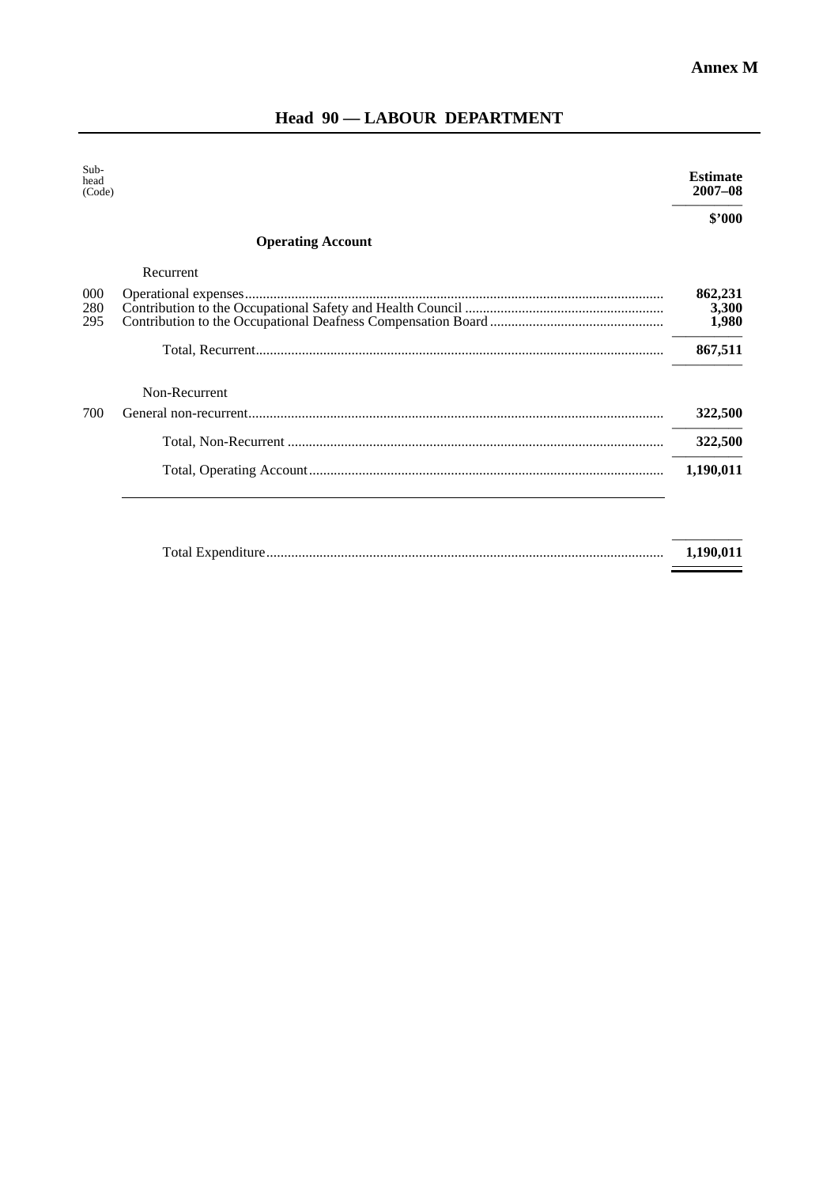**Annex M**

## Head 90 — LABOUR DEPARTMENT

| Sub-head (Code) | | Estimate 2007–08 |
|---|---|---|
| | | **$'000** |
| | **Operating Account** | |
| | Recurrent | |
| 000 | Operational expenses | **862,231** |
| 280 | Contribution to the Occupational Safety and Health Council | **3,300** |
| 295 | Contribution to the Occupational Deafness Compensation Board | **1,980** |
| | Total, Recurrent | **867,511** |
| | Non-Recurrent | |
| 700 | General non-recurrent | **322,500** |
| | Total, Non-Recurrent | **322,500** |
| | Total, Operating Account | **1,190,011** |
| | Total Expenditure | **1,190,011** |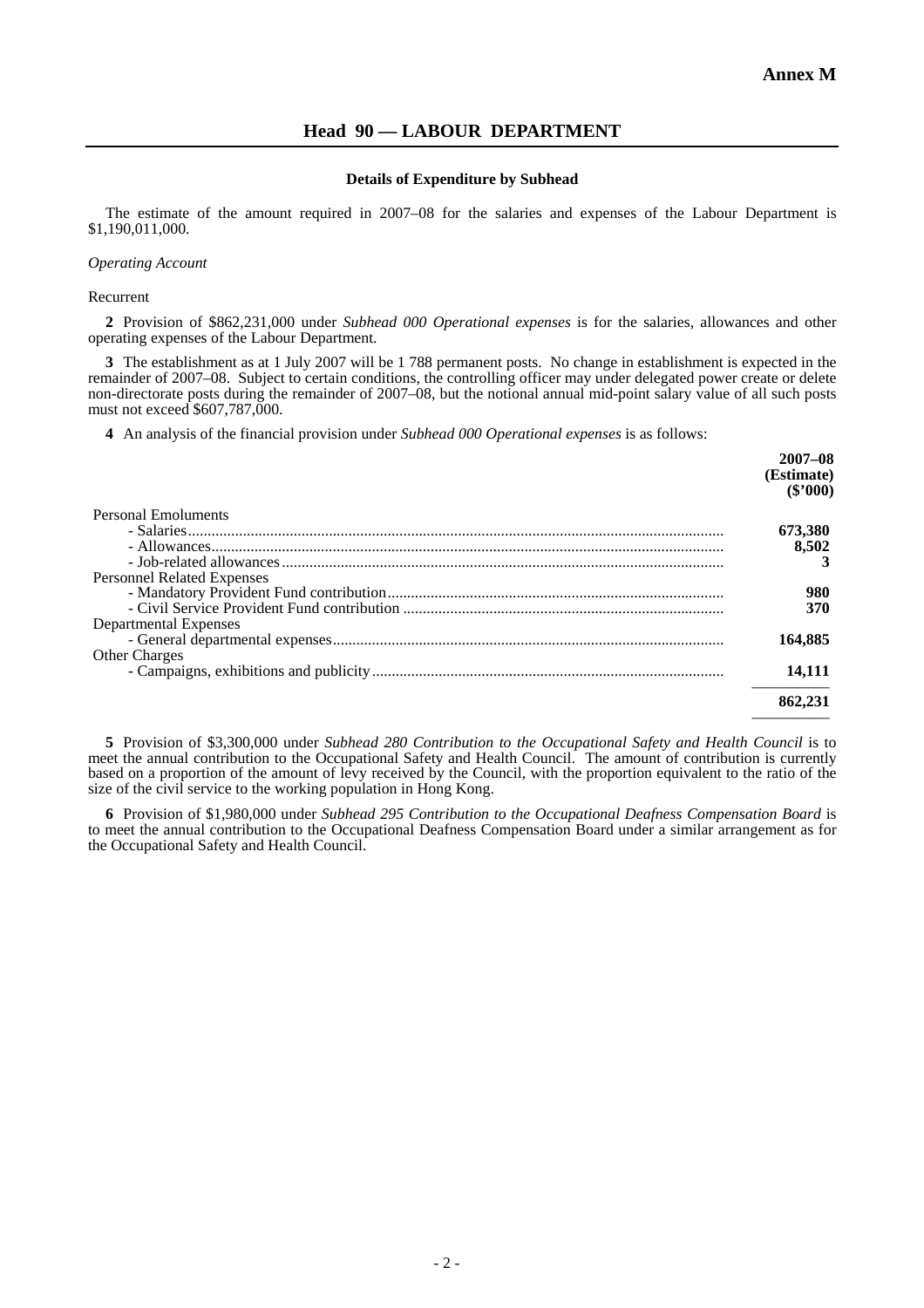**Annex M**

# Head 90 — LABOUR DEPARTMENT

### Details of Expenditure by Subhead

The estimate of the amount required in 2007–08 for the salaries and expenses of the Labour Department is $1,190,011,000.

*Operating Account*

Recurrent

**2** Provision of $862,231,000 under *Subhead 000 Operational expenses* is for the salaries, allowances and other operating expenses of the Labour Department.

**3** The establishment as at 1 July 2007 will be 1 788 permanent posts. No change in establishment is expected in the remainder of 2007–08. Subject to certain conditions, the controlling officer may under delegated power create or delete non-directorate posts during the remainder of 2007–08, but the notional annual mid-point salary value of all such posts must not exceed $607,787,000.

**4** An analysis of the financial provision under *Subhead 000 Operational expenses* is as follows:

| | **2007–08 (Estimate) ($'000)** |
|---|---|
| Personal Emoluments | |
| - Salaries | **673,380** |
| - Allowances | **8,502** |
| - Job-related allowances | **3** |
| Personnel Related Expenses | |
| - Mandatory Provident Fund contribution | **980** |
| - Civil Service Provident Fund contribution | **370** |
| Departmental Expenses | |
| - General departmental expenses | **164,885** |
| Other Charges | |
| - Campaigns, exhibitions and publicity | **14,111** |
| | **862,231** |

**5** Provision of $3,300,000 under *Subhead 280 Contribution to the Occupational Safety and Health Council* is to meet the annual contribution to the Occupational Safety and Health Council. The amount of contribution is currently based on a proportion of the amount of levy received by the Council, with the proportion equivalent to the ratio of the size of the civil service to the working population in Hong Kong.

**6** Provision of $1,980,000 under *Subhead 295 Contribution to the Occupational Deafness Compensation Board* is to meet the annual contribution to the Occupational Deafness Compensation Board under a similar arrangement as for the Occupational Safety and Health Council.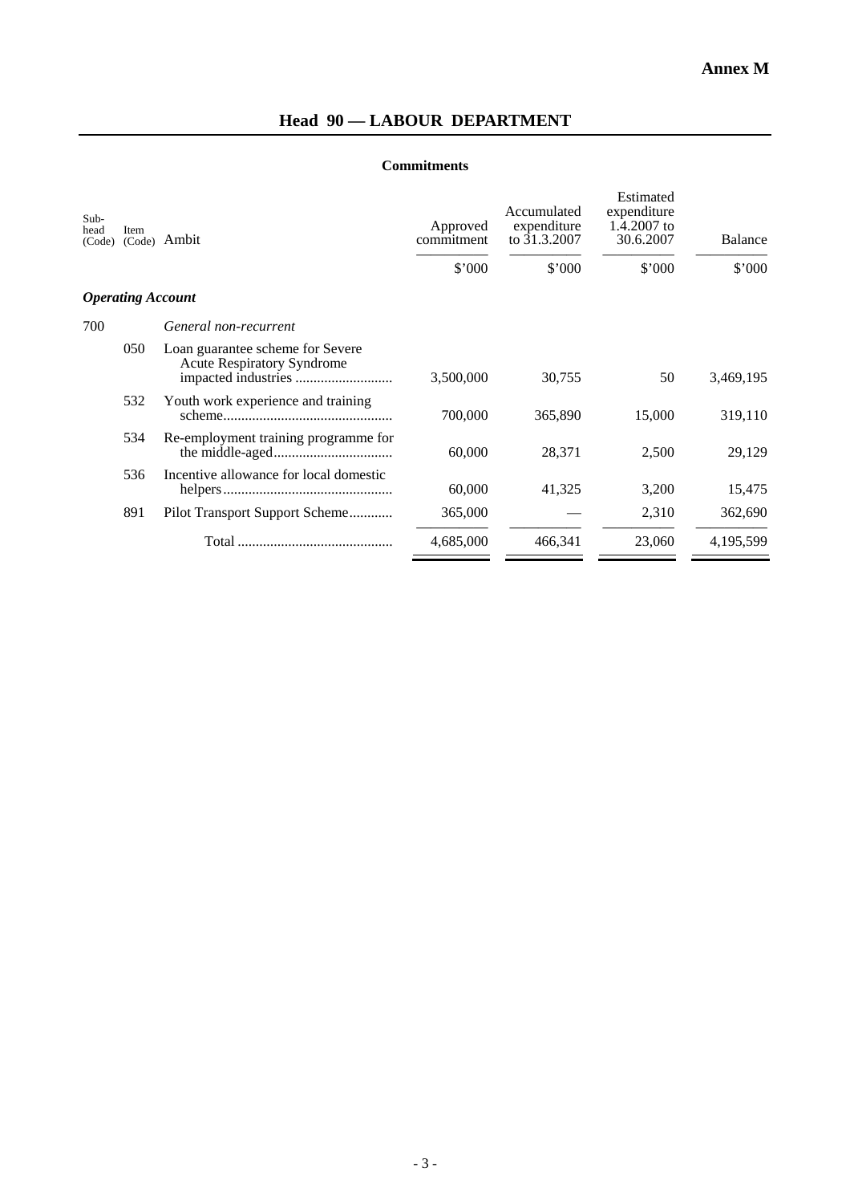**Annex M**

# Head 90 — LABOUR DEPARTMENT

## Commitments

| Sub-head (Code) | Item (Code) | Ambit | Approved commitment | Accumulated expenditure to 31.3.2007 | Estimated expenditure 1.4.2007 to 30.6.2007 | Balance |
|---|---|---|---|---|---|---|
| | | | $'000 | $'000 | $'000 | $'000 |
| ***Operating Account*** | | | | | | |
| 700 | | *General non-recurrent* | | | | |
| | 050 | Loan guarantee scheme for Severe Acute Respiratory Syndrome impacted industries | 3,500,000 | 30,755 | 50 | 3,469,195 |
| | 532 | Youth work experience and training scheme | 700,000 | 365,890 | 15,000 | 319,110 |
| | 534 | Re-employment training programme for the middle-aged | 60,000 | 28,371 | 2,500 | 29,129 |
| | 536 | Incentive allowance for local domestic helpers | 60,000 | 41,325 | 3,200 | 15,475 |
| | 891 | Pilot Transport Support Scheme | 365,000 | — | 2,310 | 362,690 |
| | | Total | 4,685,000 | 466,341 | 23,060 | 4,195,599 |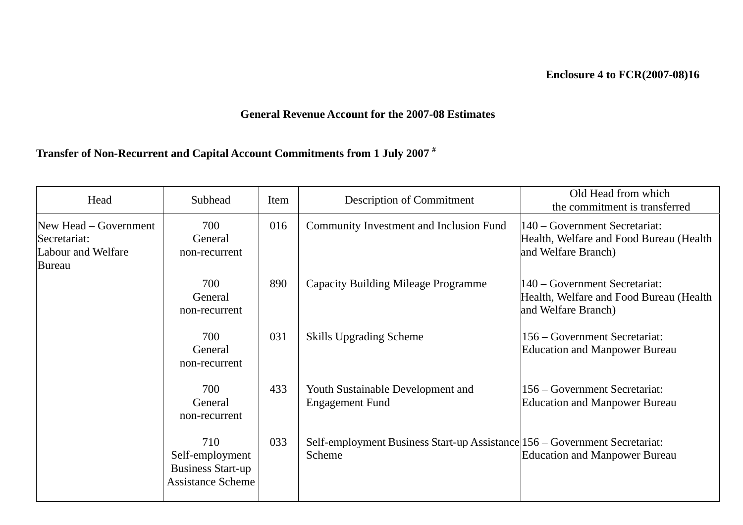**Enclosure 4 to FCR(2007-08)16**

**General Revenue Account for the 2007-08 Estimates**

**Transfer of Non-Recurrent and Capital Account Commitments from 1 July 2007 #**

| Head | Subhead | Item | Description of Commitment | Old Head from which the commitment is transferred |
|---|---|---|---|---|
| New Head – Government Secretariat: Labour and Welfare Bureau | 700 General non-recurrent | 016 | Community Investment and Inclusion Fund | 140 – Government Secretariat: Health, Welfare and Food Bureau (Health and Welfare Branch) |
| | 700 General non-recurrent | 890 | Capacity Building Mileage Programme | 140 – Government Secretariat: Health, Welfare and Food Bureau (Health and Welfare Branch) |
| | 700 General non-recurrent | 031 | Skills Upgrading Scheme | 156 – Government Secretariat: Education and Manpower Bureau |
| | 700 General non-recurrent | 433 | Youth Sustainable Development and Engagement Fund | 156 – Government Secretariat: Education and Manpower Bureau |
| | 710 Self-employment Business Start-up Assistance Scheme | 033 | Self-employment Business Start-up Assistance Scheme | 156 – Government Secretariat: Education and Manpower Bureau |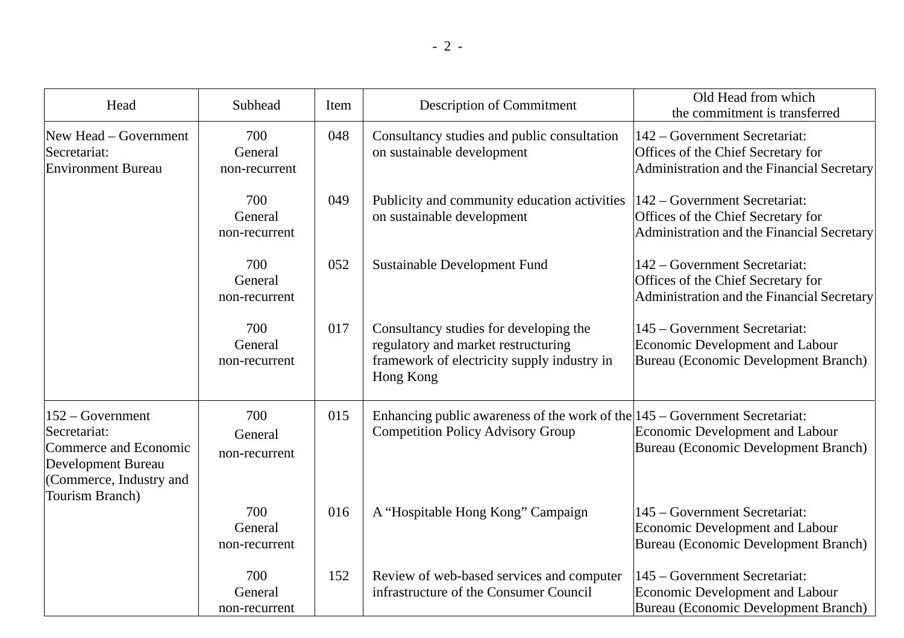| Head | Subhead | Item | Description of Commitment | Old Head from which the commitment is transferred |
| --- | --- | --- | --- | --- |
| New Head – Government Secretariat: Environment Bureau | 700 General non-recurrent | 048 | Consultancy studies and public consultation on sustainable development | 142 – Government Secretariat: Offices of the Chief Secretary for Administration and the Financial Secretary |
| | 700 General non-recurrent | 049 | Publicity and community education activities on sustainable development | 142 – Government Secretariat: Offices of the Chief Secretary for Administration and the Financial Secretary |
| | 700 General non-recurrent | 052 | Sustainable Development Fund | 142 – Government Secretariat: Offices of the Chief Secretary for Administration and the Financial Secretary |
| | 700 General non-recurrent | 017 | Consultancy studies for developing the regulatory and market restructuring framework of electricity supply industry in Hong Kong | 145 – Government Secretariat: Economic Development and Labour Bureau (Economic Development Branch) |
| 152 – Government Secretariat: Commerce and Economic Development Bureau (Commerce, Industry and Tourism Branch) | 700 General non-recurrent | 015 | Enhancing public awareness of the work of the Competition Policy Advisory Group | 145 – Government Secretariat: Economic Development and Labour Bureau (Economic Development Branch) |
| | 700 General non-recurrent | 016 | A "Hospitable Hong Kong" Campaign | 145 – Government Secretariat: Economic Development and Labour Bureau (Economic Development Branch) |
| | 700 General non-recurrent | 152 | Review of web-based services and computer infrastructure of the Consumer Council | 145 – Government Secretariat: Economic Development and Labour Bureau (Economic Development Branch) |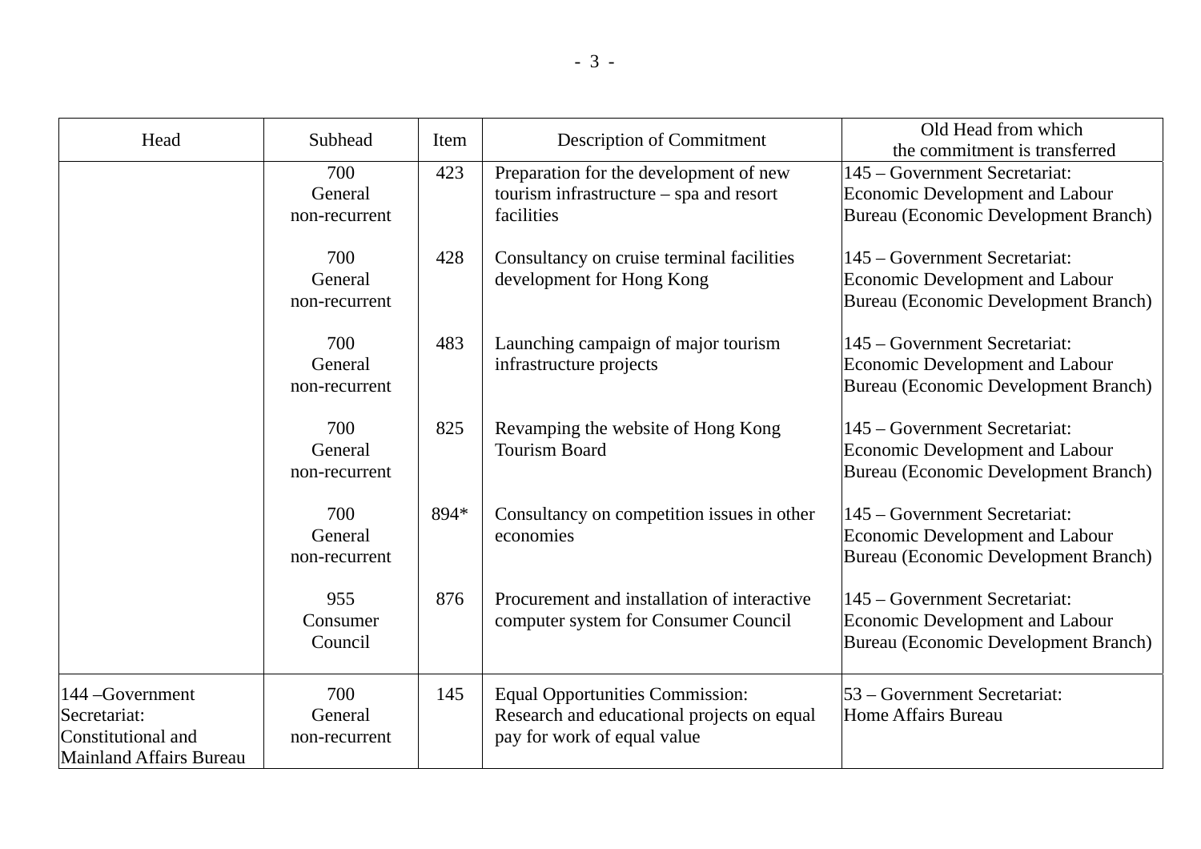| Head | Subhead | Item | Description of Commitment | Old Head from which the commitment is transferred |
|---|---|---|---|---|
| | 700 General non-recurrent | 423 | Preparation for the development of new tourism infrastructure – spa and resort facilities | 145 – Government Secretariat: Economic Development and Labour Bureau (Economic Development Branch) |
| | 700 General non-recurrent | 428 | Consultancy on cruise terminal facilities development for Hong Kong | 145 – Government Secretariat: Economic Development and Labour Bureau (Economic Development Branch) |
| | 700 General non-recurrent | 483 | Launching campaign of major tourism infrastructure projects | 145 – Government Secretariat: Economic Development and Labour Bureau (Economic Development Branch) |
| | 700 General non-recurrent | 825 | Revamping the website of Hong Kong Tourism Board | 145 – Government Secretariat: Economic Development and Labour Bureau (Economic Development Branch) |
| | 700 General non-recurrent | 894* | Consultancy on competition issues in other economies | 145 – Government Secretariat: Economic Development and Labour Bureau (Economic Development Branch) |
| | 955 Consumer Council | 876 | Procurement and installation of interactive computer system for Consumer Council | 145 – Government Secretariat: Economic Development and Labour Bureau (Economic Development Branch) |
| 144 –Government Secretariat: Constitutional and Mainland Affairs Bureau | 700 General non-recurrent | 145 | Equal Opportunities Commission: Research and educational projects on equal pay for work of equal value | 53 – Government Secretariat: Home Affairs Bureau |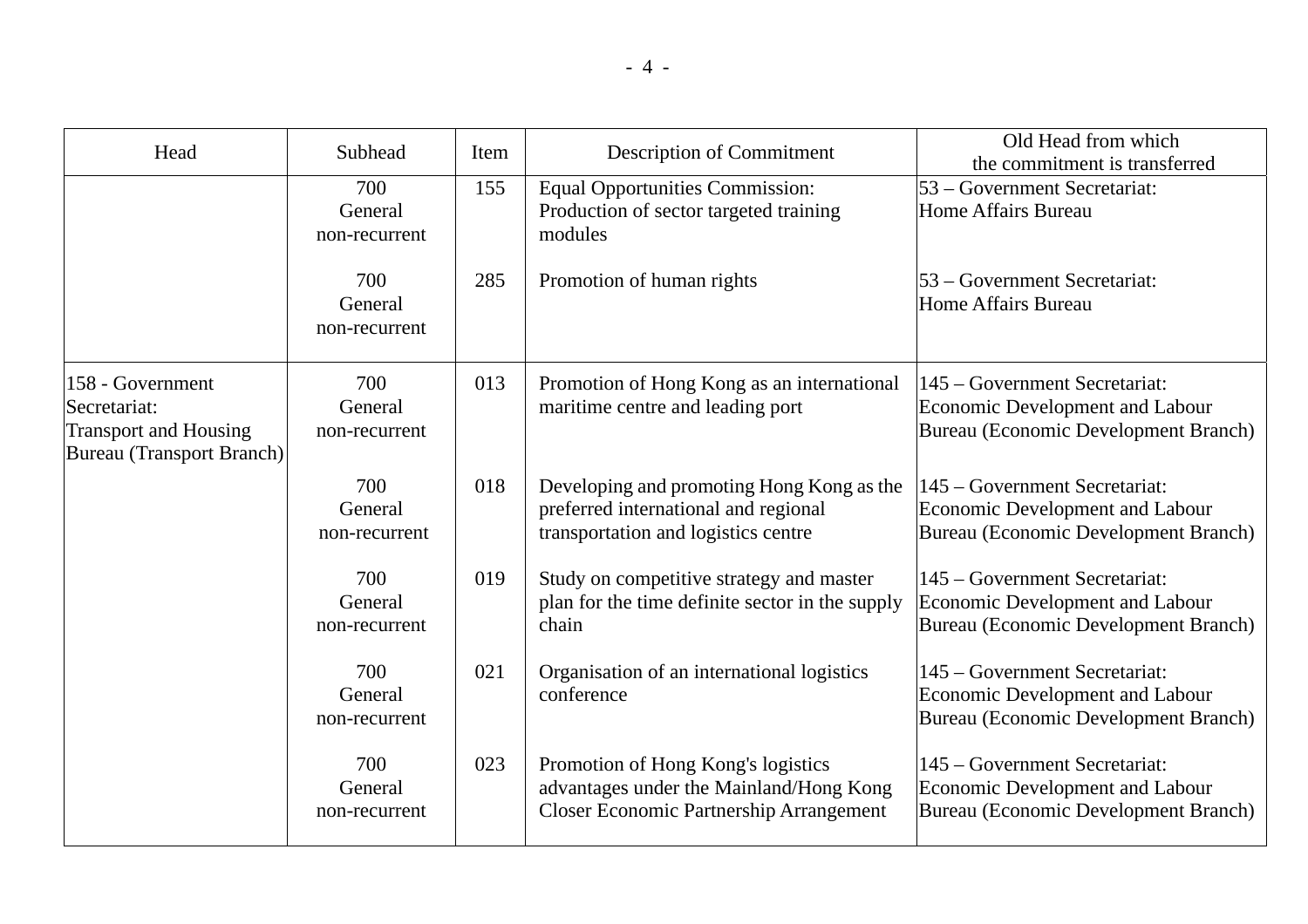| Head | Subhead | Item | Description of Commitment | Old Head from which the commitment is transferred |
|---|---|---|---|---|
| | 700 General non-recurrent | 155 | Equal Opportunities Commission: Production of sector targeted training modules | 53 – Government Secretariat: Home Affairs Bureau |
| | 700 General non-recurrent | 285 | Promotion of human rights | 53 – Government Secretariat: Home Affairs Bureau |
| 158 - Government Secretariat: Transport and Housing Bureau (Transport Branch) | 700 General non-recurrent | 013 | Promotion of Hong Kong as an international maritime centre and leading port | 145 – Government Secretariat: Economic Development and Labour Bureau (Economic Development Branch) |
| | 700 General non-recurrent | 018 | Developing and promoting Hong Kong as the preferred international and regional transportation and logistics centre | 145 – Government Secretariat: Economic Development and Labour Bureau (Economic Development Branch) |
| | 700 General non-recurrent | 019 | Study on competitive strategy and master plan for the time definite sector in the supply chain | 145 – Government Secretariat: Economic Development and Labour Bureau (Economic Development Branch) |
| | 700 General non-recurrent | 021 | Organisation of an international logistics conference | 145 – Government Secretariat: Economic Development and Labour Bureau (Economic Development Branch) |
| | 700 General non-recurrent | 023 | Promotion of Hong Kong's logistics advantages under the Mainland/Hong Kong Closer Economic Partnership Arrangement | 145 – Government Secretariat: Economic Development and Labour Bureau (Economic Development Branch) |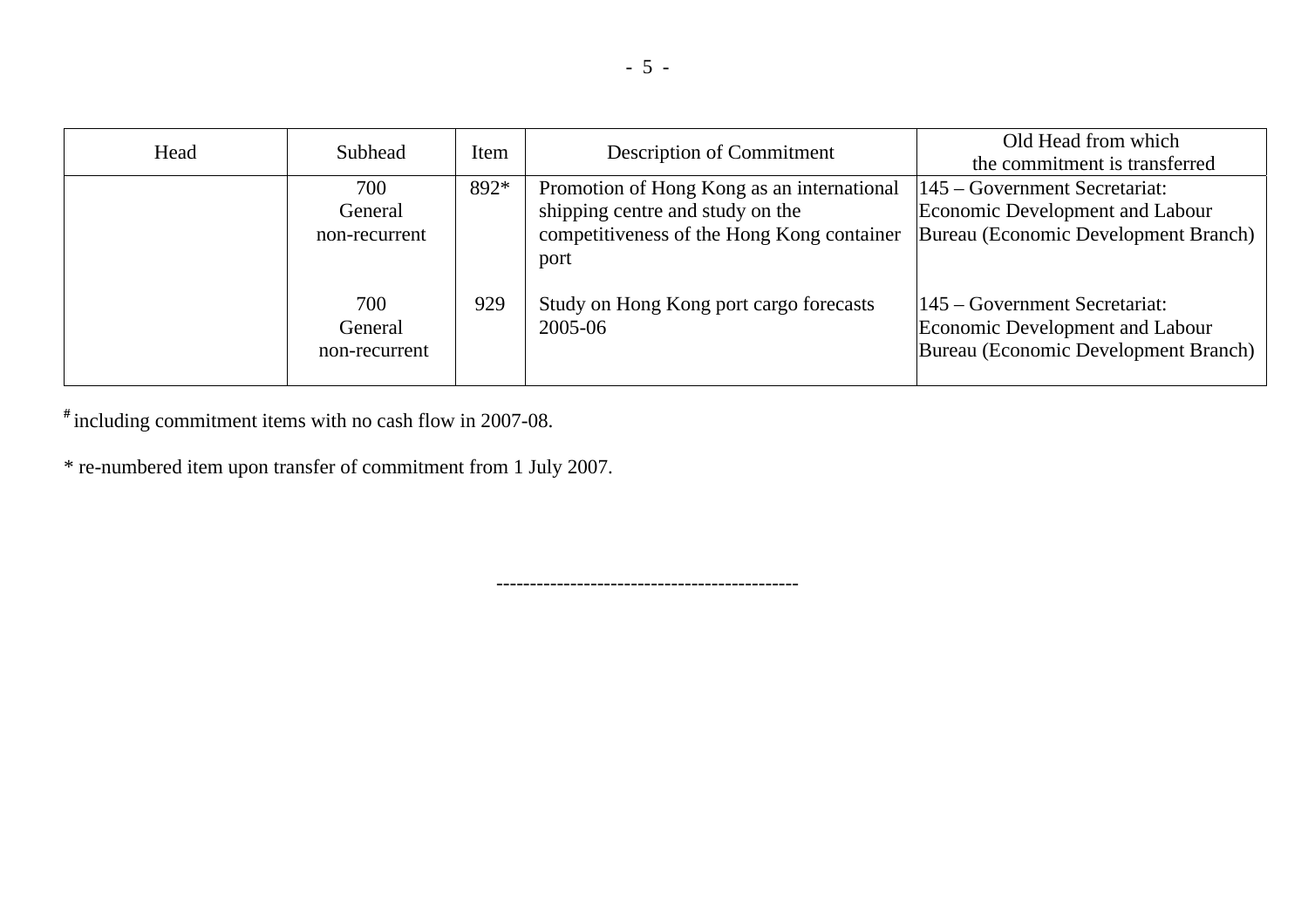| Head | Subhead | Item | Description of Commitment | Old Head from which the commitment is transferred |
|---|---|---|---|---|
| | 700 General non-recurrent | 892* | Promotion of Hong Kong as an international shipping centre and study on the competitiveness of the Hong Kong container port | 145 – Government Secretariat: Economic Development and Labour Bureau (Economic Development Branch) |
| | 700 General non-recurrent | 929 | Study on Hong Kong port cargo forecasts 2005-06 | 145 – Government Secretariat: Economic Development and Labour Bureau (Economic Development Branch) |

[#] including commitment items with no cash flow in 2007-08.

* re-numbered item upon transfer of commitment from 1 July 2007.

--------------------------------------------